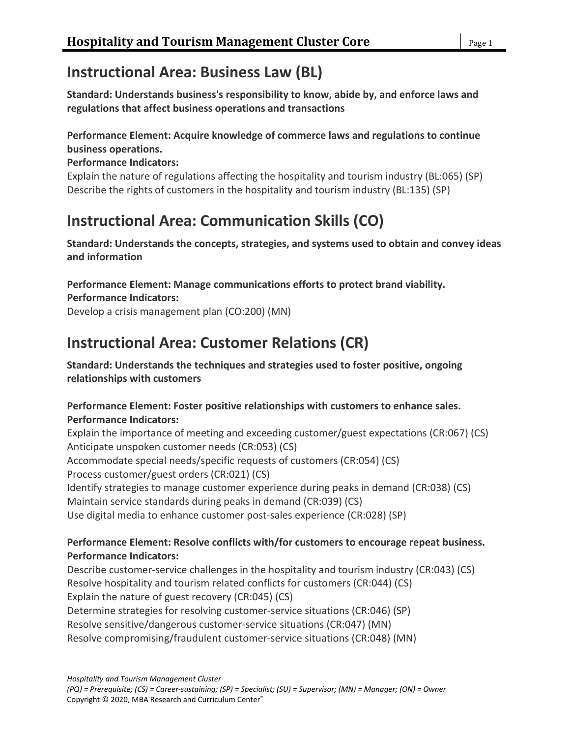# Instructional Area: Business Law (BL)

**Standard: Understands business's responsibility to know, abide by, and enforce laws and regulations that affect business operations and transactions**

**Performance Element: Acquire knowledge of commerce laws and regulations to continue business operations.**
**Performance Indicators:**

Explain the nature of regulations affecting the hospitality and tourism industry (BL:065) (SP)
Describe the rights of customers in the hospitality and tourism industry (BL:135) (SP)

# Instructional Area: Communication Skills (CO)

**Standard: Understands the concepts, strategies, and systems used to obtain and convey ideas and information**

**Performance Element: Manage communications efforts to protect brand viability.**
**Performance Indicators:**

Develop a crisis management plan (CO:200) (MN)

# Instructional Area: Customer Relations (CR)

**Standard: Understands the techniques and strategies used to foster positive, ongoing relationships with customers**

**Performance Element: Foster positive relationships with customers to enhance sales.**
**Performance Indicators:**

Explain the importance of meeting and exceeding customer/guest expectations (CR:067) (CS)
Anticipate unspoken customer needs (CR:053) (CS)
Accommodate special needs/specific requests of customers (CR:054) (CS)
Process customer/guest orders (CR:021) (CS)
Identify strategies to manage customer experience during peaks in demand (CR:038) (CS)
Maintain service standards during peaks in demand (CR:039) (CS)
Use digital media to enhance customer post-sales experience (CR:028) (SP)

**Performance Element: Resolve conflicts with/for customers to encourage repeat business.**
**Performance Indicators:**

Describe customer-service challenges in the hospitality and tourism industry (CR:043) (CS)
Resolve hospitality and tourism related conflicts for customers (CR:044) (CS)
Explain the nature of guest recovery (CR:045) (CS)
Determine strategies for resolving customer-service situations (CR:046) (SP)
Resolve sensitive/dangerous customer-service situations (CR:047) (MN)
Resolve compromising/fraudulent customer-service situations (CR:048) (MN)

*Hospitality and Tourism Management Cluster*
*(PQ) = Prerequisite; (CS) = Career-sustaining; (SP) = Specialist; (SU) = Supervisor; (MN) = Manager; (ON) = Owner*
Copyright © 2020, MBA Research and Curriculum Center®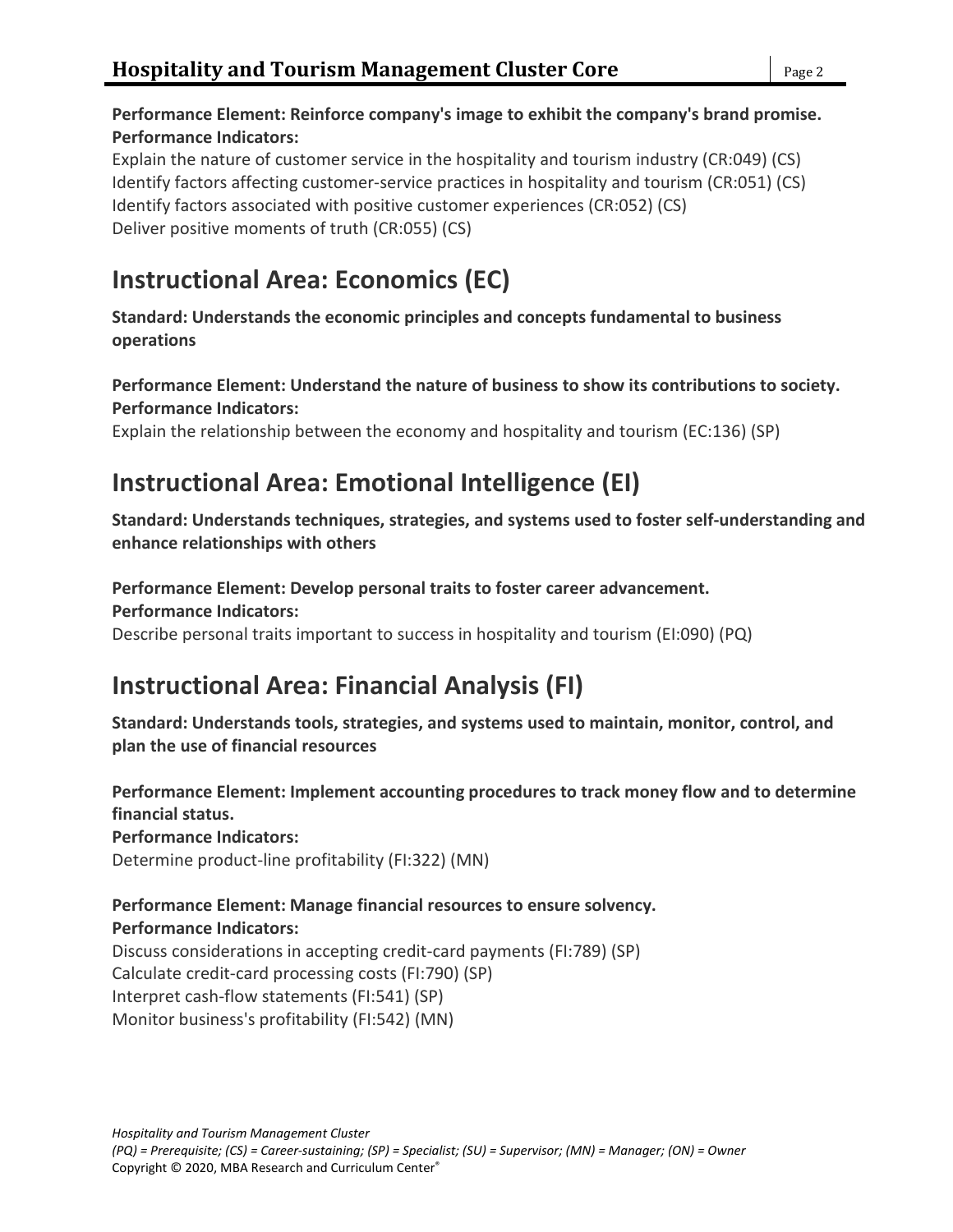**Performance Element: Reinforce company's image to exhibit the company's brand promise.**
**Performance Indicators:**

Explain the nature of customer service in the hospitality and tourism industry (CR:049) (CS)
Identify factors affecting customer-service practices in hospitality and tourism (CR:051) (CS)
Identify factors associated with positive customer experiences (CR:052) (CS)
Deliver positive moments of truth (CR:055) (CS)

## Instructional Area: Economics (EC)

**Standard: Understands the economic principles and concepts fundamental to business operations**

**Performance Element: Understand the nature of business to show its contributions to society.**
**Performance Indicators:**

Explain the relationship between the economy and hospitality and tourism (EC:136) (SP)

## Instructional Area: Emotional Intelligence (EI)

**Standard: Understands techniques, strategies, and systems used to foster self-understanding and enhance relationships with others**

**Performance Element: Develop personal traits to foster career advancement.**
**Performance Indicators:**

Describe personal traits important to success in hospitality and tourism (EI:090) (PQ)

## Instructional Area: Financial Analysis (FI)

**Standard: Understands tools, strategies, and systems used to maintain, monitor, control, and plan the use of financial resources**

**Performance Element: Implement accounting procedures to track money flow and to determine financial status.**
**Performance Indicators:**

Determine product-line profitability (FI:322) (MN)

**Performance Element: Manage financial resources to ensure solvency.**
**Performance Indicators:**

Discuss considerations in accepting credit-card payments (FI:789) (SP)
Calculate credit-card processing costs (FI:790) (SP)
Interpret cash-flow statements (FI:541) (SP)
Monitor business's profitability (FI:542) (MN)

*Hospitality and Tourism Management Cluster*
*(PQ) = Prerequisite; (CS) = Career-sustaining; (SP) = Specialist; (SU) = Supervisor; (MN) = Manager; (ON) = Owner*
Copyright © 2020, MBA Research and Curriculum Center®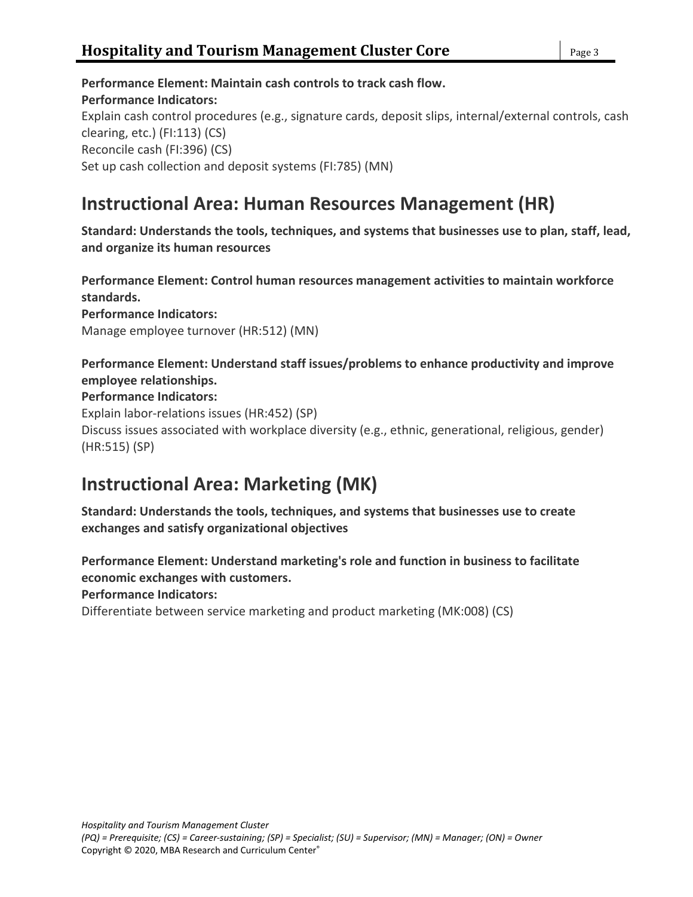**Performance Element: Maintain cash controls to track cash flow.**
**Performance Indicators:**
Explain cash control procedures (e.g., signature cards, deposit slips, internal/external controls, cash clearing, etc.) (FI:113) (CS)
Reconcile cash (FI:396) (CS)
Set up cash collection and deposit systems (FI:785) (MN)

## Instructional Area: Human Resources Management (HR)

**Standard: Understands the tools, techniques, and systems that businesses use to plan, staff, lead, and organize its human resources**

**Performance Element: Control human resources management activities to maintain workforce standards.**
**Performance Indicators:**
Manage employee turnover (HR:512) (MN)

**Performance Element: Understand staff issues/problems to enhance productivity and improve employee relationships.**
**Performance Indicators:**
Explain labor-relations issues (HR:452) (SP)
Discuss issues associated with workplace diversity (e.g., ethnic, generational, religious, gender) (HR:515) (SP)

## Instructional Area: Marketing (MK)

**Standard: Understands the tools, techniques, and systems that businesses use to create exchanges and satisfy organizational objectives**

**Performance Element: Understand marketing's role and function in business to facilitate economic exchanges with customers.**
**Performance Indicators:**
Differentiate between service marketing and product marketing (MK:008) (CS)

*Hospitality and Tourism Management Cluster*
*(PQ) = Prerequisite; (CS) = Career-sustaining; (SP) = Specialist; (SU) = Supervisor; (MN) = Manager; (ON) = Owner*
Copyright © 2020, MBA Research and Curriculum Center®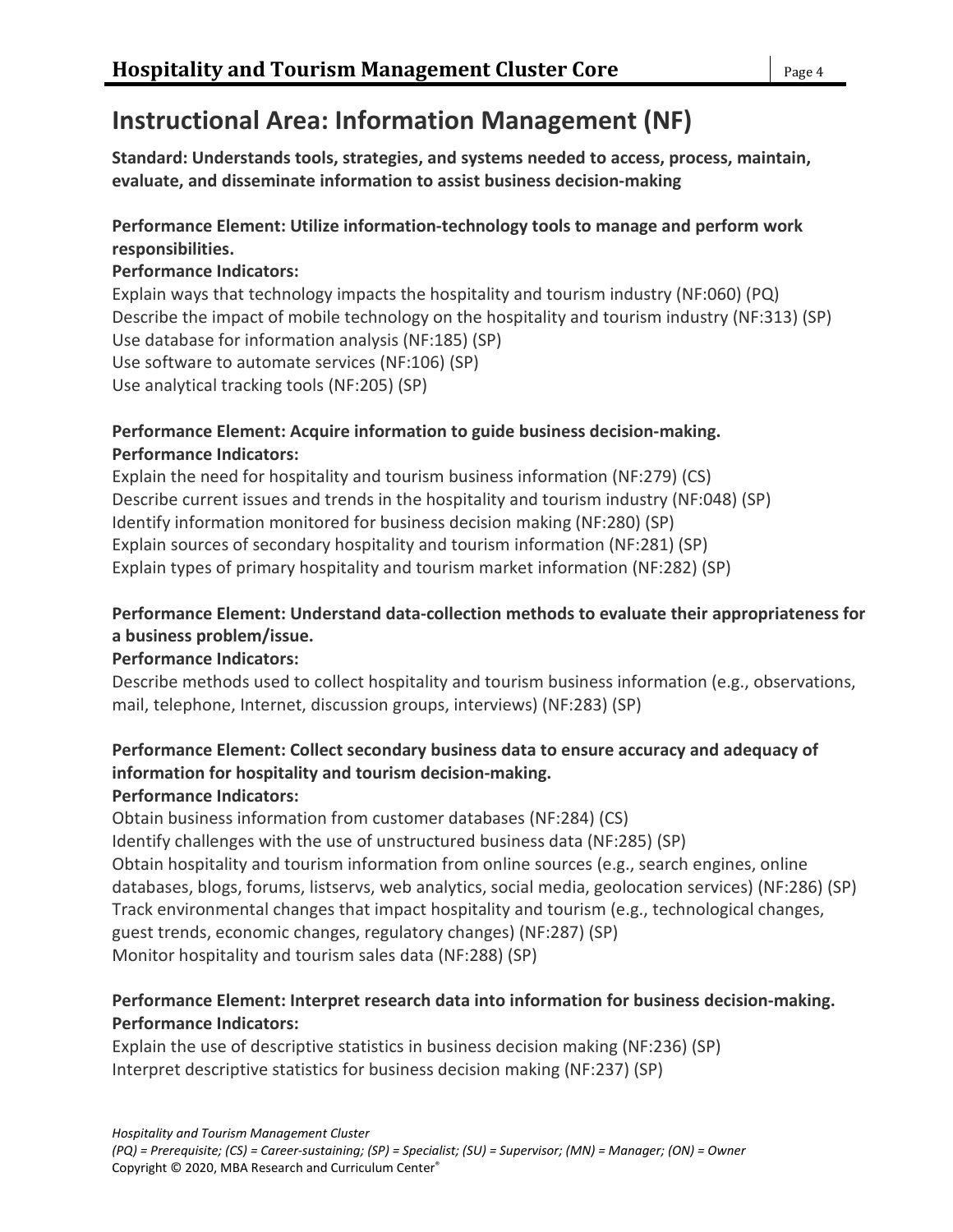# Instructional Area: Information Management (NF)

**Standard: Understands tools, strategies, and systems needed to access, process, maintain, evaluate, and disseminate information to assist business decision-making**

**Performance Element: Utilize information-technology tools to manage and perform work responsibilities.**

**Performance Indicators:**

Explain ways that technology impacts the hospitality and tourism industry (NF:060) (PQ)
Describe the impact of mobile technology on the hospitality and tourism industry (NF:313) (SP)
Use database for information analysis (NF:185) (SP)
Use software to automate services (NF:106) (SP)
Use analytical tracking tools (NF:205) (SP)

**Performance Element: Acquire information to guide business decision-making.**

**Performance Indicators:**

Explain the need for hospitality and tourism business information (NF:279) (CS)
Describe current issues and trends in the hospitality and tourism industry (NF:048) (SP)
Identify information monitored for business decision making (NF:280) (SP)
Explain sources of secondary hospitality and tourism information (NF:281) (SP)
Explain types of primary hospitality and tourism market information (NF:282) (SP)

**Performance Element: Understand data-collection methods to evaluate their appropriateness for a business problem/issue.**

**Performance Indicators:**

Describe methods used to collect hospitality and tourism business information (e.g., observations, mail, telephone, Internet, discussion groups, interviews) (NF:283) (SP)

**Performance Element: Collect secondary business data to ensure accuracy and adequacy of information for hospitality and tourism decision-making.**

**Performance Indicators:**

Obtain business information from customer databases (NF:284) (CS)
Identify challenges with the use of unstructured business data (NF:285) (SP)
Obtain hospitality and tourism information from online sources (e.g., search engines, online databases, blogs, forums, listservs, web analytics, social media, geolocation services) (NF:286) (SP)
Track environmental changes that impact hospitality and tourism (e.g., technological changes, guest trends, economic changes, regulatory changes) (NF:287) (SP)
Monitor hospitality and tourism sales data (NF:288) (SP)

**Performance Element: Interpret research data into information for business decision-making.**

**Performance Indicators:**

Explain the use of descriptive statistics in business decision making (NF:236) (SP)
Interpret descriptive statistics for business decision making (NF:237) (SP)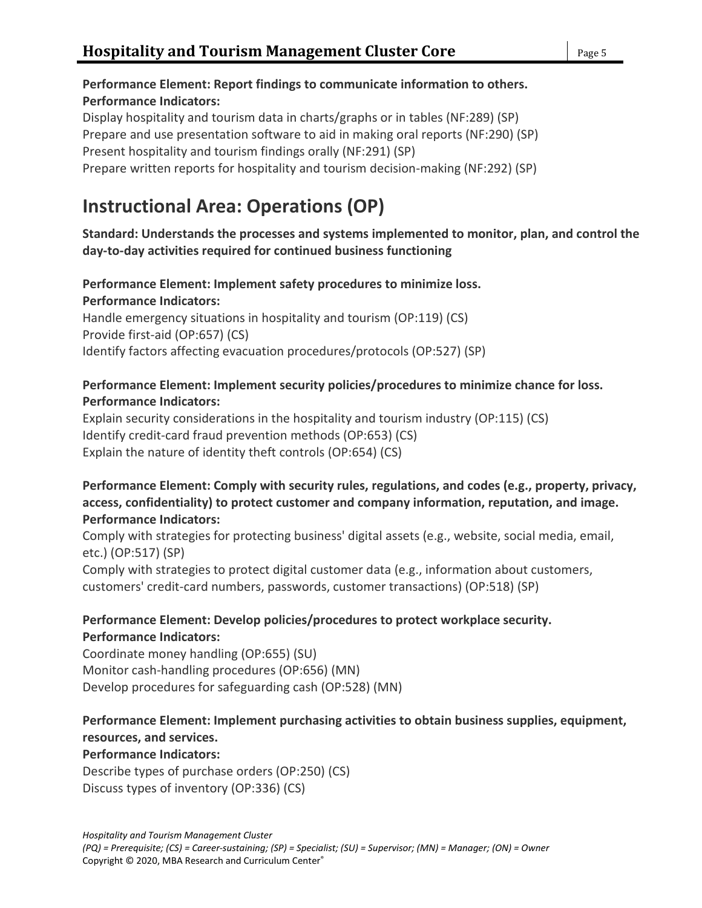**Performance Element: Report findings to communicate information to others.**
**Performance Indicators:**
Display hospitality and tourism data in charts/graphs or in tables (NF:289) (SP)
Prepare and use presentation software to aid in making oral reports (NF:290) (SP)
Present hospitality and tourism findings orally (NF:291) (SP)
Prepare written reports for hospitality and tourism decision-making (NF:292) (SP)

## Instructional Area: Operations (OP)

**Standard: Understands the processes and systems implemented to monitor, plan, and control the day-to-day activities required for continued business functioning**

**Performance Element: Implement safety procedures to minimize loss.**
**Performance Indicators:**
Handle emergency situations in hospitality and tourism (OP:119) (CS)
Provide first-aid (OP:657) (CS)
Identify factors affecting evacuation procedures/protocols (OP:527) (SP)

**Performance Element: Implement security policies/procedures to minimize chance for loss.**
**Performance Indicators:**
Explain security considerations in the hospitality and tourism industry (OP:115) (CS)
Identify credit-card fraud prevention methods (OP:653) (CS)
Explain the nature of identity theft controls (OP:654) (CS)

**Performance Element: Comply with security rules, regulations, and codes (e.g., property, privacy, access, confidentiality) to protect customer and company information, reputation, and image.**
**Performance Indicators:**
Comply with strategies for protecting business' digital assets (e.g., website, social media, email, etc.) (OP:517) (SP)
Comply with strategies to protect digital customer data (e.g., information about customers, customers' credit-card numbers, passwords, customer transactions) (OP:518) (SP)

**Performance Element: Develop policies/procedures to protect workplace security.**
**Performance Indicators:**
Coordinate money handling (OP:655) (SU)
Monitor cash-handling procedures (OP:656) (MN)
Develop procedures for safeguarding cash (OP:528) (MN)

**Performance Element: Implement purchasing activities to obtain business supplies, equipment, resources, and services.**
**Performance Indicators:**
Describe types of purchase orders (OP:250) (CS)
Discuss types of inventory (OP:336) (CS)

*Hospitality and Tourism Management Cluster*
*(PQ) = Prerequisite; (CS) = Career-sustaining; (SP) = Specialist; (SU) = Supervisor; (MN) = Manager; (ON) = Owner*
Copyright © 2020, MBA Research and Curriculum Center®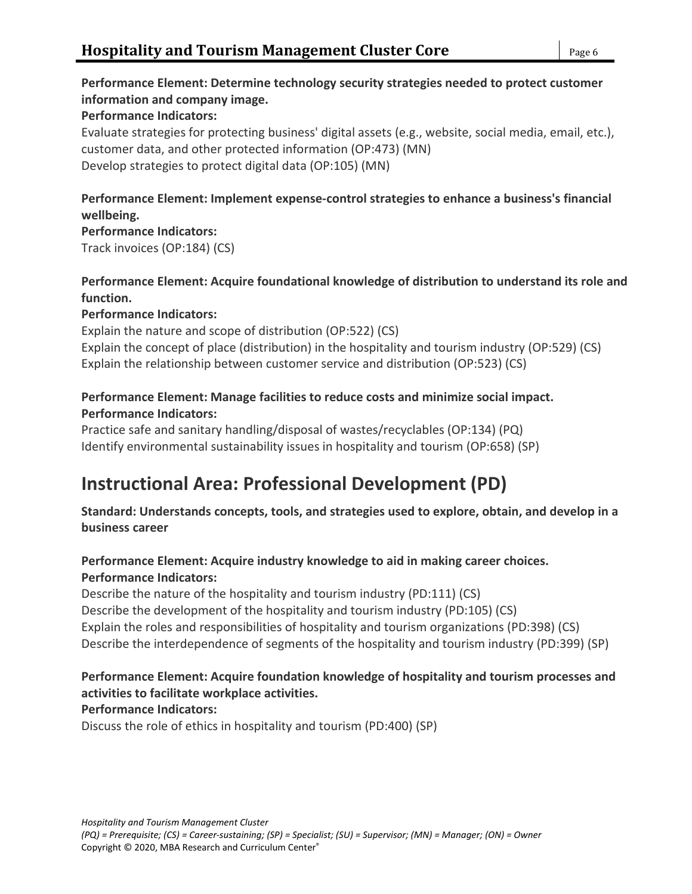**Performance Element: Determine technology security strategies needed to protect customer information and company image.**

**Performance Indicators:**

Evaluate strategies for protecting business' digital assets (e.g., website, social media, email, etc.), customer data, and other protected information (OP:473) (MN)
Develop strategies to protect digital data (OP:105) (MN)

**Performance Element: Implement expense-control strategies to enhance a business's financial wellbeing.**

**Performance Indicators:**

Track invoices (OP:184) (CS)

**Performance Element: Acquire foundational knowledge of distribution to understand its role and function.**

**Performance Indicators:**

Explain the nature and scope of distribution (OP:522) (CS)
Explain the concept of place (distribution) in the hospitality and tourism industry (OP:529) (CS)
Explain the relationship between customer service and distribution (OP:523) (CS)

**Performance Element: Manage facilities to reduce costs and minimize social impact.**

**Performance Indicators:**

Practice safe and sanitary handling/disposal of wastes/recyclables (OP:134) (PQ)
Identify environmental sustainability issues in hospitality and tourism (OP:658) (SP)

# Instructional Area: Professional Development (PD)

**Standard: Understands concepts, tools, and strategies used to explore, obtain, and develop in a business career**

**Performance Element: Acquire industry knowledge to aid in making career choices.**

**Performance Indicators:**

Describe the nature of the hospitality and tourism industry (PD:111) (CS)
Describe the development of the hospitality and tourism industry (PD:105) (CS)
Explain the roles and responsibilities of hospitality and tourism organizations (PD:398) (CS)
Describe the interdependence of segments of the hospitality and tourism industry (PD:399) (SP)

**Performance Element: Acquire foundation knowledge of hospitality and tourism processes and activities to facilitate workplace activities.**

**Performance Indicators:**

Discuss the role of ethics in hospitality and tourism (PD:400) (SP)

*(PQ) = Prerequisite; (CS) = Career-sustaining; (SP) = Specialist; (SU) = Supervisor; (MN) = Manager; (ON) = Owner*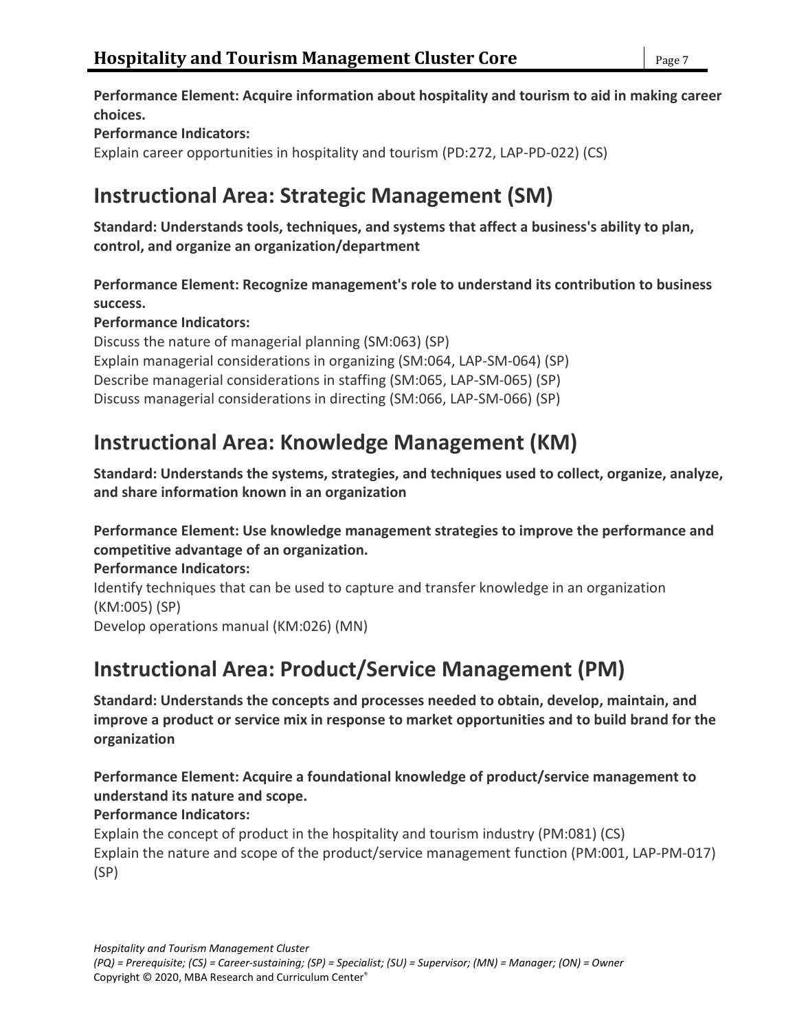**Performance Element: Acquire information about hospitality and tourism to aid in making career choices.**

**Performance Indicators:**

Explain career opportunities in hospitality and tourism (PD:272, LAP-PD-022) (CS)

## Instructional Area: Strategic Management (SM)

**Standard: Understands tools, techniques, and systems that affect a business's ability to plan, control, and organize an organization/department**

**Performance Element: Recognize management's role to understand its contribution to business success.**

**Performance Indicators:**

Discuss the nature of managerial planning (SM:063) (SP)
Explain managerial considerations in organizing (SM:064, LAP-SM-064) (SP)
Describe managerial considerations in staffing (SM:065, LAP-SM-065) (SP)
Discuss managerial considerations in directing (SM:066, LAP-SM-066) (SP)

## Instructional Area: Knowledge Management (KM)

**Standard: Understands the systems, strategies, and techniques used to collect, organize, analyze, and share information known in an organization**

**Performance Element: Use knowledge management strategies to improve the performance and competitive advantage of an organization.**

**Performance Indicators:**

Identify techniques that can be used to capture and transfer knowledge in an organization (KM:005) (SP)
Develop operations manual (KM:026) (MN)

## Instructional Area: Product/Service Management (PM)

**Standard: Understands the concepts and processes needed to obtain, develop, maintain, and improve a product or service mix in response to market opportunities and to build brand for the organization**

**Performance Element: Acquire a foundational knowledge of product/service management to understand its nature and scope.**

**Performance Indicators:**

Explain the concept of product in the hospitality and tourism industry (PM:081) (CS)
Explain the nature and scope of the product/service management function (PM:001, LAP-PM-017) (SP)

*Hospitality and Tourism Management Cluster*
*(PQ) = Prerequisite; (CS) = Career-sustaining; (SP) = Specialist; (SU) = Supervisor; (MN) = Manager; (ON) = Owner*
Copyright © 2020, MBA Research and Curriculum Center®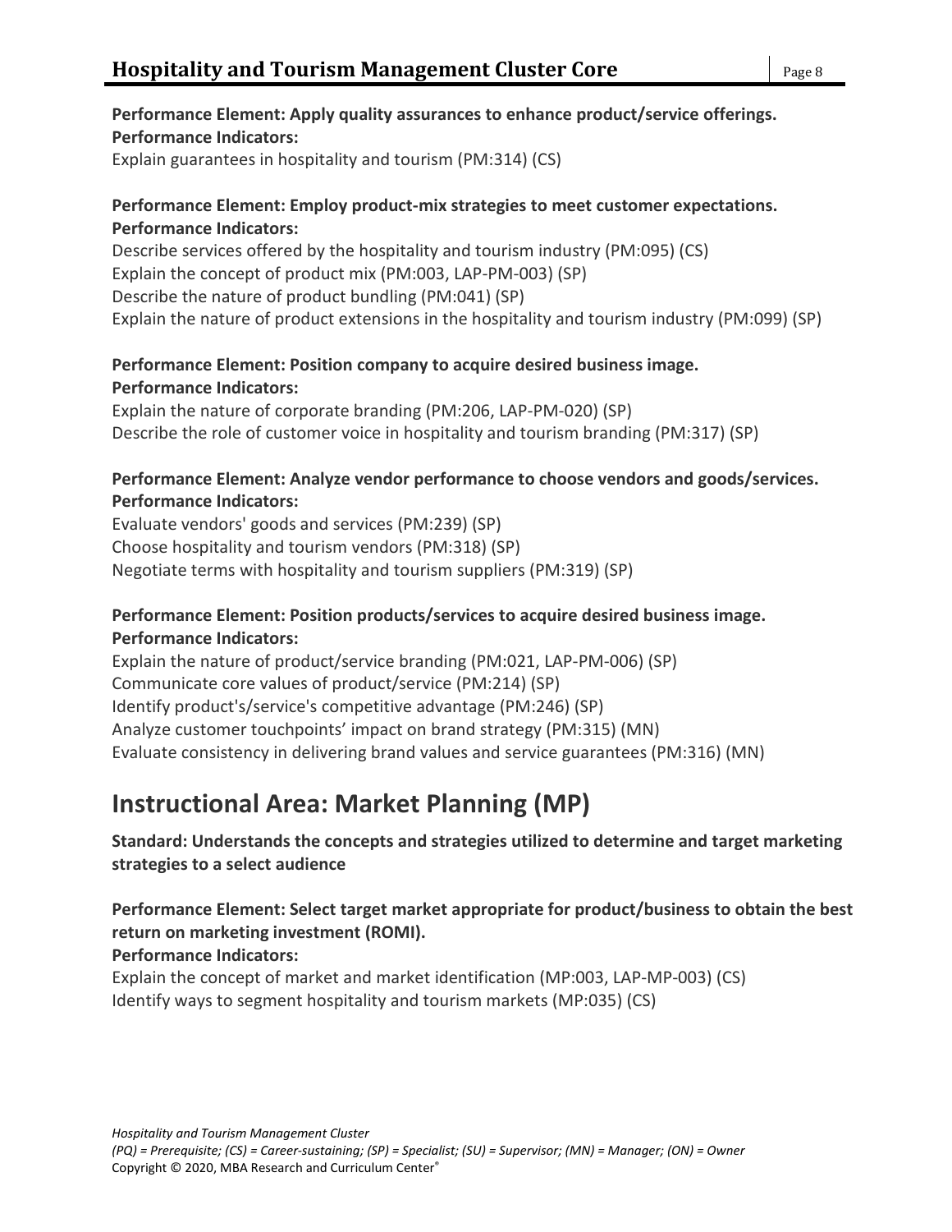**Performance Element: Apply quality assurances to enhance product/service offerings.**
**Performance Indicators:**
Explain guarantees in hospitality and tourism (PM:314) (CS)

**Performance Element: Employ product-mix strategies to meet customer expectations.**
**Performance Indicators:**
Describe services offered by the hospitality and tourism industry (PM:095) (CS)
Explain the concept of product mix (PM:003, LAP-PM-003) (SP)
Describe the nature of product bundling (PM:041) (SP)
Explain the nature of product extensions in the hospitality and tourism industry (PM:099) (SP)

**Performance Element: Position company to acquire desired business image.**
**Performance Indicators:**
Explain the nature of corporate branding (PM:206, LAP-PM-020) (SP)
Describe the role of customer voice in hospitality and tourism branding (PM:317) (SP)

**Performance Element: Analyze vendor performance to choose vendors and goods/services.**
**Performance Indicators:**
Evaluate vendors' goods and services (PM:239) (SP)
Choose hospitality and tourism vendors (PM:318) (SP)
Negotiate terms with hospitality and tourism suppliers (PM:319) (SP)

**Performance Element: Position products/services to acquire desired business image.**
**Performance Indicators:**
Explain the nature of product/service branding (PM:021, LAP-PM-006) (SP)
Communicate core values of product/service (PM:214) (SP)
Identify product's/service's competitive advantage (PM:246) (SP)
Analyze customer touchpoints' impact on brand strategy (PM:315) (MN)
Evaluate consistency in delivering brand values and service guarantees (PM:316) (MN)

# Instructional Area: Market Planning (MP)

**Standard: Understands the concepts and strategies utilized to determine and target marketing strategies to a select audience**

**Performance Element: Select target market appropriate for product/business to obtain the best return on marketing investment (ROMI).**
**Performance Indicators:**
Explain the concept of market and market identification (MP:003, LAP-MP-003) (CS)
Identify ways to segment hospitality and tourism markets (MP:035) (CS)

*Hospitality and Tourism Management Cluster*
*(PQ) = Prerequisite; (CS) = Career-sustaining; (SP) = Specialist; (SU) = Supervisor; (MN) = Manager; (ON) = Owner*
Copyright © 2020, MBA Research and Curriculum Center®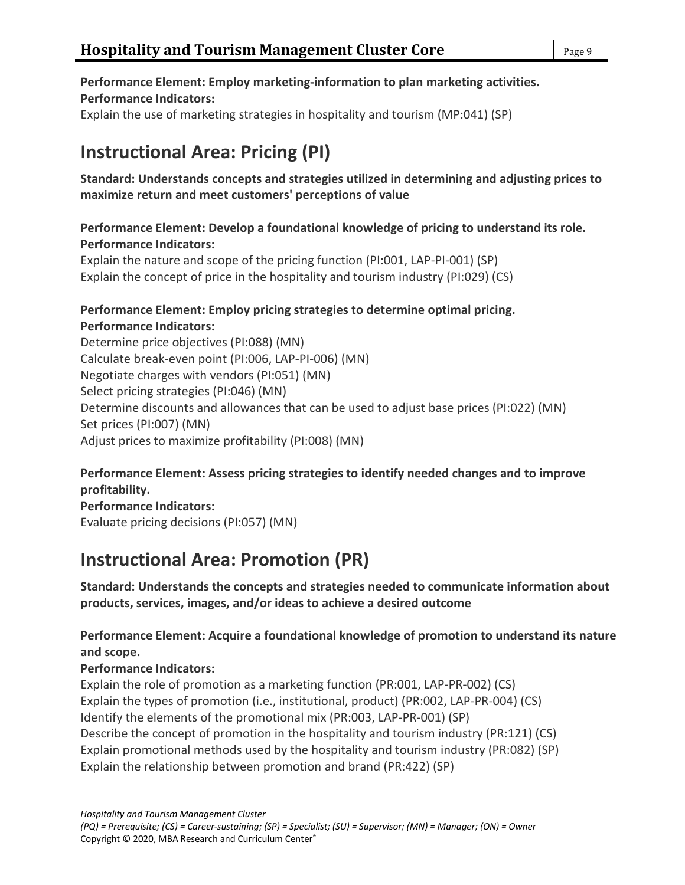**Performance Element: Employ marketing-information to plan marketing activities.**
**Performance Indicators:**
Explain the use of marketing strategies in hospitality and tourism (MP:041) (SP)

## Instructional Area: Pricing (PI)

**Standard: Understands concepts and strategies utilized in determining and adjusting prices to maximize return and meet customers' perceptions of value**

**Performance Element: Develop a foundational knowledge of pricing to understand its role.**
**Performance Indicators:**
Explain the nature and scope of the pricing function (PI:001, LAP-PI-001) (SP)
Explain the concept of price in the hospitality and tourism industry (PI:029) (CS)

**Performance Element: Employ pricing strategies to determine optimal pricing.**
**Performance Indicators:**
Determine price objectives (PI:088) (MN)
Calculate break-even point (PI:006, LAP-PI-006) (MN)
Negotiate charges with vendors (PI:051) (MN)
Select pricing strategies (PI:046) (MN)
Determine discounts and allowances that can be used to adjust base prices (PI:022) (MN)
Set prices (PI:007) (MN)
Adjust prices to maximize profitability (PI:008) (MN)

**Performance Element: Assess pricing strategies to identify needed changes and to improve profitability.**
**Performance Indicators:**
Evaluate pricing decisions (PI:057) (MN)

## Instructional Area: Promotion (PR)

**Standard: Understands the concepts and strategies needed to communicate information about products, services, images, and/or ideas to achieve a desired outcome**

**Performance Element: Acquire a foundational knowledge of promotion to understand its nature and scope.**
**Performance Indicators:**
Explain the role of promotion as a marketing function (PR:001, LAP-PR-002) (CS)
Explain the types of promotion (i.e., institutional, product) (PR:002, LAP-PR-004) (CS)
Identify the elements of the promotional mix (PR:003, LAP-PR-001) (SP)
Describe the concept of promotion in the hospitality and tourism industry (PR:121) (CS)
Explain promotional methods used by the hospitality and tourism industry (PR:082) (SP)
Explain the relationship between promotion and brand (PR:422) (SP)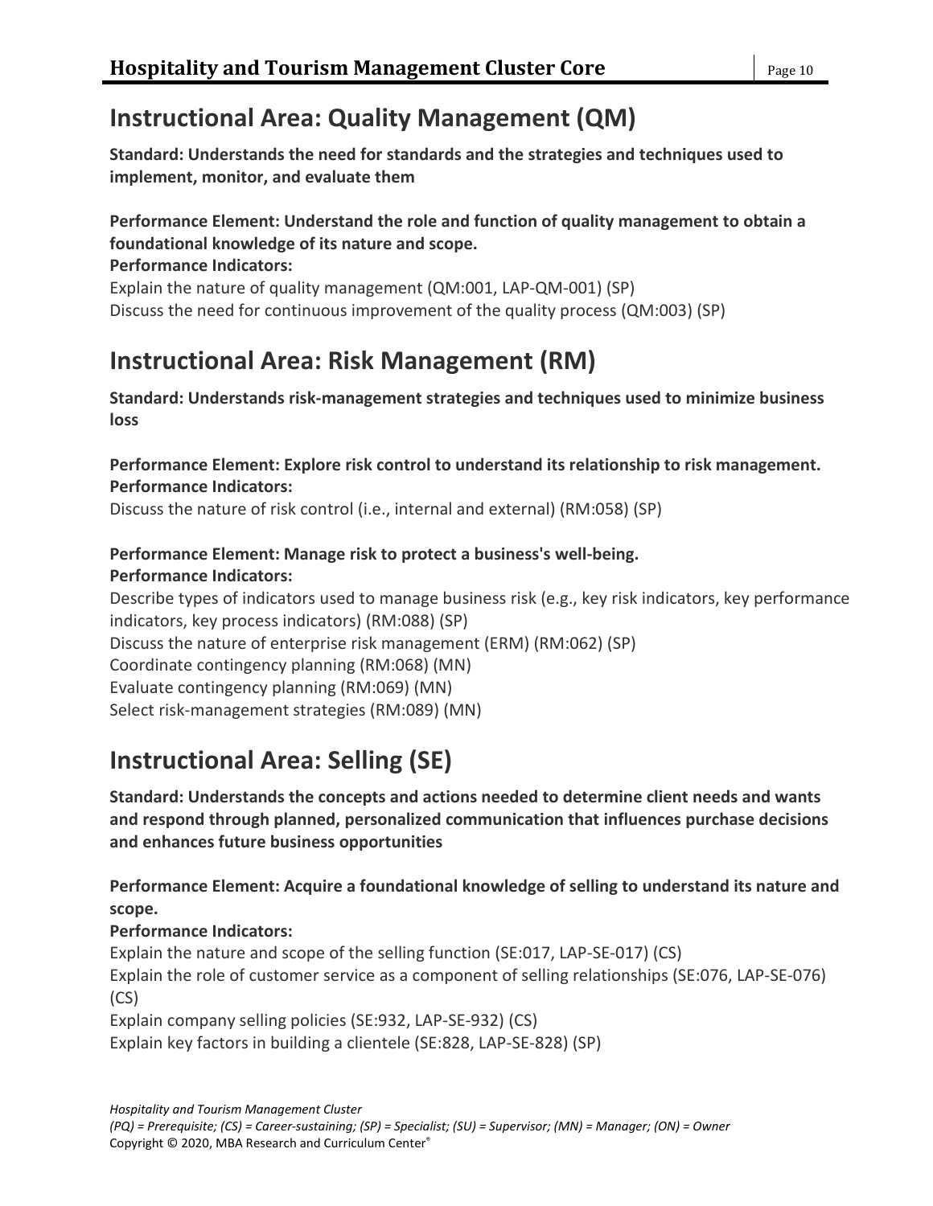## Instructional Area: Quality Management (QM)

**Standard: Understands the need for standards and the strategies and techniques used to implement, monitor, and evaluate them**

**Performance Element: Understand the role and function of quality management to obtain a foundational knowledge of its nature and scope.**
**Performance Indicators:**
Explain the nature of quality management (QM:001, LAP-QM-001) (SP)
Discuss the need for continuous improvement of the quality process (QM:003) (SP)

## Instructional Area: Risk Management (RM)

**Standard: Understands risk-management strategies and techniques used to minimize business loss**

**Performance Element: Explore risk control to understand its relationship to risk management.**
**Performance Indicators:**
Discuss the nature of risk control (i.e., internal and external) (RM:058) (SP)

**Performance Element: Manage risk to protect a business's well-being.**
**Performance Indicators:**
Describe types of indicators used to manage business risk (e.g., key risk indicators, key performance indicators, key process indicators) (RM:088) (SP)
Discuss the nature of enterprise risk management (ERM) (RM:062) (SP)
Coordinate contingency planning (RM:068) (MN)
Evaluate contingency planning (RM:069) (MN)
Select risk-management strategies (RM:089) (MN)

## Instructional Area: Selling (SE)

**Standard: Understands the concepts and actions needed to determine client needs and wants and respond through planned, personalized communication that influences purchase decisions and enhances future business opportunities**

**Performance Element: Acquire a foundational knowledge of selling to understand its nature and scope.**
**Performance Indicators:**
Explain the nature and scope of the selling function (SE:017, LAP-SE-017) (CS)
Explain the role of customer service as a component of selling relationships (SE:076, LAP-SE-076) (CS)
Explain company selling policies (SE:932, LAP-SE-932) (CS)
Explain key factors in building a clientele (SE:828, LAP-SE-828) (SP)

*Hospitality and Tourism Management Cluster*
*(PQ) = Prerequisite; (CS) = Career-sustaining; (SP) = Specialist; (SU) = Supervisor; (MN) = Manager; (ON) = Owner*
Copyright © 2020, MBA Research and Curriculum Center®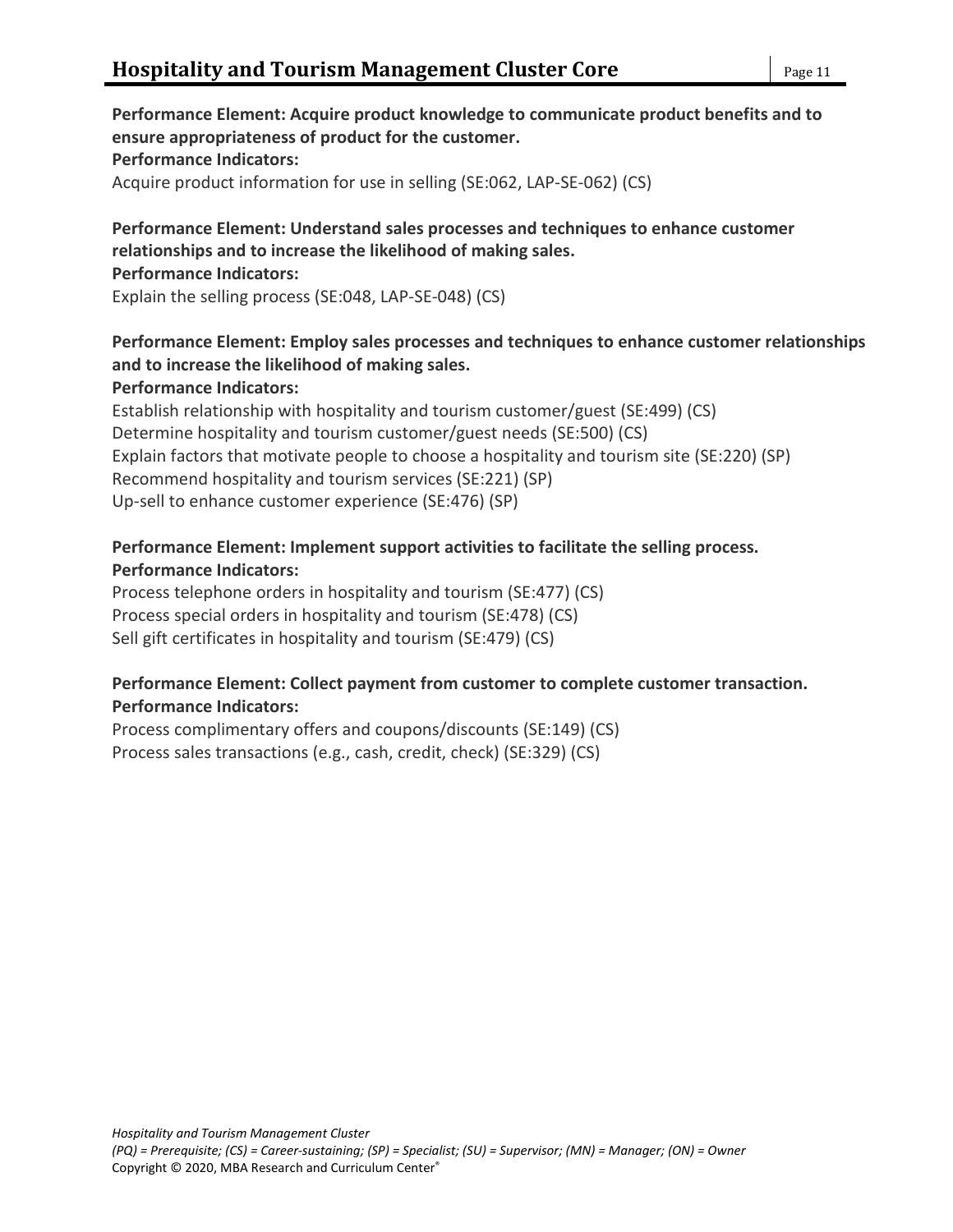**Performance Element: Acquire product knowledge to communicate product benefits and to ensure appropriateness of product for the customer.**
**Performance Indicators:**
Acquire product information for use in selling (SE:062, LAP-SE-062) (CS)

**Performance Element: Understand sales processes and techniques to enhance customer relationships and to increase the likelihood of making sales.**
**Performance Indicators:**
Explain the selling process (SE:048, LAP-SE-048) (CS)

**Performance Element: Employ sales processes and techniques to enhance customer relationships and to increase the likelihood of making sales.**
**Performance Indicators:**
Establish relationship with hospitality and tourism customer/guest (SE:499) (CS)
Determine hospitality and tourism customer/guest needs (SE:500) (CS)
Explain factors that motivate people to choose a hospitality and tourism site (SE:220) (SP)
Recommend hospitality and tourism services (SE:221) (SP)
Up-sell to enhance customer experience (SE:476) (SP)

**Performance Element: Implement support activities to facilitate the selling process.**
**Performance Indicators:**
Process telephone orders in hospitality and tourism (SE:477) (CS)
Process special orders in hospitality and tourism (SE:478) (CS)
Sell gift certificates in hospitality and tourism (SE:479) (CS)

**Performance Element: Collect payment from customer to complete customer transaction.**
**Performance Indicators:**
Process complimentary offers and coupons/discounts (SE:149) (CS)
Process sales transactions (e.g., cash, credit, check) (SE:329) (CS)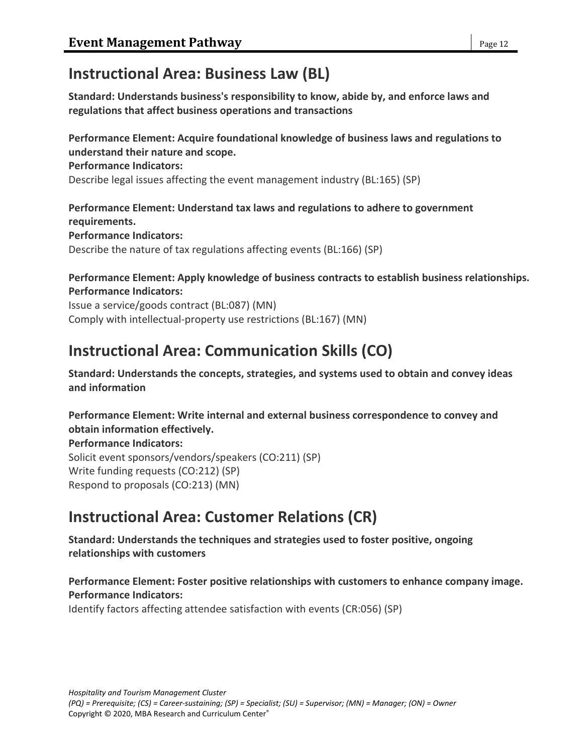## Instructional Area: Business Law (BL)

**Standard: Understands business's responsibility to know, abide by, and enforce laws and regulations that affect business operations and transactions**

**Performance Element: Acquire foundational knowledge of business laws and regulations to understand their nature and scope.**
**Performance Indicators:**
Describe legal issues affecting the event management industry (BL:165) (SP)

**Performance Element: Understand tax laws and regulations to adhere to government requirements.**
**Performance Indicators:**
Describe the nature of tax regulations affecting events (BL:166) (SP)

**Performance Element: Apply knowledge of business contracts to establish business relationships.**
**Performance Indicators:**
Issue a service/goods contract (BL:087) (MN)
Comply with intellectual-property use restrictions (BL:167) (MN)

## Instructional Area: Communication Skills (CO)

**Standard: Understands the concepts, strategies, and systems used to obtain and convey ideas and information**

**Performance Element: Write internal and external business correspondence to convey and obtain information effectively.**
**Performance Indicators:**
Solicit event sponsors/vendors/speakers (CO:211) (SP)
Write funding requests (CO:212) (SP)
Respond to proposals (CO:213) (MN)

## Instructional Area: Customer Relations (CR)

**Standard: Understands the techniques and strategies used to foster positive, ongoing relationships with customers**

**Performance Element: Foster positive relationships with customers to enhance company image.**
**Performance Indicators:**
Identify factors affecting attendee satisfaction with events (CR:056) (SP)

*Hospitality and Tourism Management Cluster*
*(PQ) = Prerequisite; (CS) = Career-sustaining; (SP) = Specialist; (SU) = Supervisor; (MN) = Manager; (ON) = Owner*
Copyright © 2020, MBA Research and Curriculum Center®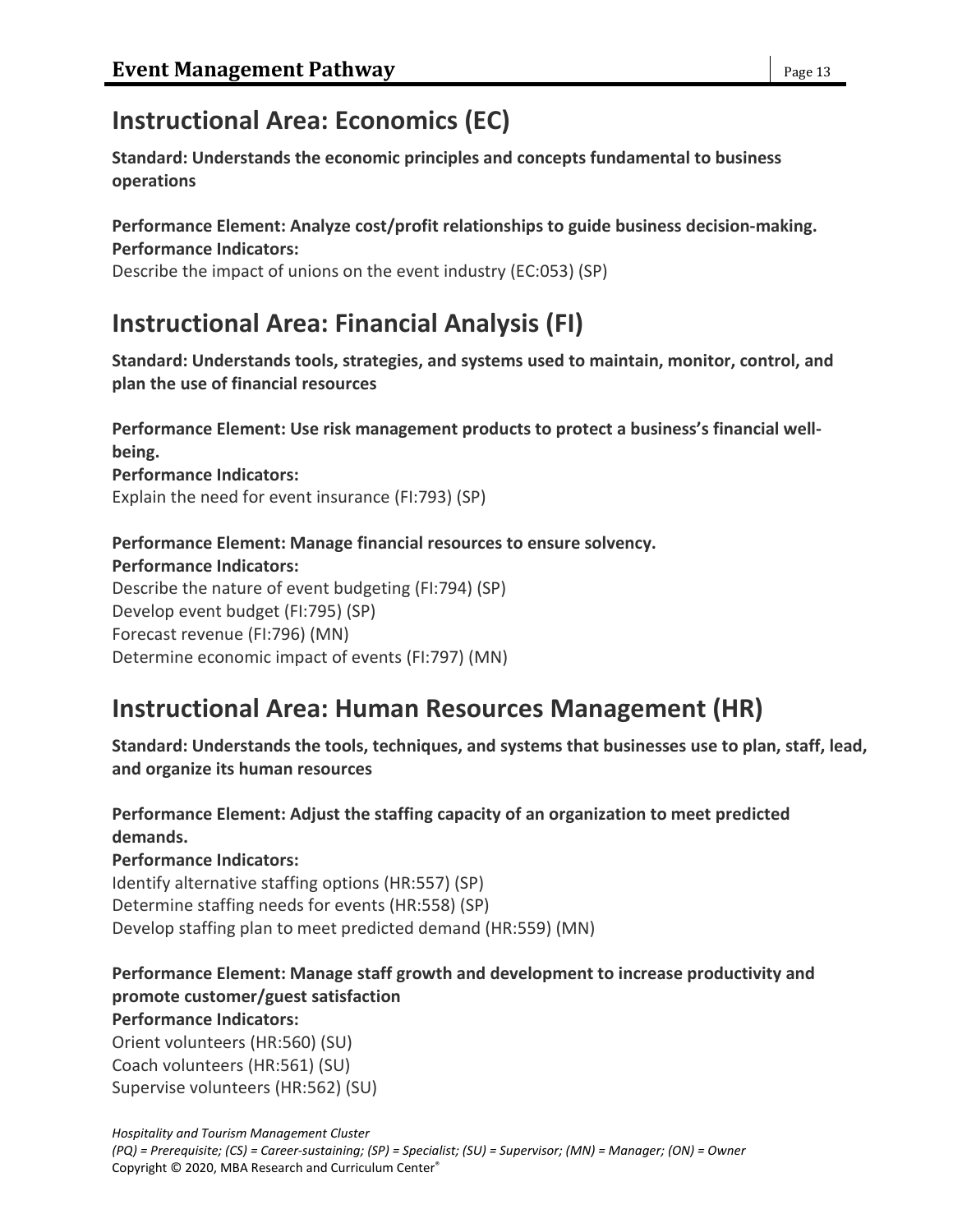## Instructional Area: Economics (EC)

**Standard: Understands the economic principles and concepts fundamental to business operations**

**Performance Element: Analyze cost/profit relationships to guide business decision-making.**
**Performance Indicators:**
Describe the impact of unions on the event industry (EC:053) (SP)

## Instructional Area: Financial Analysis (FI)

**Standard: Understands tools, strategies, and systems used to maintain, monitor, control, and plan the use of financial resources**

**Performance Element: Use risk management products to protect a business's financial well-being.**
**Performance Indicators:**
Explain the need for event insurance (FI:793) (SP)

**Performance Element: Manage financial resources to ensure solvency.**
**Performance Indicators:**
Describe the nature of event budgeting (FI:794) (SP)
Develop event budget (FI:795) (SP)
Forecast revenue (FI:796) (MN)
Determine economic impact of events (FI:797) (MN)

## Instructional Area: Human Resources Management (HR)

**Standard: Understands the tools, techniques, and systems that businesses use to plan, staff, lead, and organize its human resources**

**Performance Element: Adjust the staffing capacity of an organization to meet predicted demands.**
**Performance Indicators:**
Identify alternative staffing options (HR:557) (SP)
Determine staffing needs for events (HR:558) (SP)
Develop staffing plan to meet predicted demand (HR:559) (MN)

**Performance Element: Manage staff growth and development to increase productivity and promote customer/guest satisfaction**
**Performance Indicators:**
Orient volunteers (HR:560) (SU)
Coach volunteers (HR:561) (SU)
Supervise volunteers (HR:562) (SU)

*Hospitality and Tourism Management Cluster*
*(PQ) = Prerequisite; (CS) = Career-sustaining; (SP) = Specialist; (SU) = Supervisor; (MN) = Manager; (ON) = Owner*
Copyright © 2020, MBA Research and Curriculum Center®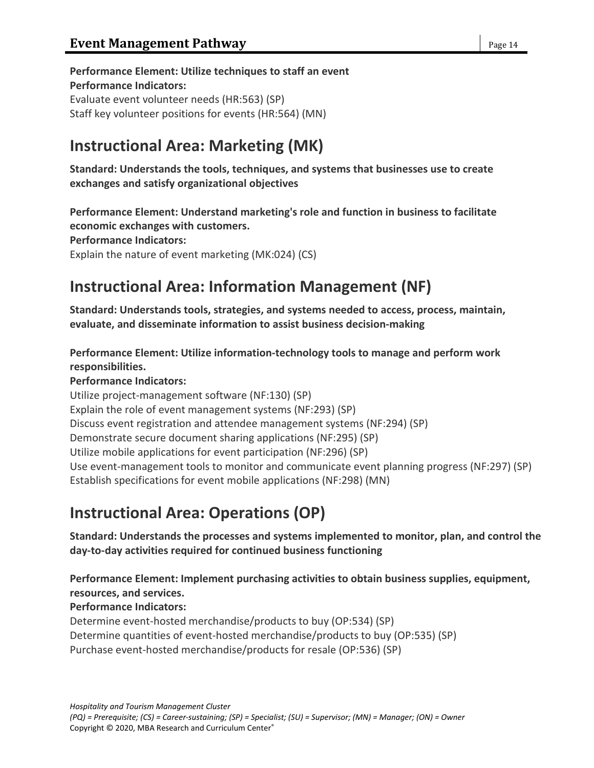**Performance Element: Utilize techniques to staff an event**
**Performance Indicators:**
Evaluate event volunteer needs (HR:563) (SP)
Staff key volunteer positions for events (HR:564) (MN)

## Instructional Area: Marketing (MK)

**Standard: Understands the tools, techniques, and systems that businesses use to create exchanges and satisfy organizational objectives**

**Performance Element: Understand marketing's role and function in business to facilitate economic exchanges with customers.**
**Performance Indicators:**
Explain the nature of event marketing (MK:024) (CS)

## Instructional Area: Information Management (NF)

**Standard: Understands tools, strategies, and systems needed to access, process, maintain, evaluate, and disseminate information to assist business decision-making**

**Performance Element: Utilize information-technology tools to manage and perform work responsibilities.**
**Performance Indicators:**
Utilize project-management software (NF:130) (SP)
Explain the role of event management systems (NF:293) (SP)
Discuss event registration and attendee management systems (NF:294) (SP)
Demonstrate secure document sharing applications (NF:295) (SP)
Utilize mobile applications for event participation (NF:296) (SP)
Use event-management tools to monitor and communicate event planning progress (NF:297) (SP)
Establish specifications for event mobile applications (NF:298) (MN)

## Instructional Area: Operations (OP)

**Standard: Understands the processes and systems implemented to monitor, plan, and control the day-to-day activities required for continued business functioning**

**Performance Element: Implement purchasing activities to obtain business supplies, equipment, resources, and services.**
**Performance Indicators:**
Determine event-hosted merchandise/products to buy (OP:534) (SP)
Determine quantities of event-hosted merchandise/products to buy (OP:535) (SP)
Purchase event-hosted merchandise/products for resale (OP:536) (SP)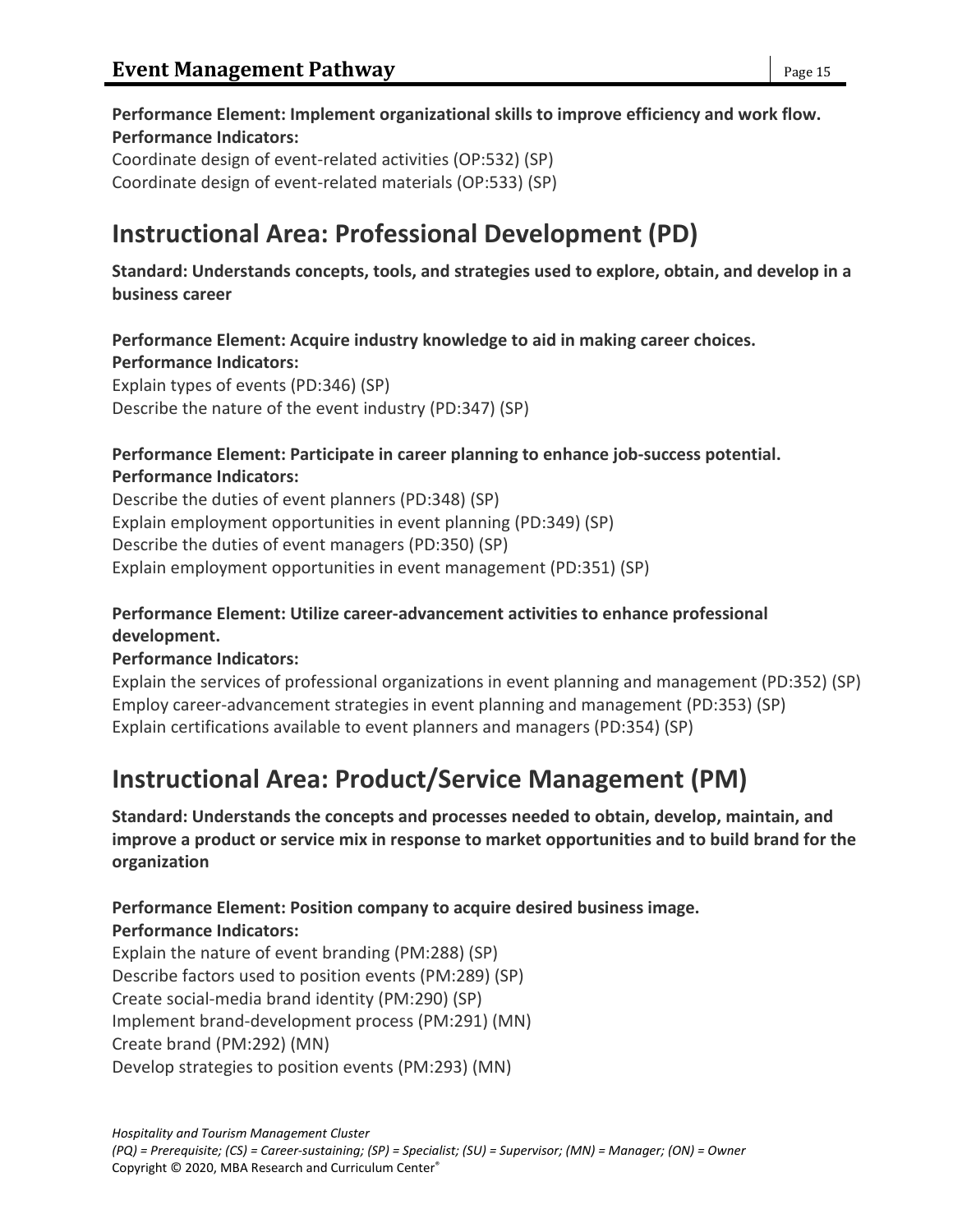**Performance Element: Implement organizational skills to improve efficiency and work flow.**
**Performance Indicators:**
Coordinate design of event-related activities (OP:532) (SP)
Coordinate design of event-related materials (OP:533) (SP)

## Instructional Area: Professional Development (PD)

**Standard: Understands concepts, tools, and strategies used to explore, obtain, and develop in a business career**

**Performance Element: Acquire industry knowledge to aid in making career choices.**
**Performance Indicators:**
Explain types of events (PD:346) (SP)
Describe the nature of the event industry (PD:347) (SP)

**Performance Element: Participate in career planning to enhance job-success potential.**
**Performance Indicators:**
Describe the duties of event planners (PD:348) (SP)
Explain employment opportunities in event planning (PD:349) (SP)
Describe the duties of event managers (PD:350) (SP)
Explain employment opportunities in event management (PD:351) (SP)

**Performance Element: Utilize career-advancement activities to enhance professional development.**
**Performance Indicators:**
Explain the services of professional organizations in event planning and management (PD:352) (SP)
Employ career-advancement strategies in event planning and management (PD:353) (SP)
Explain certifications available to event planners and managers (PD:354) (SP)

## Instructional Area: Product/Service Management (PM)

**Standard: Understands the concepts and processes needed to obtain, develop, maintain, and improve a product or service mix in response to market opportunities and to build brand for the organization**

**Performance Element: Position company to acquire desired business image.**
**Performance Indicators:**
Explain the nature of event branding (PM:288) (SP)
Describe factors used to position events (PM:289) (SP)
Create social-media brand identity (PM:290) (SP)
Implement brand-development process (PM:291) (MN)
Create brand (PM:292) (MN)
Develop strategies to position events (PM:293) (MN)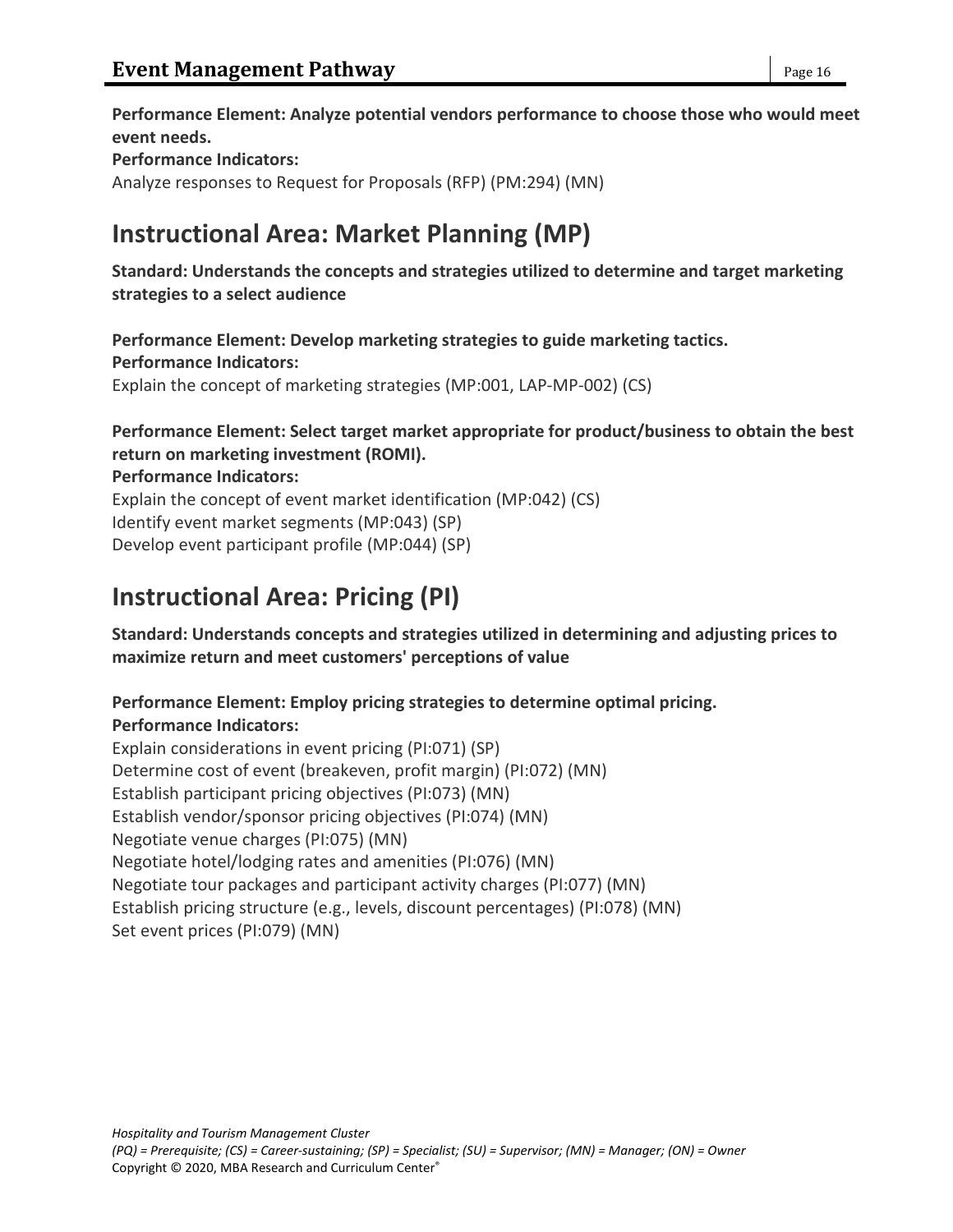**Performance Element: Analyze potential vendors performance to choose those who would meet event needs.**
**Performance Indicators:**
Analyze responses to Request for Proposals (RFP) (PM:294) (MN)

## Instructional Area: Market Planning (MP)

**Standard: Understands the concepts and strategies utilized to determine and target marketing strategies to a select audience**

**Performance Element: Develop marketing strategies to guide marketing tactics.**
**Performance Indicators:**
Explain the concept of marketing strategies (MP:001, LAP-MP-002) (CS)

**Performance Element: Select target market appropriate for product/business to obtain the best return on marketing investment (ROMI).**
**Performance Indicators:**
Explain the concept of event market identification (MP:042) (CS)
Identify event market segments (MP:043) (SP)
Develop event participant profile (MP:044) (SP)

## Instructional Area: Pricing (PI)

**Standard: Understands concepts and strategies utilized in determining and adjusting prices to maximize return and meet customers' perceptions of value**

**Performance Element: Employ pricing strategies to determine optimal pricing.**
**Performance Indicators:**
Explain considerations in event pricing (PI:071) (SP)
Determine cost of event (breakeven, profit margin) (PI:072) (MN)
Establish participant pricing objectives (PI:073) (MN)
Establish vendor/sponsor pricing objectives (PI:074) (MN)
Negotiate venue charges (PI:075) (MN)
Negotiate hotel/lodging rates and amenities (PI:076) (MN)
Negotiate tour packages and participant activity charges (PI:077) (MN)
Establish pricing structure (e.g., levels, discount percentages) (PI:078) (MN)
Set event prices (PI:079) (MN)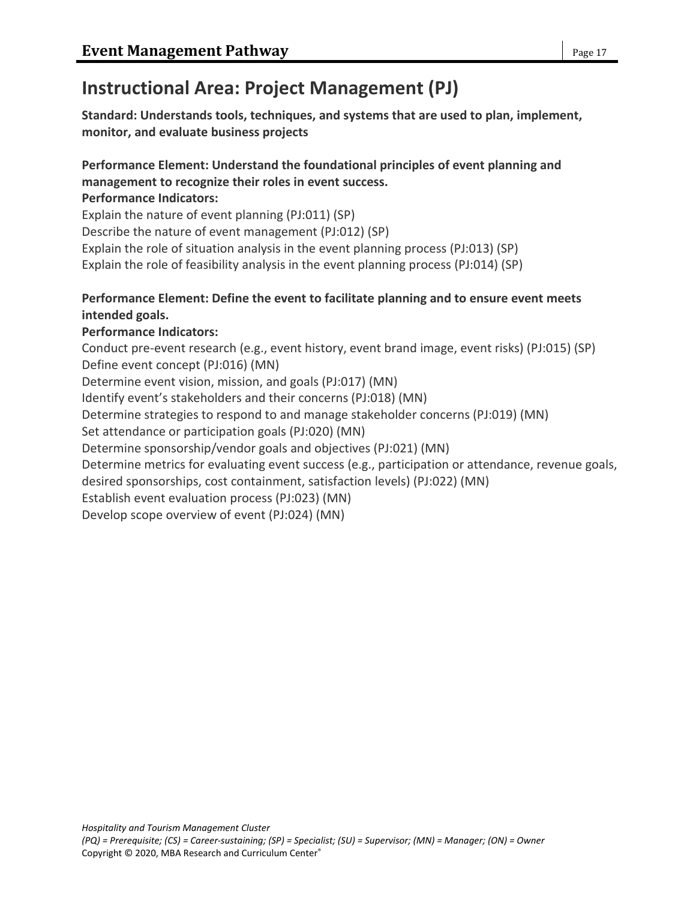# Instructional Area: Project Management (PJ)

**Standard: Understands tools, techniques, and systems that are used to plan, implement, monitor, and evaluate business projects**

**Performance Element: Understand the foundational principles of event planning and management to recognize their roles in event success.**

**Performance Indicators:**

Explain the nature of event planning (PJ:011) (SP)
Describe the nature of event management (PJ:012) (SP)
Explain the role of situation analysis in the event planning process (PJ:013) (SP)
Explain the role of feasibility analysis in the event planning process (PJ:014) (SP)

**Performance Element: Define the event to facilitate planning and to ensure event meets intended goals.**

**Performance Indicators:**

Conduct pre-event research (e.g., event history, event brand image, event risks) (PJ:015) (SP)
Define event concept (PJ:016) (MN)
Determine event vision, mission, and goals (PJ:017) (MN)
Identify event's stakeholders and their concerns (PJ:018) (MN)
Determine strategies to respond to and manage stakeholder concerns (PJ:019) (MN)
Set attendance or participation goals (PJ:020) (MN)
Determine sponsorship/vendor goals and objectives (PJ:021) (MN)
Determine metrics for evaluating event success (e.g., participation or attendance, revenue goals, desired sponsorships, cost containment, satisfaction levels) (PJ:022) (MN)
Establish event evaluation process (PJ:023) (MN)
Develop scope overview of event (PJ:024) (MN)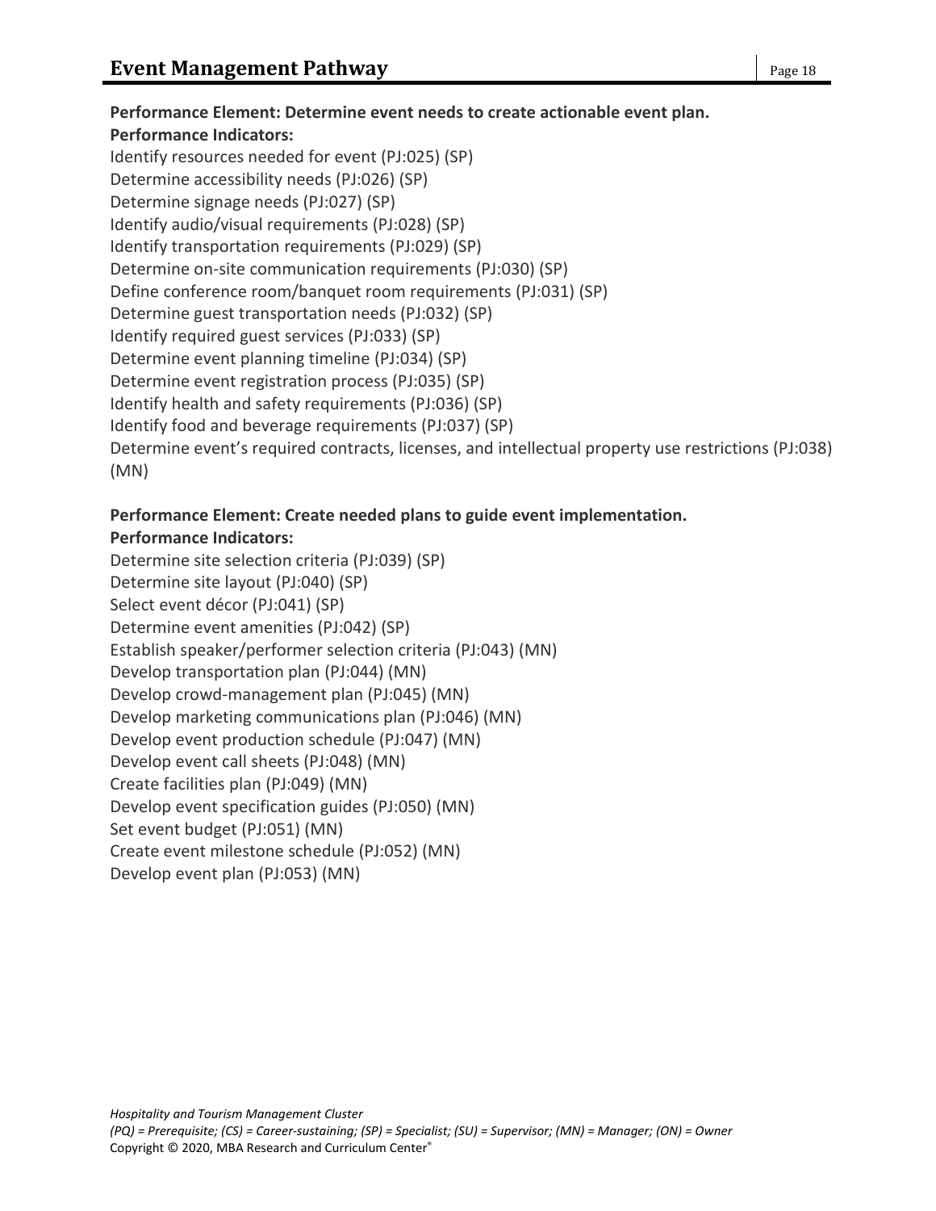**Performance Element: Determine event needs to create actionable event plan.**
**Performance Indicators:**
Identify resources needed for event (PJ:025) (SP)
Determine accessibility needs (PJ:026) (SP)
Determine signage needs (PJ:027) (SP)
Identify audio/visual requirements (PJ:028) (SP)
Identify transportation requirements (PJ:029) (SP)
Determine on-site communication requirements (PJ:030) (SP)
Define conference room/banquet room requirements (PJ:031) (SP)
Determine guest transportation needs (PJ:032) (SP)
Identify required guest services (PJ:033) (SP)
Determine event planning timeline (PJ:034) (SP)
Determine event registration process (PJ:035) (SP)
Identify health and safety requirements (PJ:036) (SP)
Identify food and beverage requirements (PJ:037) (SP)
Determine event's required contracts, licenses, and intellectual property use restrictions (PJ:038) (MN)

**Performance Element: Create needed plans to guide event implementation.**
**Performance Indicators:**
Determine site selection criteria (PJ:039) (SP)
Determine site layout (PJ:040) (SP)
Select event décor (PJ:041) (SP)
Determine event amenities (PJ:042) (SP)
Establish speaker/performer selection criteria (PJ:043) (MN)
Develop transportation plan (PJ:044) (MN)
Develop crowd-management plan (PJ:045) (MN)
Develop marketing communications plan (PJ:046) (MN)
Develop event production schedule (PJ:047) (MN)
Develop event call sheets (PJ:048) (MN)
Create facilities plan (PJ:049) (MN)
Develop event specification guides (PJ:050) (MN)
Set event budget (PJ:051) (MN)
Create event milestone schedule (PJ:052) (MN)
Develop event plan (PJ:053) (MN)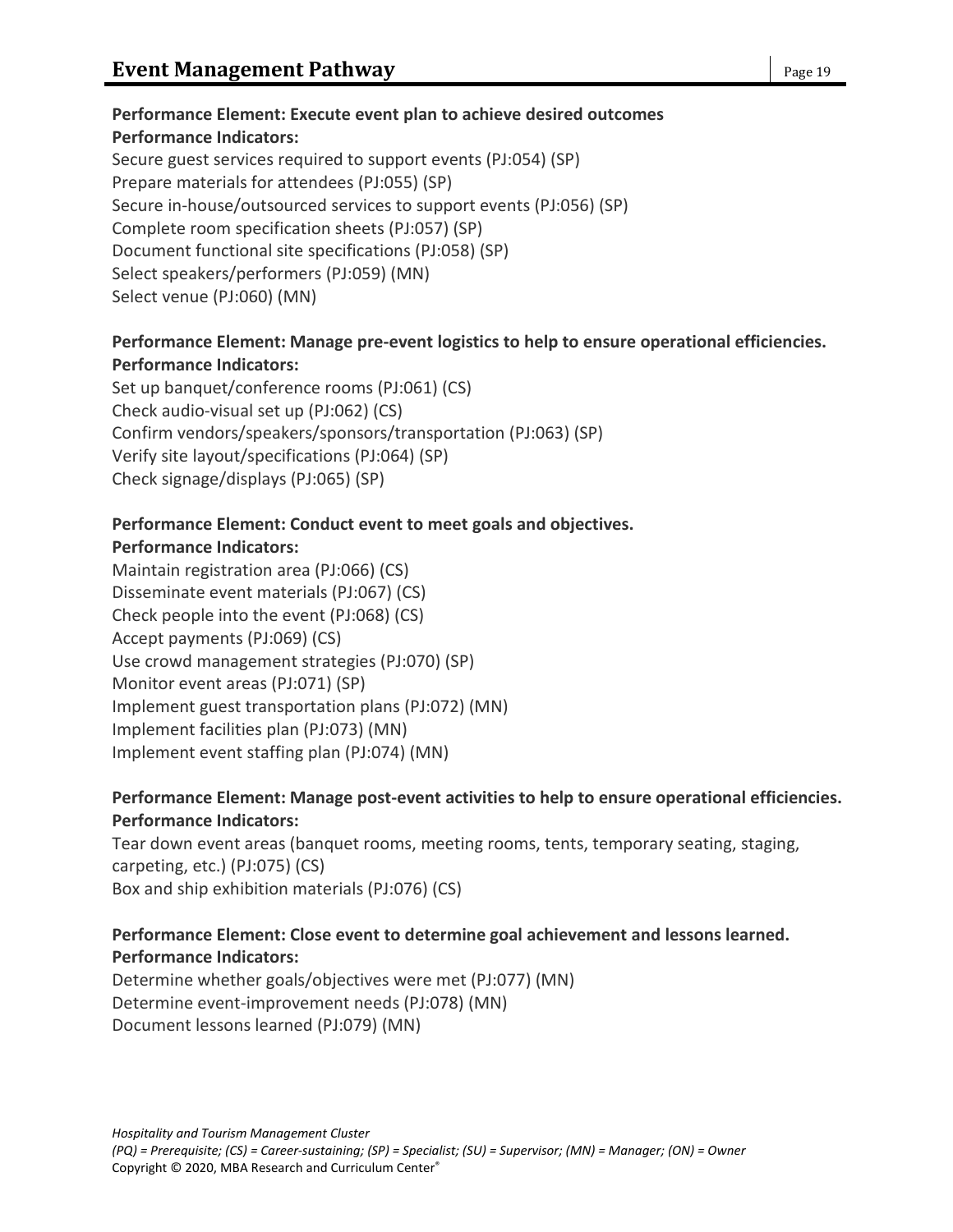**Performance Element: Execute event plan to achieve desired outcomes**
**Performance Indicators:**
Secure guest services required to support events (PJ:054) (SP)
Prepare materials for attendees (PJ:055) (SP)
Secure in-house/outsourced services to support events (PJ:056) (SP)
Complete room specification sheets (PJ:057) (SP)
Document functional site specifications (PJ:058) (SP)
Select speakers/performers (PJ:059) (MN)
Select venue (PJ:060) (MN)

**Performance Element: Manage pre-event logistics to help to ensure operational efficiencies.**
**Performance Indicators:**
Set up banquet/conference rooms (PJ:061) (CS)
Check audio-visual set up (PJ:062) (CS)
Confirm vendors/speakers/sponsors/transportation (PJ:063) (SP)
Verify site layout/specifications (PJ:064) (SP)
Check signage/displays (PJ:065) (SP)

**Performance Element: Conduct event to meet goals and objectives.**
**Performance Indicators:**
Maintain registration area (PJ:066) (CS)
Disseminate event materials (PJ:067) (CS)
Check people into the event (PJ:068) (CS)
Accept payments (PJ:069) (CS)
Use crowd management strategies (PJ:070) (SP)
Monitor event areas (PJ:071) (SP)
Implement guest transportation plans (PJ:072) (MN)
Implement facilities plan (PJ:073) (MN)
Implement event staffing plan (PJ:074) (MN)

**Performance Element: Manage post-event activities to help to ensure operational efficiencies.**
**Performance Indicators:**
Tear down event areas (banquet rooms, meeting rooms, tents, temporary seating, staging, carpeting, etc.) (PJ:075) (CS)
Box and ship exhibition materials (PJ:076) (CS)

**Performance Element: Close event to determine goal achievement and lessons learned.**
**Performance Indicators:**
Determine whether goals/objectives were met (PJ:077) (MN)
Determine event-improvement needs (PJ:078) (MN)
Document lessons learned (PJ:079) (MN)

*Hospitality and Tourism Management Cluster*
*(PQ) = Prerequisite; (CS) = Career-sustaining; (SP) = Specialist; (SU) = Supervisor; (MN) = Manager; (ON) = Owner*
Copyright © 2020, MBA Research and Curriculum Center®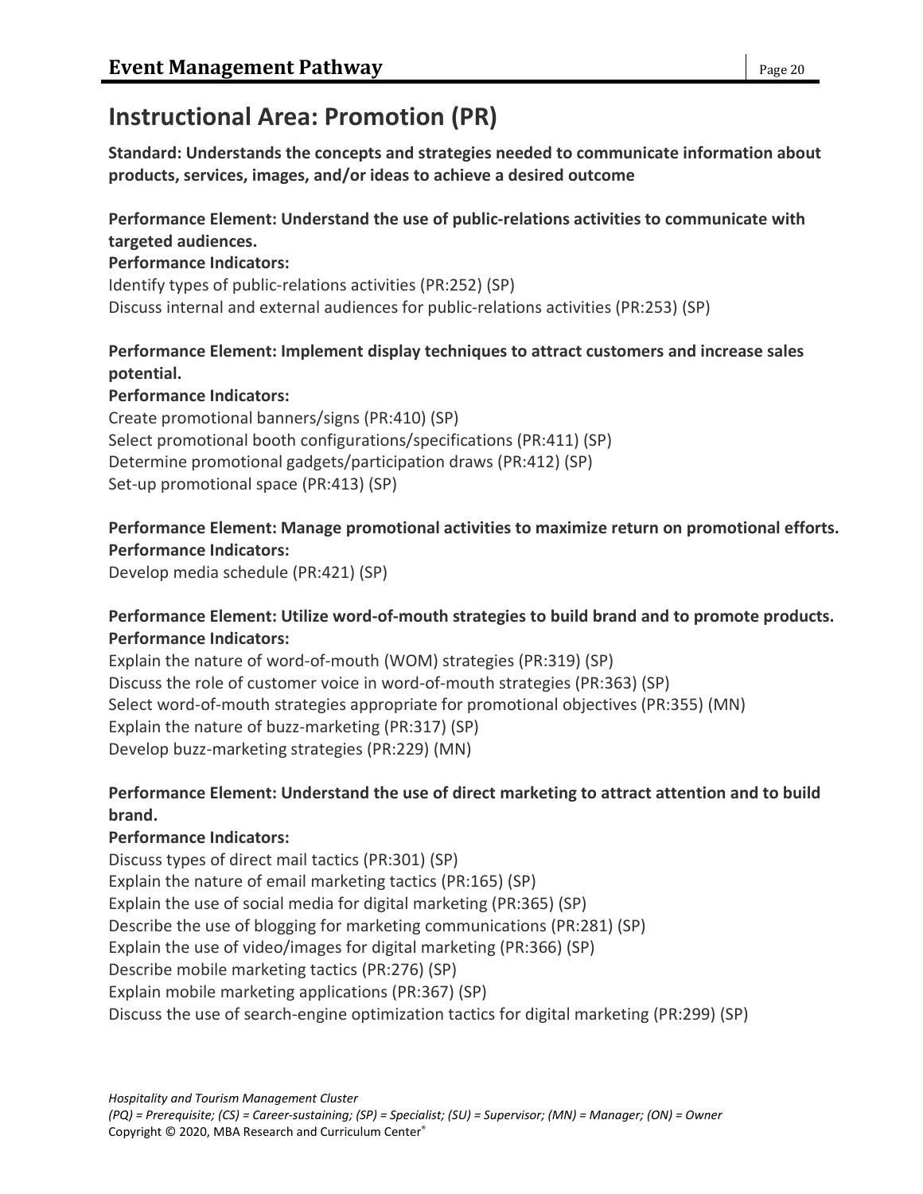# Instructional Area: Promotion (PR)

**Standard: Understands the concepts and strategies needed to communicate information about products, services, images, and/or ideas to achieve a desired outcome**

**Performance Element: Understand the use of public-relations activities to communicate with targeted audiences.**

**Performance Indicators:**

Identify types of public-relations activities (PR:252) (SP)
Discuss internal and external audiences for public-relations activities (PR:253) (SP)

**Performance Element: Implement display techniques to attract customers and increase sales potential.**

**Performance Indicators:**

Create promotional banners/signs (PR:410) (SP)
Select promotional booth configurations/specifications (PR:411) (SP)
Determine promotional gadgets/participation draws (PR:412) (SP)
Set-up promotional space (PR:413) (SP)

**Performance Element: Manage promotional activities to maximize return on promotional efforts.**

**Performance Indicators:**

Develop media schedule (PR:421) (SP)

**Performance Element: Utilize word-of-mouth strategies to build brand and to promote products.**

**Performance Indicators:**

Explain the nature of word-of-mouth (WOM) strategies (PR:319) (SP)
Discuss the role of customer voice in word-of-mouth strategies (PR:363) (SP)
Select word-of-mouth strategies appropriate for promotional objectives (PR:355) (MN)
Explain the nature of buzz-marketing (PR:317) (SP)
Develop buzz-marketing strategies (PR:229) (MN)

**Performance Element: Understand the use of direct marketing to attract attention and to build brand.**

**Performance Indicators:**

Discuss types of direct mail tactics (PR:301) (SP)
Explain the nature of email marketing tactics (PR:165) (SP)
Explain the use of social media for digital marketing (PR:365) (SP)
Describe the use of blogging for marketing communications (PR:281) (SP)
Explain the use of video/images for digital marketing (PR:366) (SP)
Describe mobile marketing tactics (PR:276) (SP)
Explain mobile marketing applications (PR:367) (SP)
Discuss the use of search-engine optimization tactics for digital marketing (PR:299) (SP)

*Hospitality and Tourism Management Cluster*
*(PQ) = Prerequisite; (CS) = Career-sustaining; (SP) = Specialist; (SU) = Supervisor; (MN) = Manager; (ON) = Owner*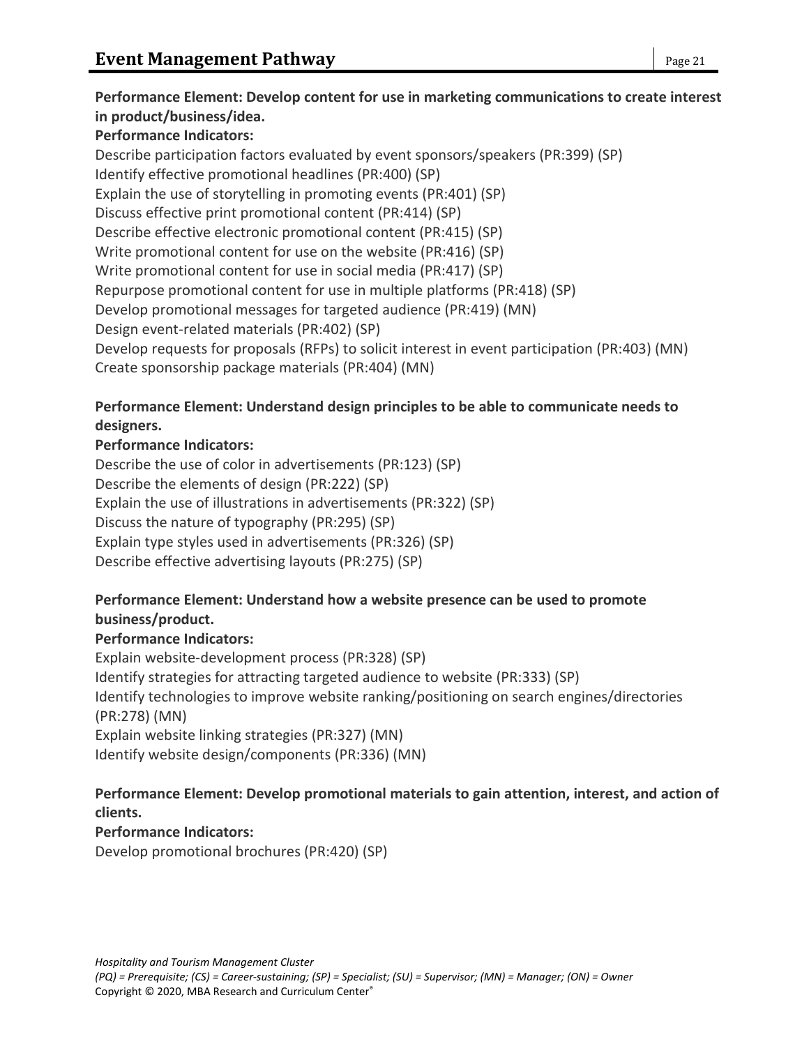**Performance Element: Develop content for use in marketing communications to create interest in product/business/idea.**

**Performance Indicators:**

Describe participation factors evaluated by event sponsors/speakers (PR:399) (SP)
Identify effective promotional headlines (PR:400) (SP)
Explain the use of storytelling in promoting events (PR:401) (SP)
Discuss effective print promotional content (PR:414) (SP)
Describe effective electronic promotional content (PR:415) (SP)
Write promotional content for use on the website (PR:416) (SP)
Write promotional content for use in social media (PR:417) (SP)
Repurpose promotional content for use in multiple platforms (PR:418) (SP)
Develop promotional messages for targeted audience (PR:419) (MN)
Design event-related materials (PR:402) (SP)
Develop requests for proposals (RFPs) to solicit interest in event participation (PR:403) (MN)
Create sponsorship package materials (PR:404) (MN)

**Performance Element: Understand design principles to be able to communicate needs to designers.**

**Performance Indicators:**

Describe the use of color in advertisements (PR:123) (SP)
Describe the elements of design (PR:222) (SP)
Explain the use of illustrations in advertisements (PR:322) (SP)
Discuss the nature of typography (PR:295) (SP)
Explain type styles used in advertisements (PR:326) (SP)
Describe effective advertising layouts (PR:275) (SP)

**Performance Element: Understand how a website presence can be used to promote business/product.**

**Performance Indicators:**

Explain website-development process (PR:328) (SP)
Identify strategies for attracting targeted audience to website (PR:333) (SP)
Identify technologies to improve website ranking/positioning on search engines/directories (PR:278) (MN)
Explain website linking strategies (PR:327) (MN)
Identify website design/components (PR:336) (MN)

**Performance Element: Develop promotional materials to gain attention, interest, and action of clients.**

**Performance Indicators:**

Develop promotional brochures (PR:420) (SP)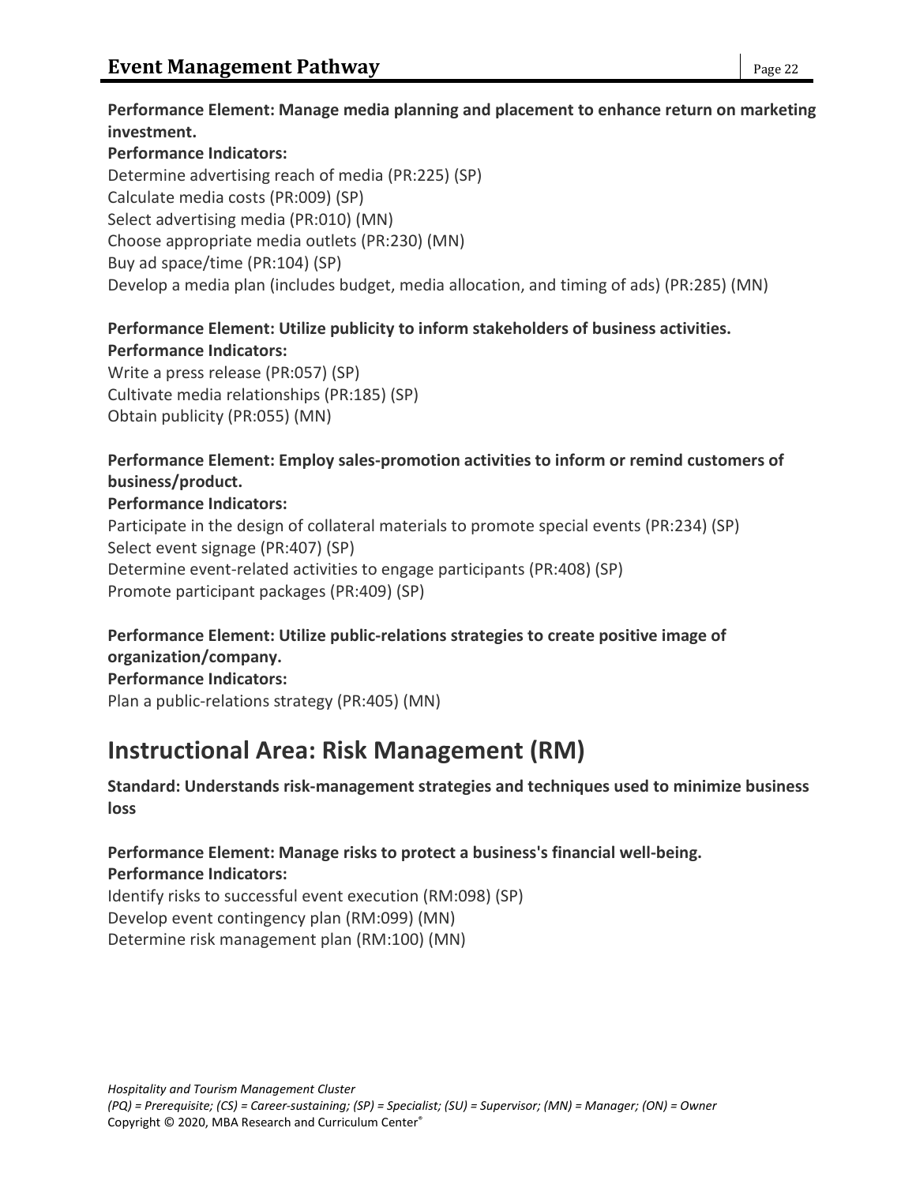**Performance Element: Manage media planning and placement to enhance return on marketing investment.**

**Performance Indicators:**

Determine advertising reach of media (PR:225) (SP)
Calculate media costs (PR:009) (SP)
Select advertising media (PR:010) (MN)
Choose appropriate media outlets (PR:230) (MN)
Buy ad space/time (PR:104) (SP)
Develop a media plan (includes budget, media allocation, and timing of ads) (PR:285) (MN)

**Performance Element: Utilize publicity to inform stakeholders of business activities.**

**Performance Indicators:**

Write a press release (PR:057) (SP)
Cultivate media relationships (PR:185) (SP)
Obtain publicity (PR:055) (MN)

**Performance Element: Employ sales-promotion activities to inform or remind customers of business/product.**

**Performance Indicators:**

Participate in the design of collateral materials to promote special events (PR:234) (SP)
Select event signage (PR:407) (SP)
Determine event-related activities to engage participants (PR:408) (SP)
Promote participant packages (PR:409) (SP)

**Performance Element: Utilize public-relations strategies to create positive image of organization/company.**

**Performance Indicators:**

Plan a public-relations strategy (PR:405) (MN)

## Instructional Area: Risk Management (RM)

**Standard: Understands risk-management strategies and techniques used to minimize business loss**

**Performance Element: Manage risks to protect a business's financial well-being.**

**Performance Indicators:**

Identify risks to successful event execution (RM:098) (SP)
Develop event contingency plan (RM:099) (MN)
Determine risk management plan (RM:100) (MN)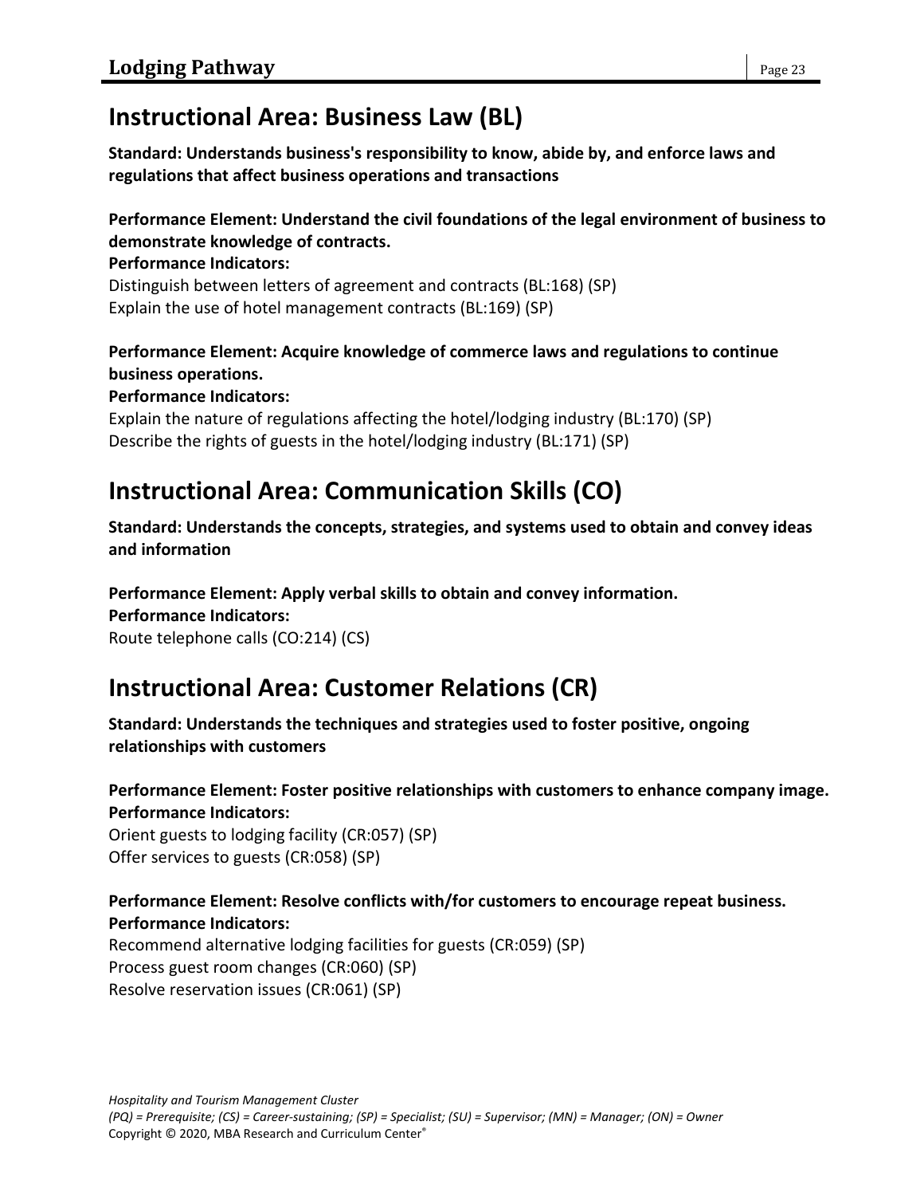## Instructional Area: Business Law (BL)

**Standard: Understands business's responsibility to know, abide by, and enforce laws and regulations that affect business operations and transactions**

**Performance Element: Understand the civil foundations of the legal environment of business to demonstrate knowledge of contracts.**

**Performance Indicators:**

Distinguish between letters of agreement and contracts (BL:168) (SP)
Explain the use of hotel management contracts (BL:169) (SP)

**Performance Element: Acquire knowledge of commerce laws and regulations to continue business operations.**

**Performance Indicators:**

Explain the nature of regulations affecting the hotel/lodging industry (BL:170) (SP)
Describe the rights of guests in the hotel/lodging industry (BL:171) (SP)

## Instructional Area: Communication Skills (CO)

**Standard: Understands the concepts, strategies, and systems used to obtain and convey ideas and information**

**Performance Element: Apply verbal skills to obtain and convey information.**

**Performance Indicators:**

Route telephone calls (CO:214) (CS)

## Instructional Area: Customer Relations (CR)

**Standard: Understands the techniques and strategies used to foster positive, ongoing relationships with customers**

**Performance Element: Foster positive relationships with customers to enhance company image.**

**Performance Indicators:**

Orient guests to lodging facility (CR:057) (SP)
Offer services to guests (CR:058) (SP)

**Performance Element: Resolve conflicts with/for customers to encourage repeat business.**

**Performance Indicators:**

Recommend alternative lodging facilities for guests (CR:059) (SP)
Process guest room changes (CR:060) (SP)
Resolve reservation issues (CR:061) (SP)

*Hospitality and Tourism Management Cluster*
*(PQ) = Prerequisite; (CS) = Career-sustaining; (SP) = Specialist; (SU) = Supervisor; (MN) = Manager; (ON) = Owner*
Copyright © 2020, MBA Research and Curriculum Center®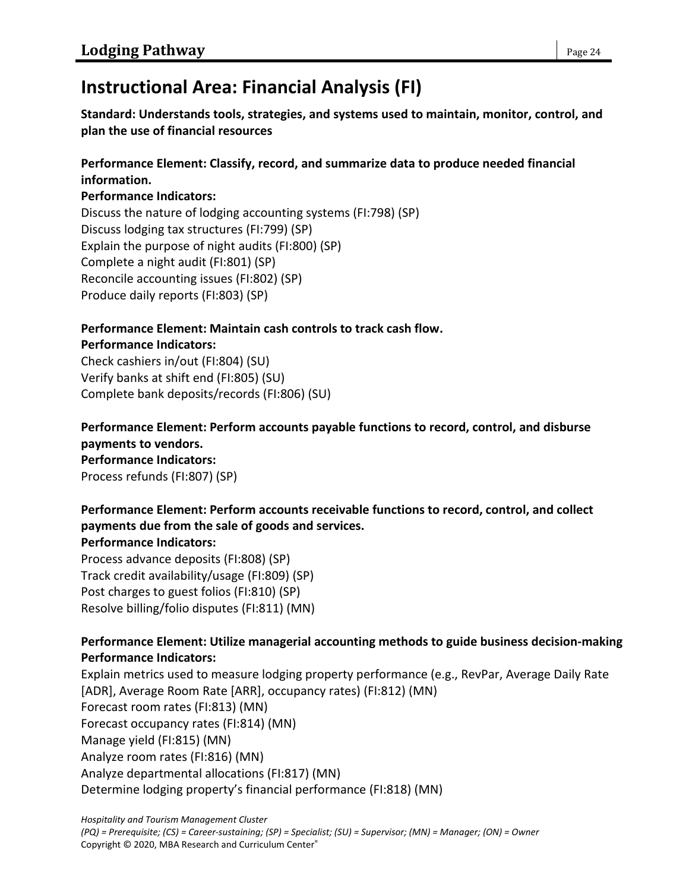# Instructional Area: Financial Analysis (FI)

**Standard: Understands tools, strategies, and systems used to maintain, monitor, control, and plan the use of financial resources**

**Performance Element: Classify, record, and summarize data to produce needed financial information.**
**Performance Indicators:**
Discuss the nature of lodging accounting systems (FI:798) (SP)
Discuss lodging tax structures (FI:799) (SP)
Explain the purpose of night audits (FI:800) (SP)
Complete a night audit (FI:801) (SP)
Reconcile accounting issues (FI:802) (SP)
Produce daily reports (FI:803) (SP)

**Performance Element: Maintain cash controls to track cash flow.**
**Performance Indicators:**
Check cashiers in/out (FI:804) (SU)
Verify banks at shift end (FI:805) (SU)
Complete bank deposits/records (FI:806) (SU)

**Performance Element: Perform accounts payable functions to record, control, and disburse payments to vendors.**
**Performance Indicators:**
Process refunds (FI:807) (SP)

**Performance Element: Perform accounts receivable functions to record, control, and collect payments due from the sale of goods and services.**
**Performance Indicators:**
Process advance deposits (FI:808) (SP)
Track credit availability/usage (FI:809) (SP)
Post charges to guest folios (FI:810) (SP)
Resolve billing/folio disputes (FI:811) (MN)

**Performance Element: Utilize managerial accounting methods to guide business decision-making**
**Performance Indicators:**
Explain metrics used to measure lodging property performance (e.g., RevPar, Average Daily Rate [ADR], Average Room Rate [ARR], occupancy rates) (FI:812) (MN)
Forecast room rates (FI:813) (MN)
Forecast occupancy rates (FI:814) (MN)
Manage yield (FI:815) (MN)
Analyze room rates (FI:816) (MN)
Analyze departmental allocations (FI:817) (MN)
Determine lodging property's financial performance (FI:818) (MN)

*Hospitality and Tourism Management Cluster*
*(PQ) = Prerequisite; (CS) = Career-sustaining; (SP) = Specialist; (SU) = Supervisor; (MN) = Manager; (ON) = Owner*
Copyright © 2020, MBA Research and Curriculum Center®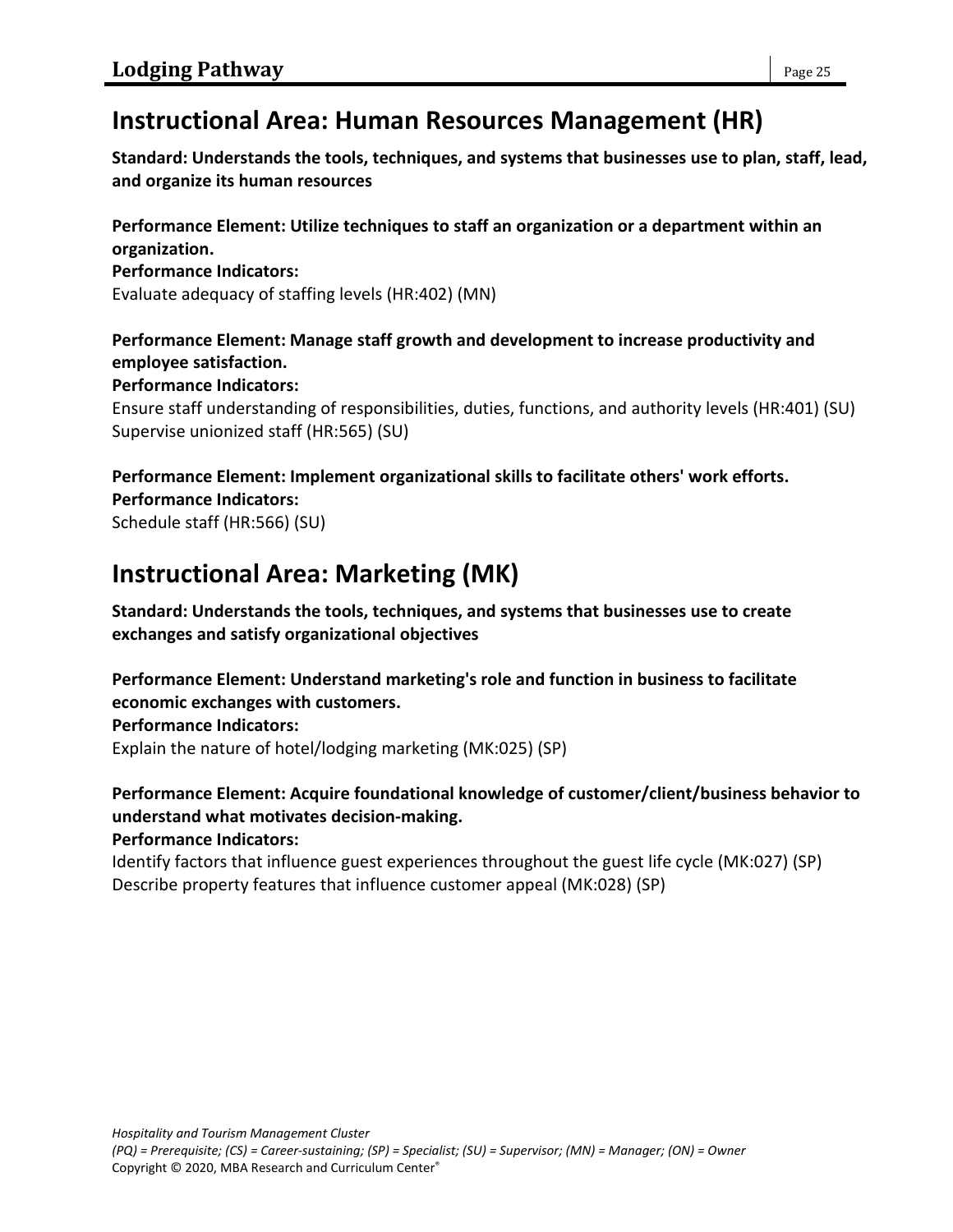## Instructional Area: Human Resources Management (HR)

**Standard: Understands the tools, techniques, and systems that businesses use to plan, staff, lead, and organize its human resources**

**Performance Element: Utilize techniques to staff an organization or a department within an organization.**
**Performance Indicators:**
Evaluate adequacy of staffing levels (HR:402) (MN)

**Performance Element: Manage staff growth and development to increase productivity and employee satisfaction.**
**Performance Indicators:**
Ensure staff understanding of responsibilities, duties, functions, and authority levels (HR:401) (SU)
Supervise unionized staff (HR:565) (SU)

**Performance Element: Implement organizational skills to facilitate others' work efforts.**
**Performance Indicators:**
Schedule staff (HR:566) (SU)

## Instructional Area: Marketing (MK)

**Standard: Understands the tools, techniques, and systems that businesses use to create exchanges and satisfy organizational objectives**

**Performance Element: Understand marketing's role and function in business to facilitate economic exchanges with customers.**
**Performance Indicators:**
Explain the nature of hotel/lodging marketing (MK:025) (SP)

**Performance Element: Acquire foundational knowledge of customer/client/business behavior to understand what motivates decision-making.**
**Performance Indicators:**
Identify factors that influence guest experiences throughout the guest life cycle (MK:027) (SP)
Describe property features that influence customer appeal (MK:028) (SP)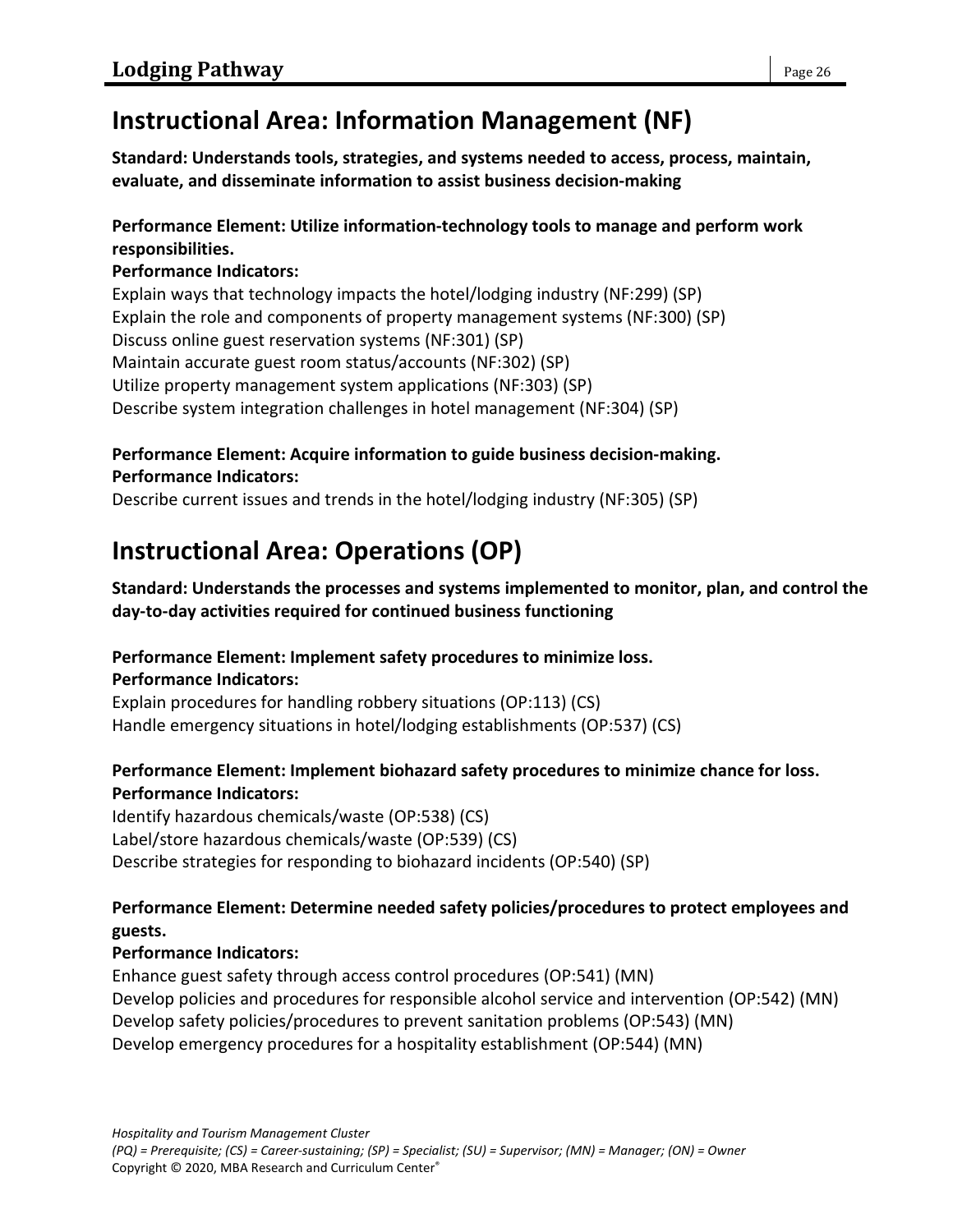## Instructional Area: Information Management (NF)

**Standard: Understands tools, strategies, and systems needed to access, process, maintain, evaluate, and disseminate information to assist business decision-making**

**Performance Element: Utilize information-technology tools to manage and perform work responsibilities.**
**Performance Indicators:**
Explain ways that technology impacts the hotel/lodging industry (NF:299) (SP)
Explain the role and components of property management systems (NF:300) (SP)
Discuss online guest reservation systems (NF:301) (SP)
Maintain accurate guest room status/accounts (NF:302) (SP)
Utilize property management system applications (NF:303) (SP)
Describe system integration challenges in hotel management (NF:304) (SP)

**Performance Element: Acquire information to guide business decision-making.**
**Performance Indicators:**
Describe current issues and trends in the hotel/lodging industry (NF:305) (SP)

## Instructional Area: Operations (OP)

**Standard: Understands the processes and systems implemented to monitor, plan, and control the day-to-day activities required for continued business functioning**

**Performance Element: Implement safety procedures to minimize loss.**
**Performance Indicators:**
Explain procedures for handling robbery situations (OP:113) (CS)
Handle emergency situations in hotel/lodging establishments (OP:537) (CS)

**Performance Element: Implement biohazard safety procedures to minimize chance for loss.**
**Performance Indicators:**
Identify hazardous chemicals/waste (OP:538) (CS)
Label/store hazardous chemicals/waste (OP:539) (CS)
Describe strategies for responding to biohazard incidents (OP:540) (SP)

**Performance Element: Determine needed safety policies/procedures to protect employees and guests.**
**Performance Indicators:**
Enhance guest safety through access control procedures (OP:541) (MN)
Develop policies and procedures for responsible alcohol service and intervention (OP:542) (MN)
Develop safety policies/procedures to prevent sanitation problems (OP:543) (MN)
Develop emergency procedures for a hospitality establishment (OP:544) (MN)

*Hospitality and Tourism Management Cluster*
*(PQ) = Prerequisite; (CS) = Career-sustaining; (SP) = Specialist; (SU) = Supervisor; (MN) = Manager; (ON) = Owner*
Copyright © 2020, MBA Research and Curriculum Center®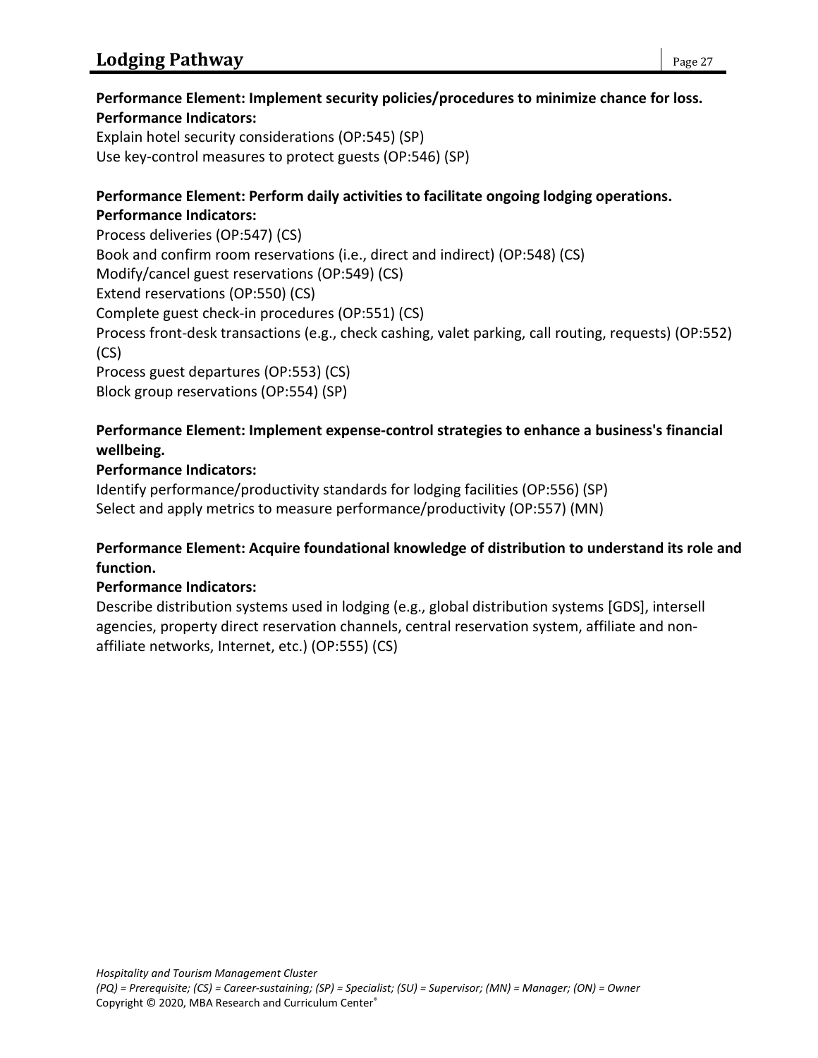**Performance Element: Implement security policies/procedures to minimize chance for loss.**
**Performance Indicators:**
Explain hotel security considerations (OP:545) (SP)
Use key-control measures to protect guests (OP:546) (SP)

**Performance Element: Perform daily activities to facilitate ongoing lodging operations.**
**Performance Indicators:**
Process deliveries (OP:547) (CS)
Book and confirm room reservations (i.e., direct and indirect) (OP:548) (CS)
Modify/cancel guest reservations (OP:549) (CS)
Extend reservations (OP:550) (CS)
Complete guest check-in procedures (OP:551) (CS)
Process front-desk transactions (e.g., check cashing, valet parking, call routing, requests) (OP:552) (CS)
Process guest departures (OP:553) (CS)
Block group reservations (OP:554) (SP)

**Performance Element: Implement expense-control strategies to enhance a business's financial wellbeing.**
**Performance Indicators:**
Identify performance/productivity standards for lodging facilities (OP:556) (SP)
Select and apply metrics to measure performance/productivity (OP:557) (MN)

**Performance Element: Acquire foundational knowledge of distribution to understand its role and function.**
**Performance Indicators:**
Describe distribution systems used in lodging (e.g., global distribution systems [GDS], intersell agencies, property direct reservation channels, central reservation system, affiliate and non-affiliate networks, Internet, etc.) (OP:555) (CS)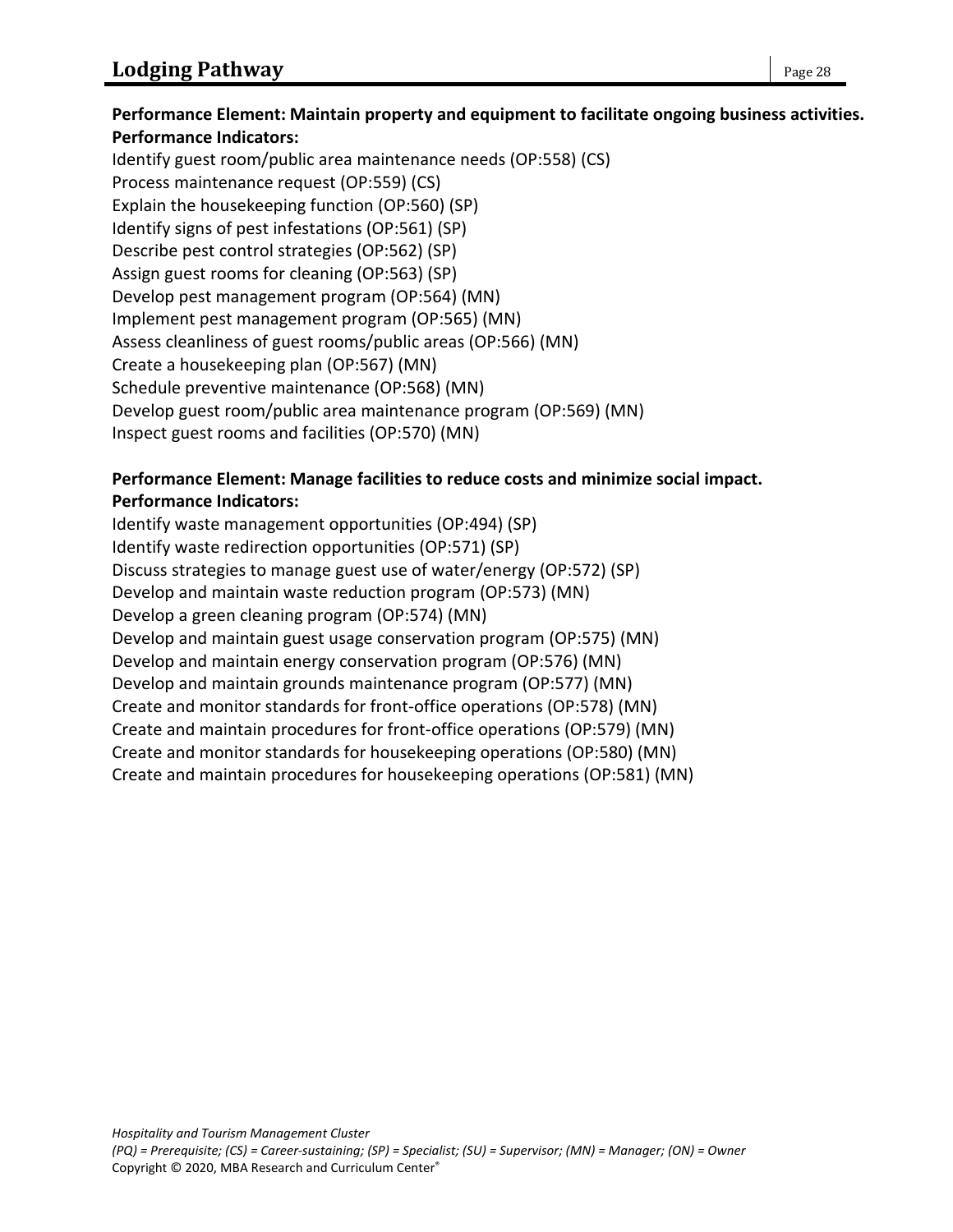**Performance Element: Maintain property and equipment to facilitate ongoing business activities.**
**Performance Indicators:**

Identify guest room/public area maintenance needs (OP:558) (CS)
Process maintenance request (OP:559) (CS)
Explain the housekeeping function (OP:560) (SP)
Identify signs of pest infestations (OP:561) (SP)
Describe pest control strategies (OP:562) (SP)
Assign guest rooms for cleaning (OP:563) (SP)
Develop pest management program (OP:564) (MN)
Implement pest management program (OP:565) (MN)
Assess cleanliness of guest rooms/public areas (OP:566) (MN)
Create a housekeeping plan (OP:567) (MN)
Schedule preventive maintenance (OP:568) (MN)
Develop guest room/public area maintenance program (OP:569) (MN)
Inspect guest rooms and facilities (OP:570) (MN)

**Performance Element: Manage facilities to reduce costs and minimize social impact.**
**Performance Indicators:**

Identify waste management opportunities (OP:494) (SP)
Identify waste redirection opportunities (OP:571) (SP)
Discuss strategies to manage guest use of water/energy (OP:572) (SP)
Develop and maintain waste reduction program (OP:573) (MN)
Develop a green cleaning program (OP:574) (MN)
Develop and maintain guest usage conservation program (OP:575) (MN)
Develop and maintain energy conservation program (OP:576) (MN)
Develop and maintain grounds maintenance program (OP:577) (MN)
Create and monitor standards for front-office operations (OP:578) (MN)
Create and maintain procedures for front-office operations (OP:579) (MN)
Create and monitor standards for housekeeping operations (OP:580) (MN)
Create and maintain procedures for housekeeping operations (OP:581) (MN)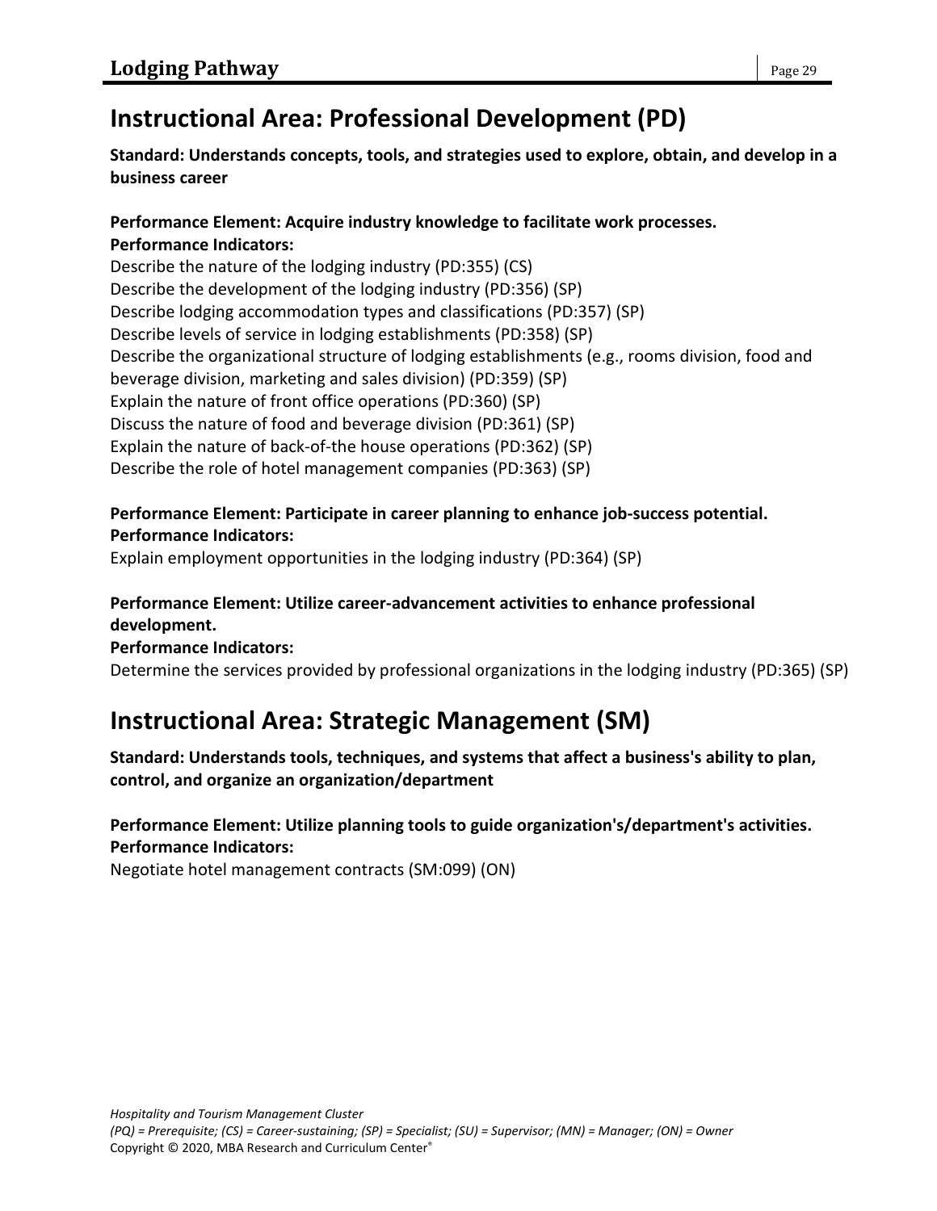# Instructional Area: Professional Development (PD)

**Standard: Understands concepts, tools, and strategies used to explore, obtain, and develop in a business career**

**Performance Element: Acquire industry knowledge to facilitate work processes.**
**Performance Indicators:**

Describe the nature of the lodging industry (PD:355) (CS)
Describe the development of the lodging industry (PD:356) (SP)
Describe lodging accommodation types and classifications (PD:357) (SP)
Describe levels of service in lodging establishments (PD:358) (SP)
Describe the organizational structure of lodging establishments (e.g., rooms division, food and beverage division, marketing and sales division) (PD:359) (SP)
Explain the nature of front office operations (PD:360) (SP)
Discuss the nature of food and beverage division (PD:361) (SP)
Explain the nature of back-of-the house operations (PD:362) (SP)
Describe the role of hotel management companies (PD:363) (SP)

**Performance Element: Participate in career planning to enhance job-success potential.**
**Performance Indicators:**

Explain employment opportunities in the lodging industry (PD:364) (SP)

**Performance Element: Utilize career-advancement activities to enhance professional development.**
**Performance Indicators:**

Determine the services provided by professional organizations in the lodging industry (PD:365) (SP)

# Instructional Area: Strategic Management (SM)

**Standard: Understands tools, techniques, and systems that affect a business's ability to plan, control, and organize an organization/department**

**Performance Element: Utilize planning tools to guide organization's/department's activities.**
**Performance Indicators:**

Negotiate hotel management contracts (SM:099) (ON)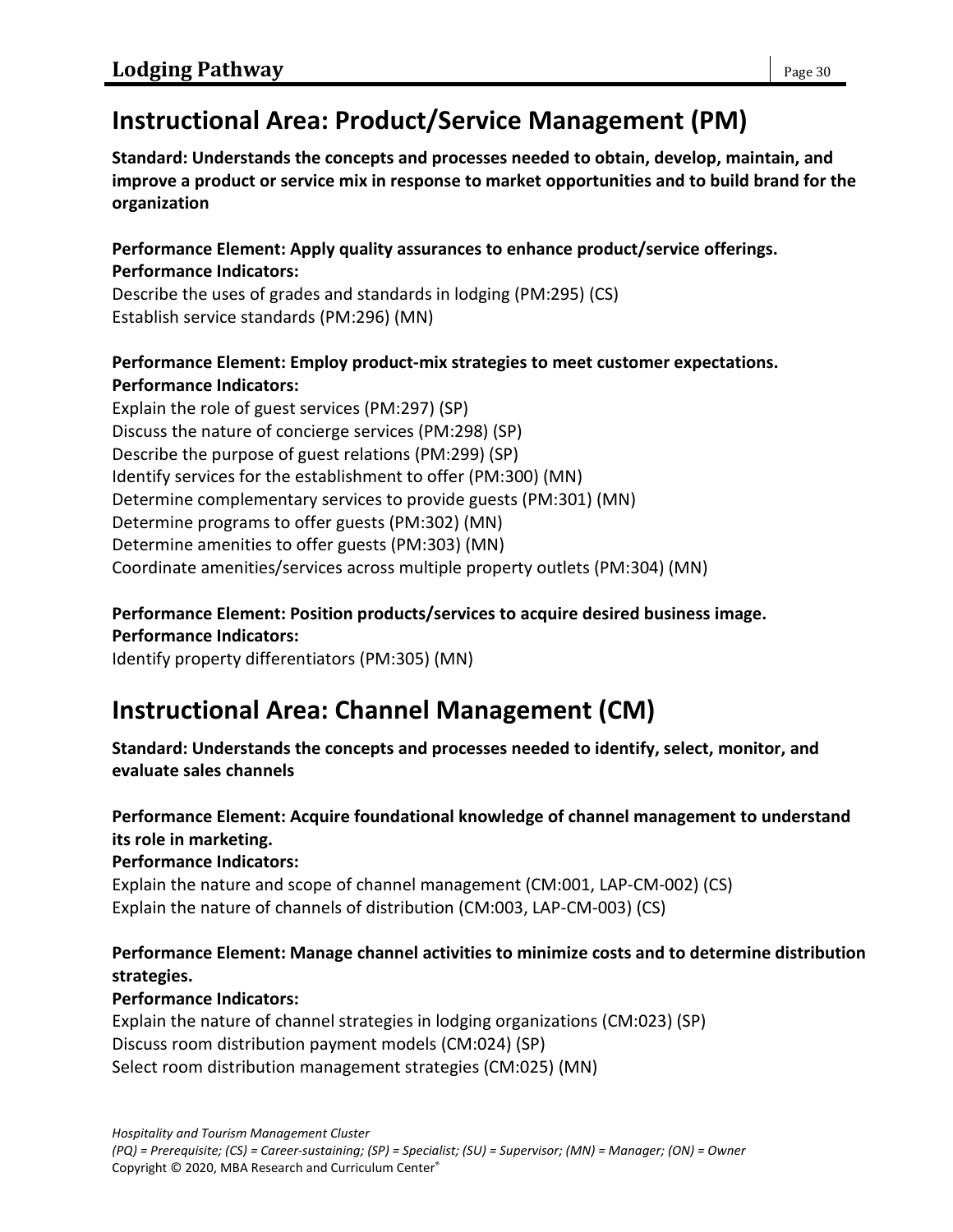## Instructional Area: Product/Service Management (PM)

**Standard: Understands the concepts and processes needed to obtain, develop, maintain, and improve a product or service mix in response to market opportunities and to build brand for the organization**

**Performance Element: Apply quality assurances to enhance product/service offerings.**
**Performance Indicators:**
Describe the uses of grades and standards in lodging (PM:295) (CS)
Establish service standards (PM:296) (MN)

**Performance Element: Employ product-mix strategies to meet customer expectations.**
**Performance Indicators:**
Explain the role of guest services (PM:297) (SP)
Discuss the nature of concierge services (PM:298) (SP)
Describe the purpose of guest relations (PM:299) (SP)
Identify services for the establishment to offer (PM:300) (MN)
Determine complementary services to provide guests (PM:301) (MN)
Determine programs to offer guests (PM:302) (MN)
Determine amenities to offer guests (PM:303) (MN)
Coordinate amenities/services across multiple property outlets (PM:304) (MN)

**Performance Element: Position products/services to acquire desired business image.**
**Performance Indicators:**
Identify property differentiators (PM:305) (MN)

## Instructional Area: Channel Management (CM)

**Standard: Understands the concepts and processes needed to identify, select, monitor, and evaluate sales channels**

**Performance Element: Acquire foundational knowledge of channel management to understand its role in marketing.**
**Performance Indicators:**
Explain the nature and scope of channel management (CM:001, LAP-CM-002) (CS)
Explain the nature of channels of distribution (CM:003, LAP-CM-003) (CS)

**Performance Element: Manage channel activities to minimize costs and to determine distribution strategies.**
**Performance Indicators:**
Explain the nature of channel strategies in lodging organizations (CM:023) (SP)
Discuss room distribution payment models (CM:024) (SP)
Select room distribution management strategies (CM:025) (MN)

*Hospitality and Tourism Management Cluster*
*(PQ) = Prerequisite; (CS) = Career-sustaining; (SP) = Specialist; (SU) = Supervisor; (MN) = Manager; (ON) = Owner*
Copyright © 2020, MBA Research and Curriculum Center®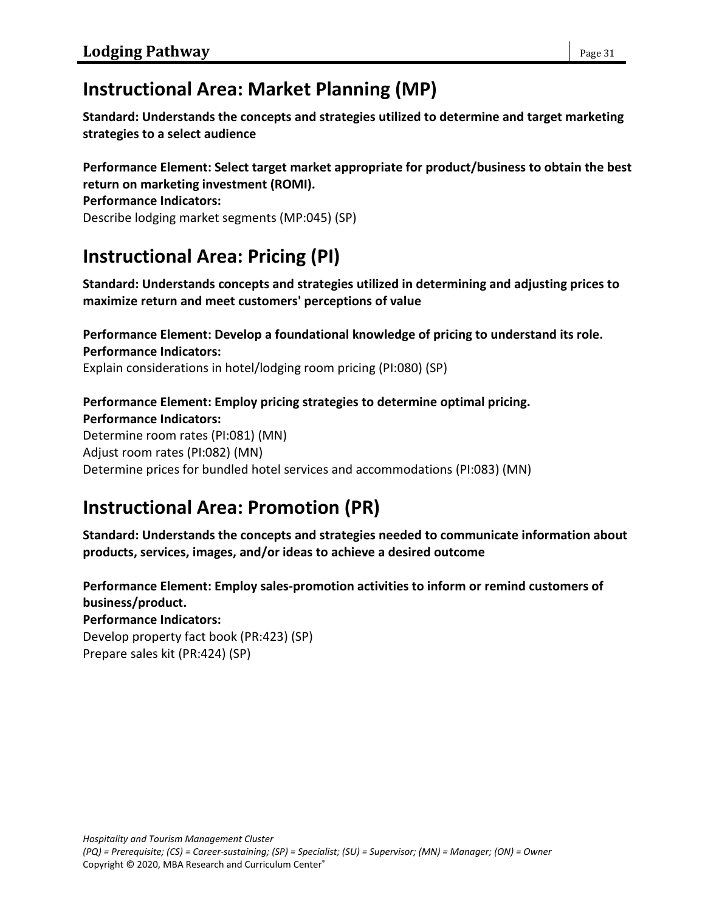## Instructional Area: Market Planning (MP)

**Standard: Understands the concepts and strategies utilized to determine and target marketing strategies to a select audience**

**Performance Element: Select target market appropriate for product/business to obtain the best return on marketing investment (ROMI).**
**Performance Indicators:**
Describe lodging market segments (MP:045) (SP)

## Instructional Area: Pricing (PI)

**Standard: Understands concepts and strategies utilized in determining and adjusting prices to maximize return and meet customers' perceptions of value**

**Performance Element: Develop a foundational knowledge of pricing to understand its role.**
**Performance Indicators:**
Explain considerations in hotel/lodging room pricing (PI:080) (SP)

**Performance Element: Employ pricing strategies to determine optimal pricing.**
**Performance Indicators:**
Determine room rates (PI:081) (MN)
Adjust room rates (PI:082) (MN)
Determine prices for bundled hotel services and accommodations (PI:083) (MN)

## Instructional Area: Promotion (PR)

**Standard: Understands the concepts and strategies needed to communicate information about products, services, images, and/or ideas to achieve a desired outcome**

**Performance Element: Employ sales-promotion activities to inform or remind customers of business/product.**
**Performance Indicators:**
Develop property fact book (PR:423) (SP)
Prepare sales kit (PR:424) (SP)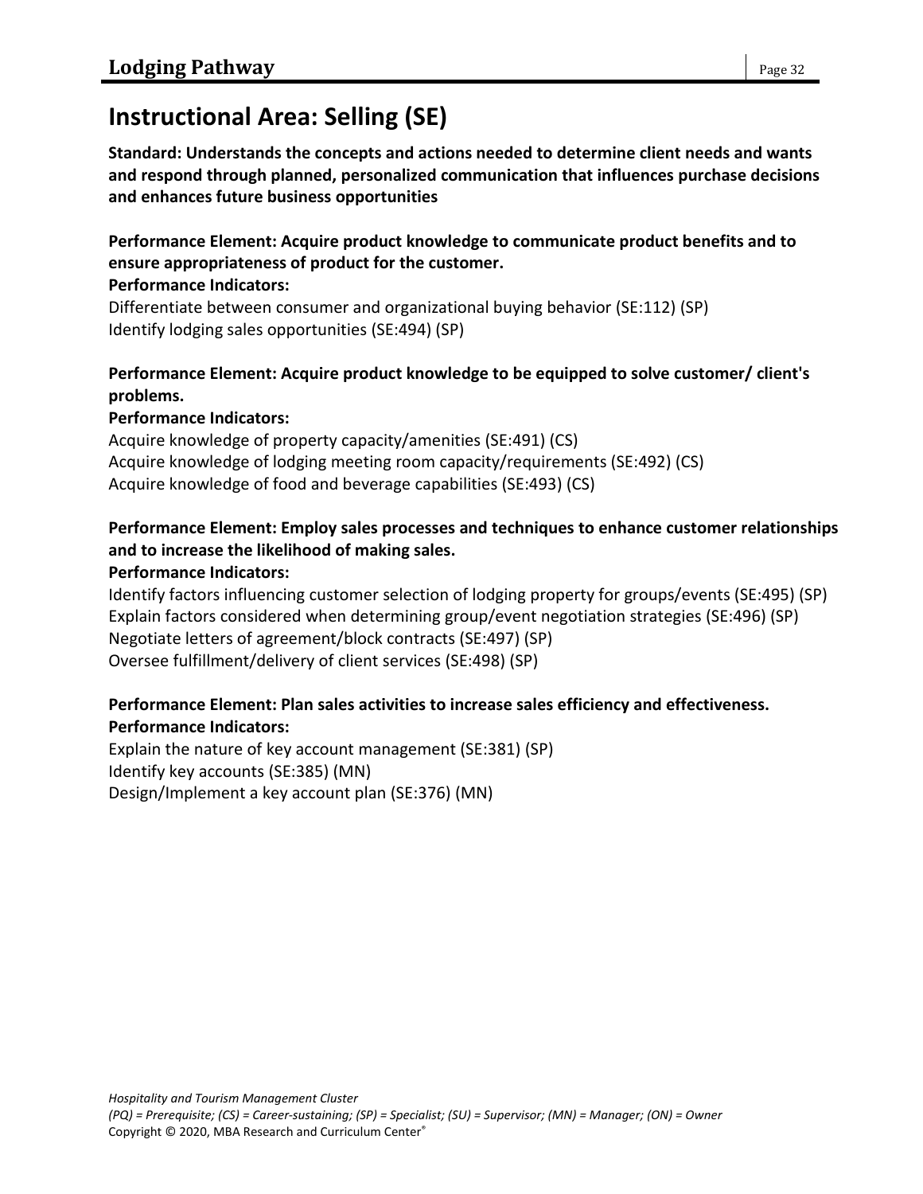# Instructional Area: Selling (SE)

**Standard: Understands the concepts and actions needed to determine client needs and wants and respond through planned, personalized communication that influences purchase decisions and enhances future business opportunities**

**Performance Element: Acquire product knowledge to communicate product benefits and to ensure appropriateness of product for the customer.**
**Performance Indicators:**
Differentiate between consumer and organizational buying behavior (SE:112) (SP)
Identify lodging sales opportunities (SE:494) (SP)

**Performance Element: Acquire product knowledge to be equipped to solve customer/ client's problems.**
**Performance Indicators:**
Acquire knowledge of property capacity/amenities (SE:491) (CS)
Acquire knowledge of lodging meeting room capacity/requirements (SE:492) (CS)
Acquire knowledge of food and beverage capabilities (SE:493) (CS)

**Performance Element: Employ sales processes and techniques to enhance customer relationships and to increase the likelihood of making sales.**
**Performance Indicators:**
Identify factors influencing customer selection of lodging property for groups/events (SE:495) (SP)
Explain factors considered when determining group/event negotiation strategies (SE:496) (SP)
Negotiate letters of agreement/block contracts (SE:497) (SP)
Oversee fulfillment/delivery of client services (SE:498) (SP)

**Performance Element: Plan sales activities to increase sales efficiency and effectiveness.**
**Performance Indicators:**
Explain the nature of key account management (SE:381) (SP)
Identify key accounts (SE:385) (MN)
Design/Implement a key account plan (SE:376) (MN)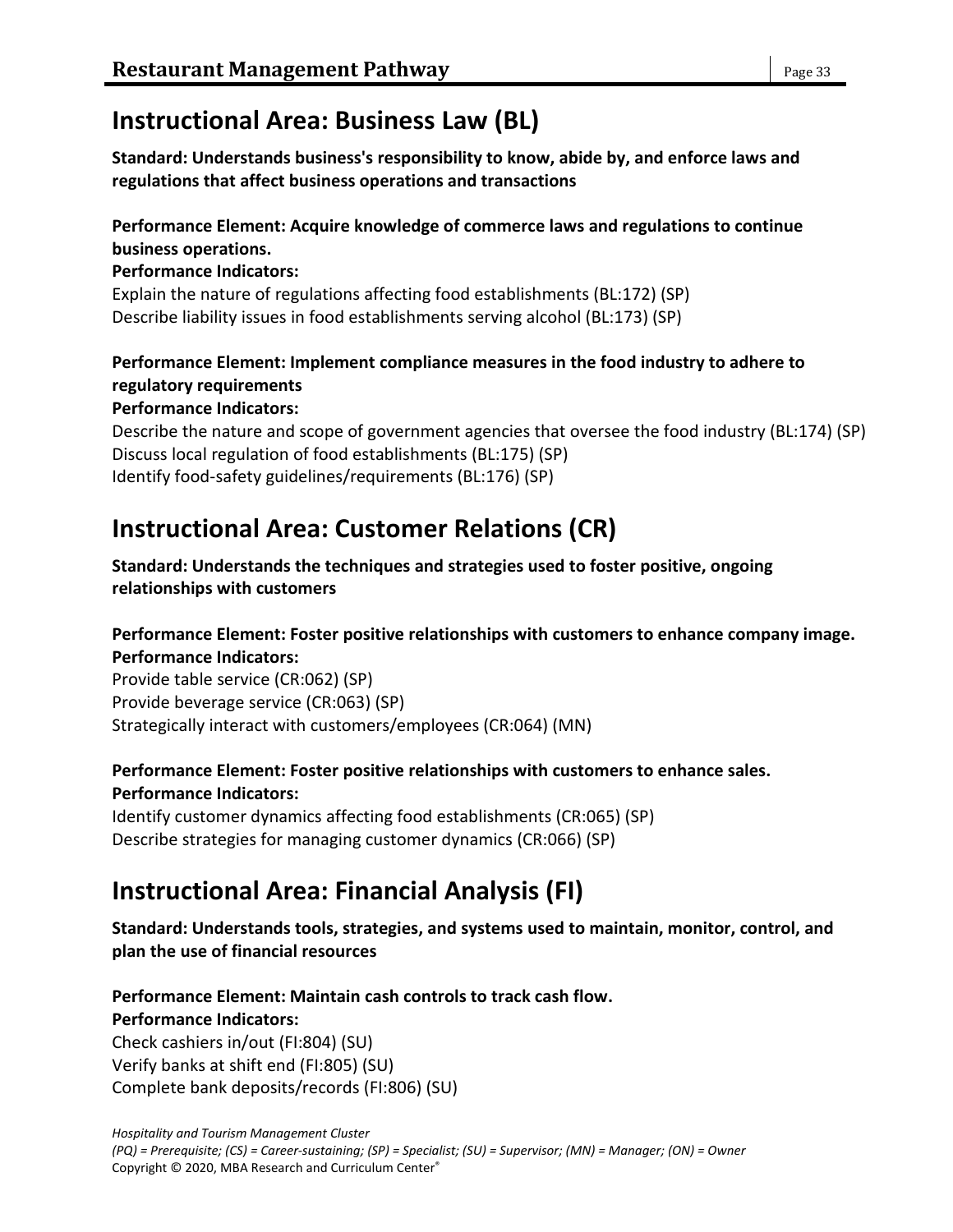## Instructional Area: Business Law (BL)

**Standard: Understands business's responsibility to know, abide by, and enforce laws and regulations that affect business operations and transactions**

**Performance Element: Acquire knowledge of commerce laws and regulations to continue business operations.**

**Performance Indicators:**

Explain the nature of regulations affecting food establishments (BL:172) (SP)
Describe liability issues in food establishments serving alcohol (BL:173) (SP)

**Performance Element: Implement compliance measures in the food industry to adhere to regulatory requirements**

**Performance Indicators:**

Describe the nature and scope of government agencies that oversee the food industry (BL:174) (SP)
Discuss local regulation of food establishments (BL:175) (SP)
Identify food-safety guidelines/requirements (BL:176) (SP)

## Instructional Area: Customer Relations (CR)

**Standard: Understands the techniques and strategies used to foster positive, ongoing relationships with customers**

**Performance Element: Foster positive relationships with customers to enhance company image.**

**Performance Indicators:**

Provide table service (CR:062) (SP)
Provide beverage service (CR:063) (SP)
Strategically interact with customers/employees (CR:064) (MN)

**Performance Element: Foster positive relationships with customers to enhance sales.**

**Performance Indicators:**

Identify customer dynamics affecting food establishments (CR:065) (SP)
Describe strategies for managing customer dynamics (CR:066) (SP)

## Instructional Area: Financial Analysis (FI)

**Standard: Understands tools, strategies, and systems used to maintain, monitor, control, and plan the use of financial resources**

**Performance Element: Maintain cash controls to track cash flow.**

**Performance Indicators:**

Check cashiers in/out (FI:804) (SU)
Verify banks at shift end (FI:805) (SU)
Complete bank deposits/records (FI:806) (SU)

*Hospitality and Tourism Management Cluster*
*(PQ) = Prerequisite; (CS) = Career-sustaining; (SP) = Specialist; (SU) = Supervisor; (MN) = Manager; (ON) = Owner*
Copyright © 2020, MBA Research and Curriculum Center®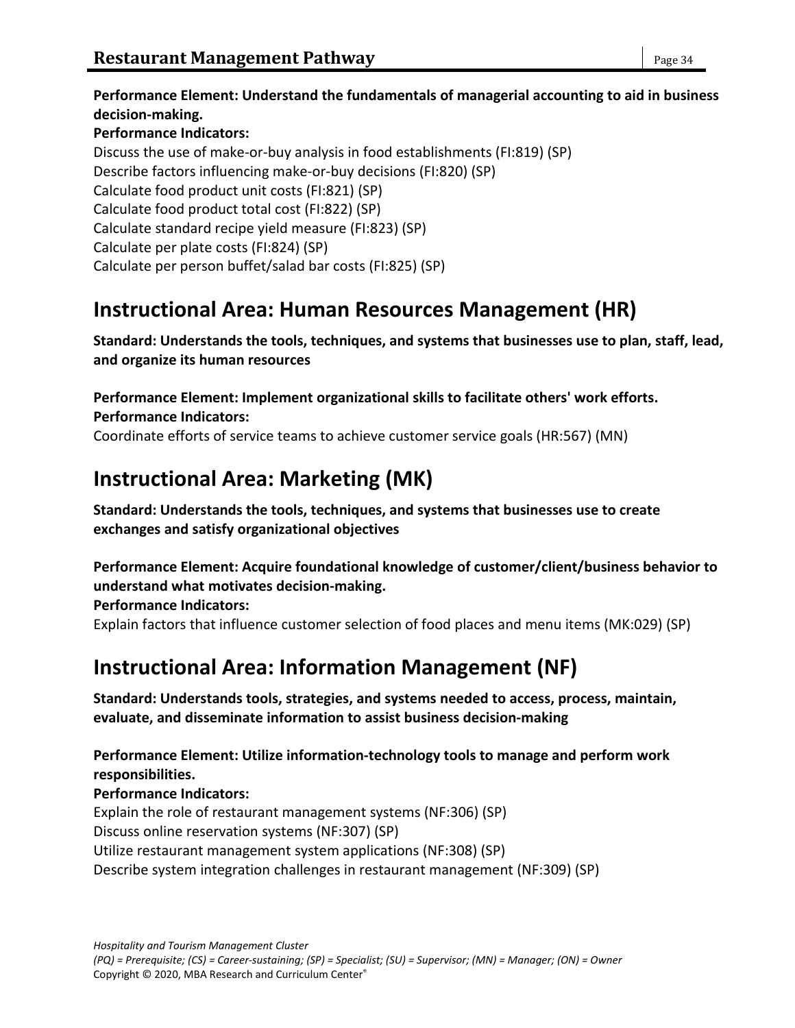**Performance Element: Understand the fundamentals of managerial accounting to aid in business decision-making.**

**Performance Indicators:**

Discuss the use of make-or-buy analysis in food establishments (FI:819) (SP)
Describe factors influencing make-or-buy decisions (FI:820) (SP)
Calculate food product unit costs (FI:821) (SP)
Calculate food product total cost (FI:822) (SP)
Calculate standard recipe yield measure (FI:823) (SP)
Calculate per plate costs (FI:824) (SP)
Calculate per person buffet/salad bar costs (FI:825) (SP)

# Instructional Area: Human Resources Management (HR)

**Standard: Understands the tools, techniques, and systems that businesses use to plan, staff, lead, and organize its human resources**

**Performance Element: Implement organizational skills to facilitate others' work efforts.**

**Performance Indicators:**

Coordinate efforts of service teams to achieve customer service goals (HR:567) (MN)

# Instructional Area: Marketing (MK)

**Standard: Understands the tools, techniques, and systems that businesses use to create exchanges and satisfy organizational objectives**

**Performance Element: Acquire foundational knowledge of customer/client/business behavior to understand what motivates decision-making.**

**Performance Indicators:**

Explain factors that influence customer selection of food places and menu items (MK:029) (SP)

# Instructional Area: Information Management (NF)

**Standard: Understands tools, strategies, and systems needed to access, process, maintain, evaluate, and disseminate information to assist business decision-making**

**Performance Element: Utilize information-technology tools to manage and perform work responsibilities.**

**Performance Indicators:**

Explain the role of restaurant management systems (NF:306) (SP)
Discuss online reservation systems (NF:307) (SP)
Utilize restaurant management system applications (NF:308) (SP)
Describe system integration challenges in restaurant management (NF:309) (SP)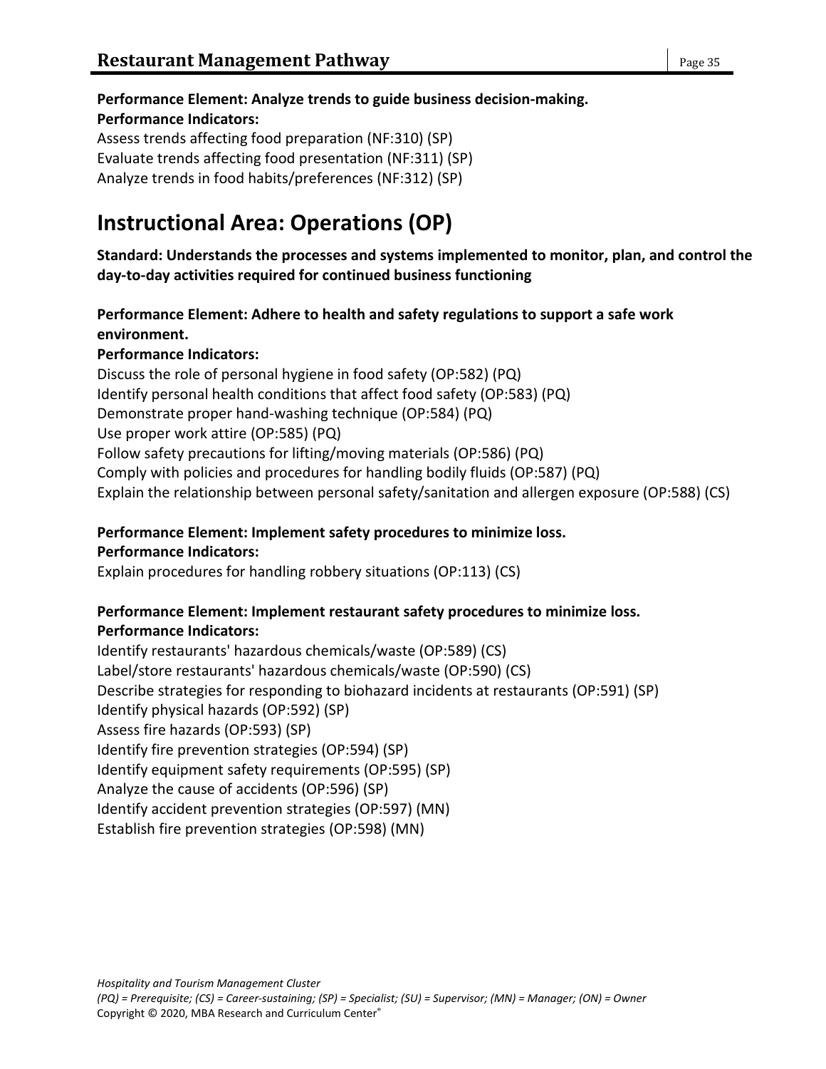**Performance Element: Analyze trends to guide business decision-making.**
**Performance Indicators:**
Assess trends affecting food preparation (NF:310) (SP)
Evaluate trends affecting food presentation (NF:311) (SP)
Analyze trends in food habits/preferences (NF:312) (SP)

# Instructional Area: Operations (OP)

**Standard: Understands the processes and systems implemented to monitor, plan, and control the day-to-day activities required for continued business functioning**

**Performance Element: Adhere to health and safety regulations to support a safe work environment.**
**Performance Indicators:**
Discuss the role of personal hygiene in food safety (OP:582) (PQ)
Identify personal health conditions that affect food safety (OP:583) (PQ)
Demonstrate proper hand-washing technique (OP:584) (PQ)
Use proper work attire (OP:585) (PQ)
Follow safety precautions for lifting/moving materials (OP:586) (PQ)
Comply with policies and procedures for handling bodily fluids (OP:587) (PQ)
Explain the relationship between personal safety/sanitation and allergen exposure (OP:588) (CS)

**Performance Element: Implement safety procedures to minimize loss.**
**Performance Indicators:**
Explain procedures for handling robbery situations (OP:113) (CS)

**Performance Element: Implement restaurant safety procedures to minimize loss.**
**Performance Indicators:**
Identify restaurants' hazardous chemicals/waste (OP:589) (CS)
Label/store restaurants' hazardous chemicals/waste (OP:590) (CS)
Describe strategies for responding to biohazard incidents at restaurants (OP:591) (SP)
Identify physical hazards (OP:592) (SP)
Assess fire hazards (OP:593) (SP)
Identify fire prevention strategies (OP:594) (SP)
Identify equipment safety requirements (OP:595) (SP)
Analyze the cause of accidents (OP:596) (SP)
Identify accident prevention strategies (OP:597) (MN)
Establish fire prevention strategies (OP:598) (MN)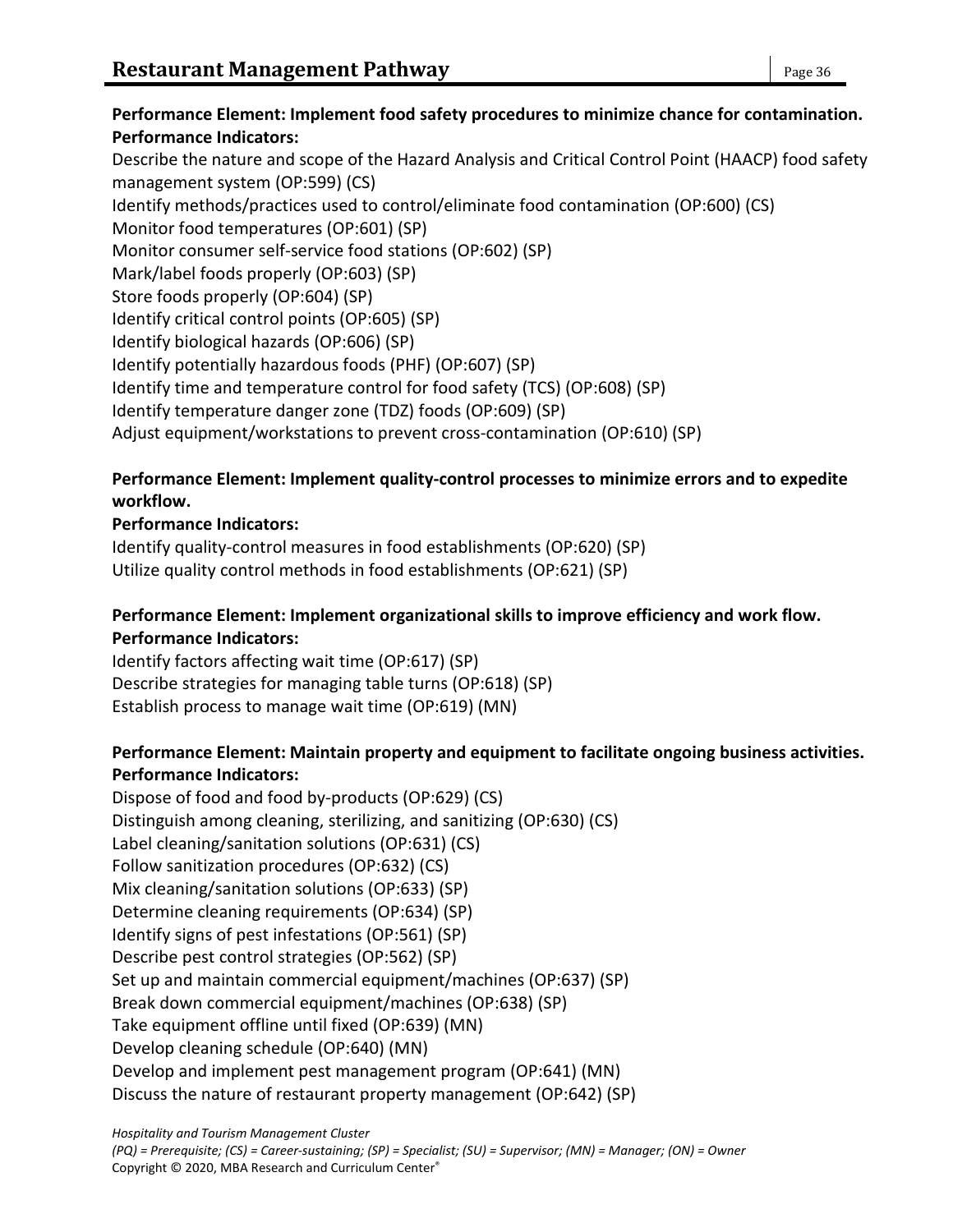**Performance Element: Implement food safety procedures to minimize chance for contamination.**
**Performance Indicators:**

Describe the nature and scope of the Hazard Analysis and Critical Control Point (HAACP) food safety management system (OP:599) (CS)
Identify methods/practices used to control/eliminate food contamination (OP:600) (CS)
Monitor food temperatures (OP:601) (SP)
Monitor consumer self-service food stations (OP:602) (SP)
Mark/label foods properly (OP:603) (SP)
Store foods properly (OP:604) (SP)
Identify critical control points (OP:605) (SP)
Identify biological hazards (OP:606) (SP)
Identify potentially hazardous foods (PHF) (OP:607) (SP)
Identify time and temperature control for food safety (TCS) (OP:608) (SP)
Identify temperature danger zone (TDZ) foods (OP:609) (SP)
Adjust equipment/workstations to prevent cross-contamination (OP:610) (SP)

**Performance Element: Implement quality-control processes to minimize errors and to expedite workflow.**
**Performance Indicators:**

Identify quality-control measures in food establishments (OP:620) (SP)
Utilize quality control methods in food establishments (OP:621) (SP)

**Performance Element: Implement organizational skills to improve efficiency and work flow.**
**Performance Indicators:**

Identify factors affecting wait time (OP:617) (SP)
Describe strategies for managing table turns (OP:618) (SP)
Establish process to manage wait time (OP:619) (MN)

**Performance Element: Maintain property and equipment to facilitate ongoing business activities.**
**Performance Indicators:**

Dispose of food and food by-products (OP:629) (CS)
Distinguish among cleaning, sterilizing, and sanitizing (OP:630) (CS)
Label cleaning/sanitation solutions (OP:631) (CS)
Follow sanitization procedures (OP:632) (CS)
Mix cleaning/sanitation solutions (OP:633) (SP)
Determine cleaning requirements (OP:634) (SP)
Identify signs of pest infestations (OP:561) (SP)
Describe pest control strategies (OP:562) (SP)
Set up and maintain commercial equipment/machines (OP:637) (SP)
Break down commercial equipment/machines (OP:638) (SP)
Take equipment offline until fixed (OP:639) (MN)
Develop cleaning schedule (OP:640) (MN)
Develop and implement pest management program (OP:641) (MN)
Discuss the nature of restaurant property management (OP:642) (SP)

*Hospitality and Tourism Management Cluster*
*(PQ) = Prerequisite; (CS) = Career-sustaining; (SP) = Specialist; (SU) = Supervisor; (MN) = Manager; (ON) = Owner*
Copyright © 2020, MBA Research and Curriculum Center®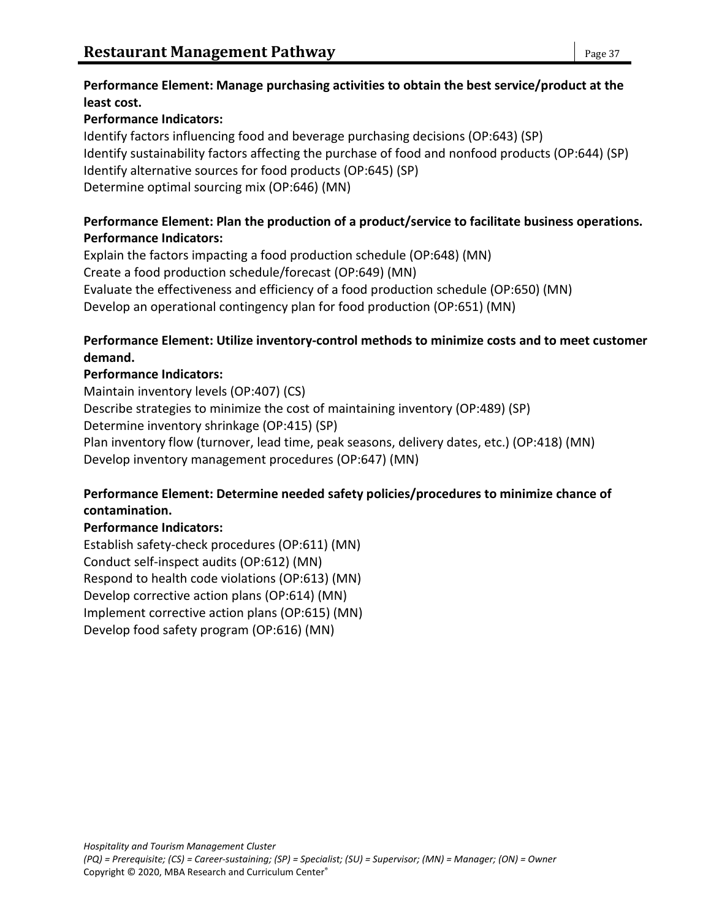**Performance Element: Manage purchasing activities to obtain the best service/product at the least cost.**

**Performance Indicators:**

Identify factors influencing food and beverage purchasing decisions (OP:643) (SP)
Identify sustainability factors affecting the purchase of food and nonfood products (OP:644) (SP)
Identify alternative sources for food products (OP:645) (SP)
Determine optimal sourcing mix (OP:646) (MN)

**Performance Element: Plan the production of a product/service to facilitate business operations.**

**Performance Indicators:**

Explain the factors impacting a food production schedule (OP:648) (MN)
Create a food production schedule/forecast (OP:649) (MN)
Evaluate the effectiveness and efficiency of a food production schedule (OP:650) (MN)
Develop an operational contingency plan for food production (OP:651) (MN)

**Performance Element: Utilize inventory-control methods to minimize costs and to meet customer demand.**

**Performance Indicators:**

Maintain inventory levels (OP:407) (CS)
Describe strategies to minimize the cost of maintaining inventory (OP:489) (SP)
Determine inventory shrinkage (OP:415) (SP)
Plan inventory flow (turnover, lead time, peak seasons, delivery dates, etc.) (OP:418) (MN)
Develop inventory management procedures (OP:647) (MN)

**Performance Element: Determine needed safety policies/procedures to minimize chance of contamination.**

**Performance Indicators:**

Establish safety-check procedures (OP:611) (MN)
Conduct self-inspect audits (OP:612) (MN)
Respond to health code violations (OP:613) (MN)
Develop corrective action plans (OP:614) (MN)
Implement corrective action plans (OP:615) (MN)
Develop food safety program (OP:616) (MN)

*Hospitality and Tourism Management Cluster*
*(PQ) = Prerequisite; (CS) = Career-sustaining; (SP) = Specialist; (SU) = Supervisor; (MN) = Manager; (ON) = Owner*
Copyright © 2020, MBA Research and Curriculum Center®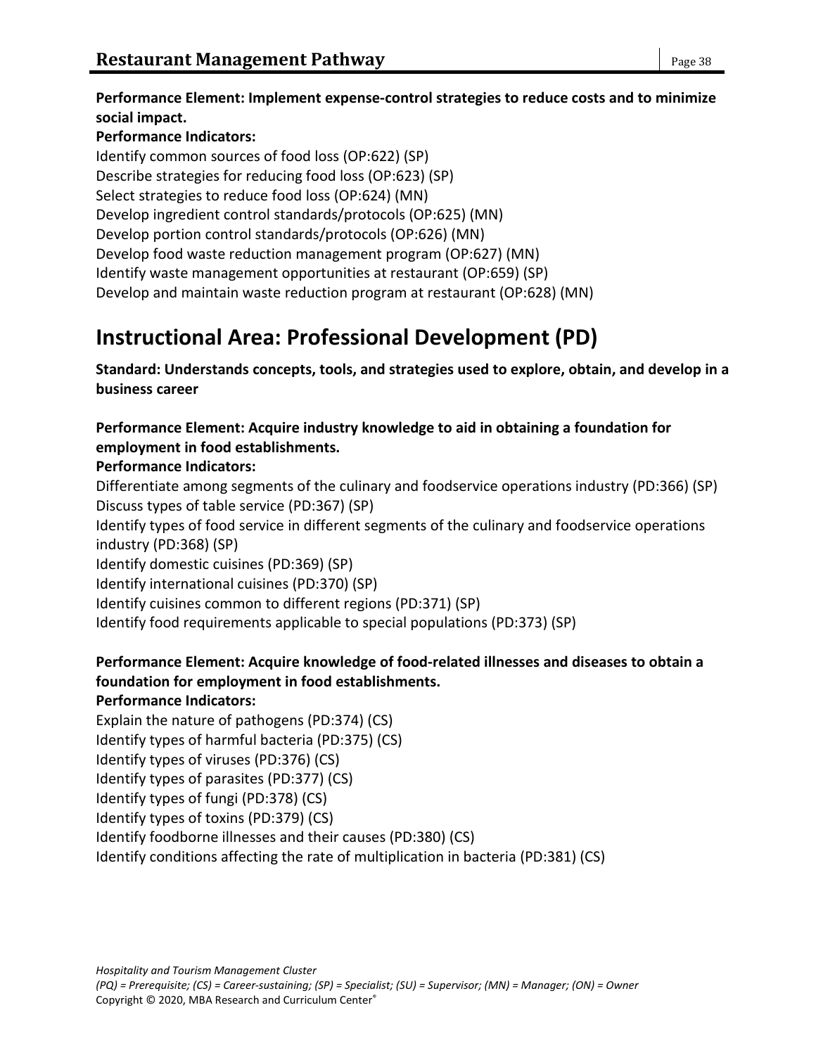**Performance Element: Implement expense-control strategies to reduce costs and to minimize social impact.**

**Performance Indicators:**

Identify common sources of food loss (OP:622) (SP)
Describe strategies for reducing food loss (OP:623) (SP)
Select strategies to reduce food loss (OP:624) (MN)
Develop ingredient control standards/protocols (OP:625) (MN)
Develop portion control standards/protocols (OP:626) (MN)
Develop food waste reduction management program (OP:627) (MN)
Identify waste management opportunities at restaurant (OP:659) (SP)
Develop and maintain waste reduction program at restaurant (OP:628) (MN)

# Instructional Area: Professional Development (PD)

**Standard: Understands concepts, tools, and strategies used to explore, obtain, and develop in a business career**

**Performance Element: Acquire industry knowledge to aid in obtaining a foundation for employment in food establishments.**

**Performance Indicators:**

Differentiate among segments of the culinary and foodservice operations industry (PD:366) (SP)
Discuss types of table service (PD:367) (SP)
Identify types of food service in different segments of the culinary and foodservice operations industry (PD:368) (SP)
Identify domestic cuisines (PD:369) (SP)
Identify international cuisines (PD:370) (SP)
Identify cuisines common to different regions (PD:371) (SP)
Identify food requirements applicable to special populations (PD:373) (SP)

**Performance Element: Acquire knowledge of food-related illnesses and diseases to obtain a foundation for employment in food establishments.**

**Performance Indicators:**

Explain the nature of pathogens (PD:374) (CS)
Identify types of harmful bacteria (PD:375) (CS)
Identify types of viruses (PD:376) (CS)
Identify types of parasites (PD:377) (CS)
Identify types of fungi (PD:378) (CS)
Identify types of toxins (PD:379) (CS)
Identify foodborne illnesses and their causes (PD:380) (CS)
Identify conditions affecting the rate of multiplication in bacteria (PD:381) (CS)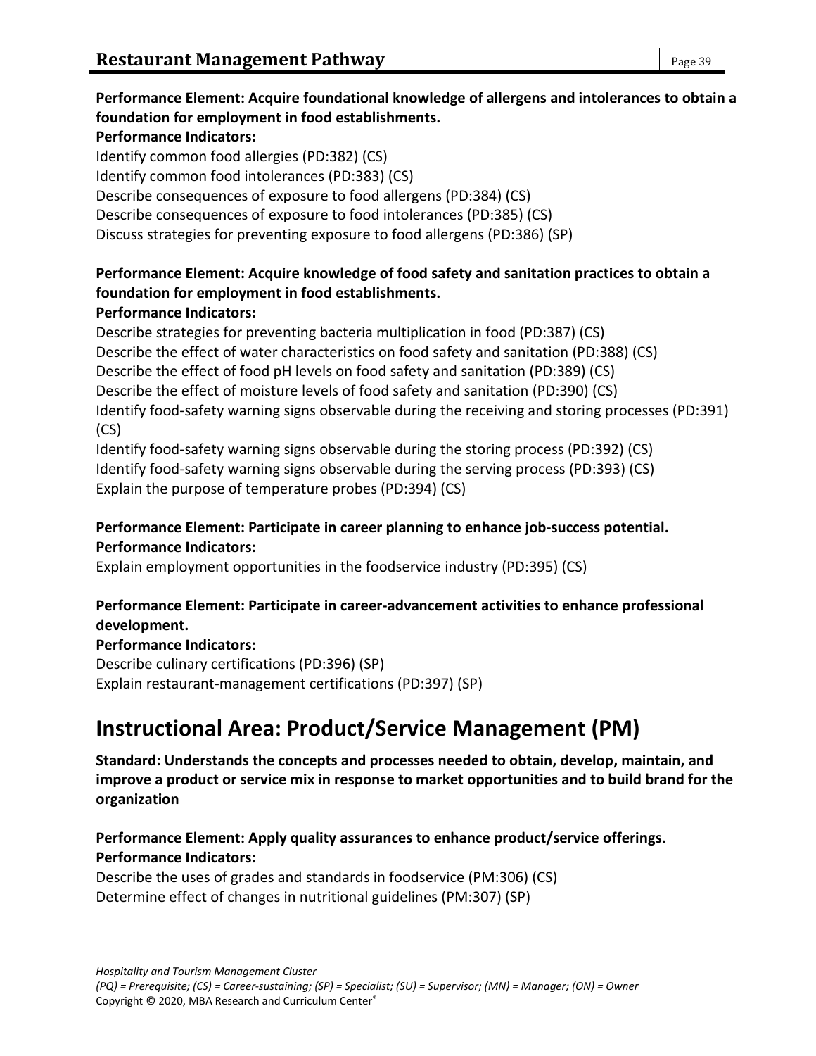**Performance Element: Acquire foundational knowledge of allergens and intolerances to obtain a foundation for employment in food establishments.**
**Performance Indicators:**

Identify common food allergies (PD:382) (CS)
Identify common food intolerances (PD:383) (CS)
Describe consequences of exposure to food allergens (PD:384) (CS)
Describe consequences of exposure to food intolerances (PD:385) (CS)
Discuss strategies for preventing exposure to food allergens (PD:386) (SP)

**Performance Element: Acquire knowledge of food safety and sanitation practices to obtain a foundation for employment in food establishments.**
**Performance Indicators:**

Describe strategies for preventing bacteria multiplication in food (PD:387) (CS)
Describe the effect of water characteristics on food safety and sanitation (PD:388) (CS)
Describe the effect of food pH levels on food safety and sanitation (PD:389) (CS)
Describe the effect of moisture levels of food safety and sanitation (PD:390) (CS)
Identify food-safety warning signs observable during the receiving and storing processes (PD:391) (CS)
Identify food-safety warning signs observable during the storing process (PD:392) (CS)
Identify food-safety warning signs observable during the serving process (PD:393) (CS)
Explain the purpose of temperature probes (PD:394) (CS)

**Performance Element: Participate in career planning to enhance job-success potential.**
**Performance Indicators:**

Explain employment opportunities in the foodservice industry (PD:395) (CS)

**Performance Element: Participate in career-advancement activities to enhance professional development.**
**Performance Indicators:**

Describe culinary certifications (PD:396) (SP)
Explain restaurant-management certifications (PD:397) (SP)

# Instructional Area: Product/Service Management (PM)

**Standard: Understands the concepts and processes needed to obtain, develop, maintain, and improve a product or service mix in response to market opportunities and to build brand for the organization**

**Performance Element: Apply quality assurances to enhance product/service offerings.**
**Performance Indicators:**

Describe the uses of grades and standards in foodservice (PM:306) (CS)
Determine effect of changes in nutritional guidelines (PM:307) (SP)

*Hospitality and Tourism Management Cluster*
*(PQ) = Prerequisite; (CS) = Career-sustaining; (SP) = Specialist; (SU) = Supervisor; (MN) = Manager; (ON) = Owner*
Copyright © 2020, MBA Research and Curriculum Center®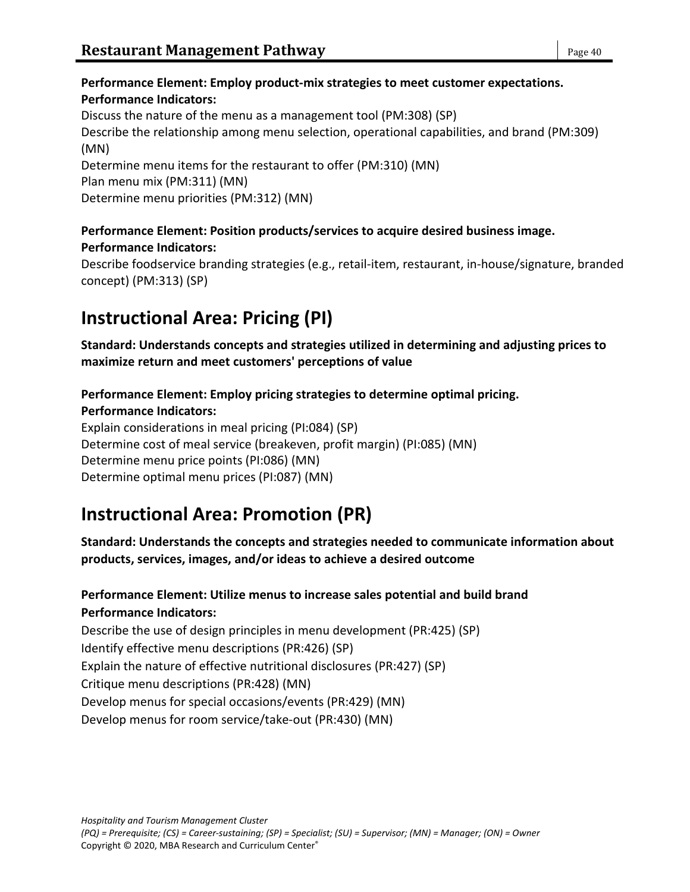**Performance Element: Employ product-mix strategies to meet customer expectations.**
**Performance Indicators:**
Discuss the nature of the menu as a management tool (PM:308) (SP)
Describe the relationship among menu selection, operational capabilities, and brand (PM:309) (MN)
Determine menu items for the restaurant to offer (PM:310) (MN)
Plan menu mix (PM:311) (MN)
Determine menu priorities (PM:312) (MN)

**Performance Element: Position products/services to acquire desired business image.**
**Performance Indicators:**
Describe foodservice branding strategies (e.g., retail-item, restaurant, in-house/signature, branded concept) (PM:313) (SP)

## Instructional Area: Pricing (PI)

**Standard: Understands concepts and strategies utilized in determining and adjusting prices to maximize return and meet customers' perceptions of value**

**Performance Element: Employ pricing strategies to determine optimal pricing.**
**Performance Indicators:**
Explain considerations in meal pricing (PI:084) (SP)
Determine cost of meal service (breakeven, profit margin) (PI:085) (MN)
Determine menu price points (PI:086) (MN)
Determine optimal menu prices (PI:087) (MN)

## Instructional Area: Promotion (PR)

**Standard: Understands the concepts and strategies needed to communicate information about products, services, images, and/or ideas to achieve a desired outcome**

**Performance Element: Utilize menus to increase sales potential and build brand**
**Performance Indicators:**
Describe the use of design principles in menu development (PR:425) (SP)
Identify effective menu descriptions (PR:426) (SP)
Explain the nature of effective nutritional disclosures (PR:427) (SP)
Critique menu descriptions (PR:428) (MN)
Develop menus for special occasions/events (PR:429) (MN)
Develop menus for room service/take-out (PR:430) (MN)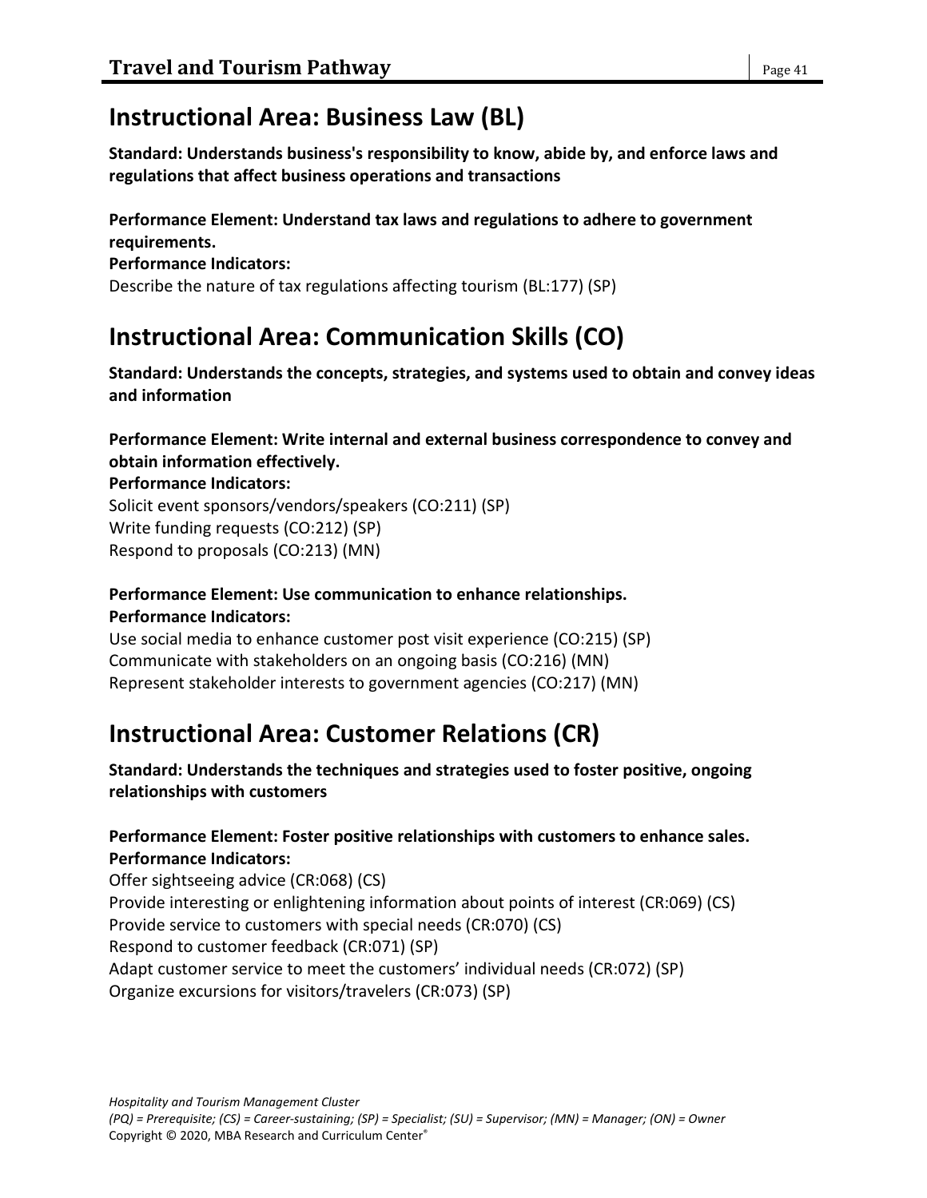# Instructional Area: Business Law (BL)

**Standard: Understands business's responsibility to know, abide by, and enforce laws and regulations that affect business operations and transactions**

**Performance Element: Understand tax laws and regulations to adhere to government requirements.**
**Performance Indicators:**
Describe the nature of tax regulations affecting tourism (BL:177) (SP)

# Instructional Area: Communication Skills (CO)

**Standard: Understands the concepts, strategies, and systems used to obtain and convey ideas and information**

**Performance Element: Write internal and external business correspondence to convey and obtain information effectively.**
**Performance Indicators:**
Solicit event sponsors/vendors/speakers (CO:211) (SP)
Write funding requests (CO:212) (SP)
Respond to proposals (CO:213) (MN)

**Performance Element: Use communication to enhance relationships.**
**Performance Indicators:**
Use social media to enhance customer post visit experience (CO:215) (SP)
Communicate with stakeholders on an ongoing basis (CO:216) (MN)
Represent stakeholder interests to government agencies (CO:217) (MN)

# Instructional Area: Customer Relations (CR)

**Standard: Understands the techniques and strategies used to foster positive, ongoing relationships with customers**

**Performance Element: Foster positive relationships with customers to enhance sales.**
**Performance Indicators:**
Offer sightseeing advice (CR:068) (CS)
Provide interesting or enlightening information about points of interest (CR:069) (CS)
Provide service to customers with special needs (CR:070) (CS)
Respond to customer feedback (CR:071) (SP)
Adapt customer service to meet the customers' individual needs (CR:072) (SP)
Organize excursions for visitors/travelers (CR:073) (SP)

*Hospitality and Tourism Management Cluster*
*(PQ) = Prerequisite; (CS) = Career-sustaining; (SP) = Specialist; (SU) = Supervisor; (MN) = Manager; (ON) = Owner*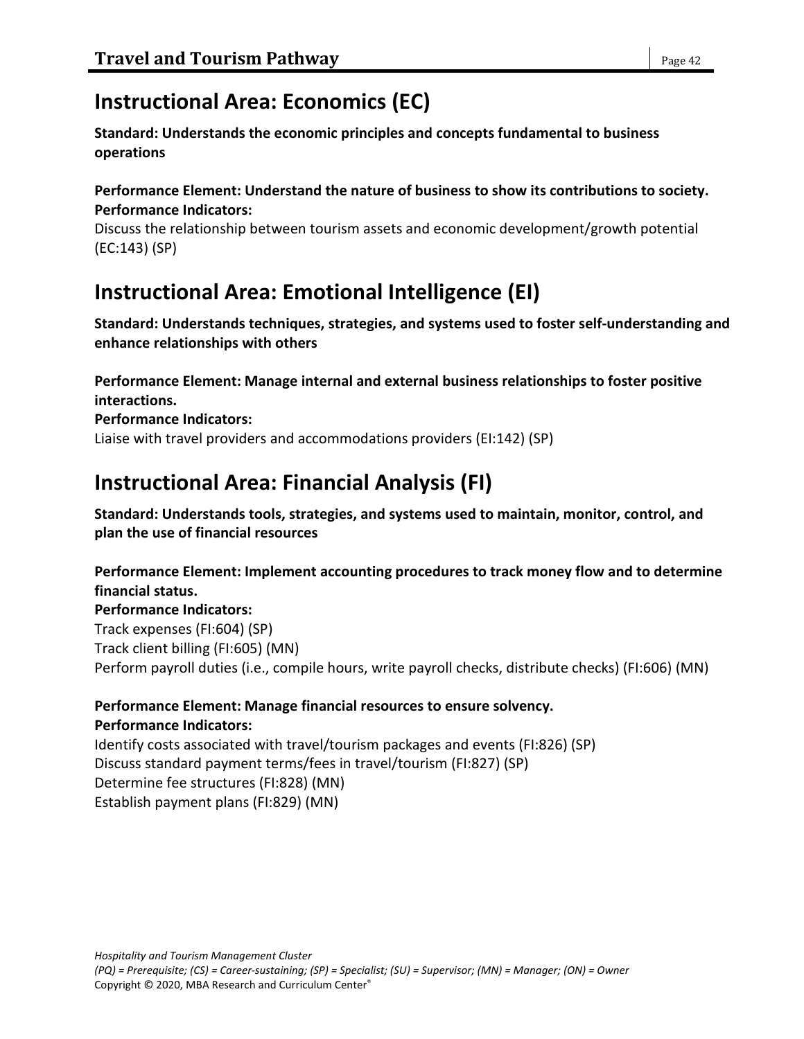## Instructional Area: Economics (EC)

**Standard: Understands the economic principles and concepts fundamental to business operations**

**Performance Element: Understand the nature of business to show its contributions to society.**
**Performance Indicators:**
Discuss the relationship between tourism assets and economic development/growth potential (EC:143) (SP)

## Instructional Area: Emotional Intelligence (EI)

**Standard: Understands techniques, strategies, and systems used to foster self-understanding and enhance relationships with others**

**Performance Element: Manage internal and external business relationships to foster positive interactions.**
**Performance Indicators:**
Liaise with travel providers and accommodations providers (EI:142) (SP)

## Instructional Area: Financial Analysis (FI)

**Standard: Understands tools, strategies, and systems used to maintain, monitor, control, and plan the use of financial resources**

**Performance Element: Implement accounting procedures to track money flow and to determine financial status.**
**Performance Indicators:**
Track expenses (FI:604) (SP)
Track client billing (FI:605) (MN)
Perform payroll duties (i.e., compile hours, write payroll checks, distribute checks) (FI:606) (MN)

**Performance Element: Manage financial resources to ensure solvency.**
**Performance Indicators:**
Identify costs associated with travel/tourism packages and events (FI:826) (SP)
Discuss standard payment terms/fees in travel/tourism (FI:827) (SP)
Determine fee structures (FI:828) (MN)
Establish payment plans (FI:829) (MN)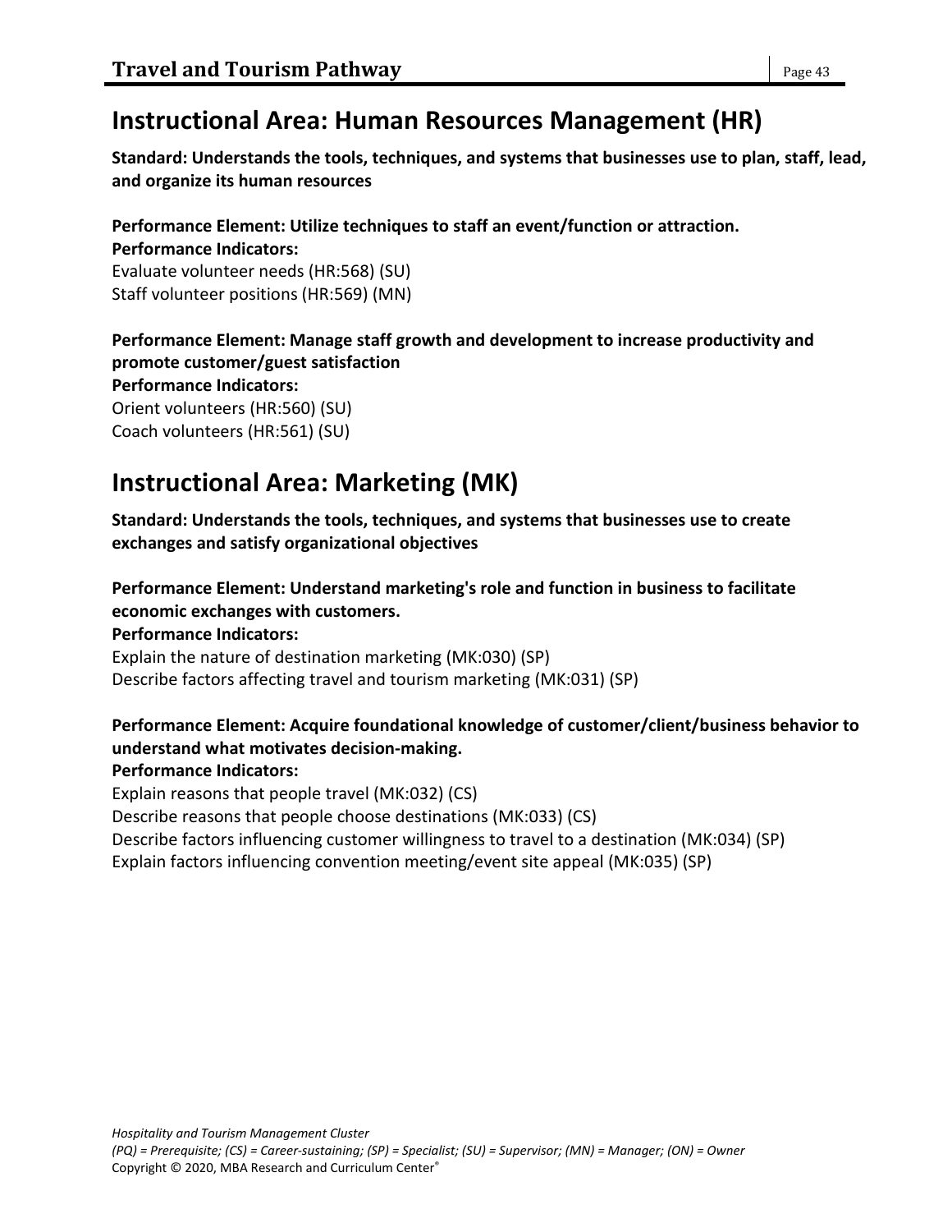## Instructional Area: Human Resources Management (HR)

**Standard: Understands the tools, techniques, and systems that businesses use to plan, staff, lead, and organize its human resources**

**Performance Element: Utilize techniques to staff an event/function or attraction.**
**Performance Indicators:**
Evaluate volunteer needs (HR:568) (SU)
Staff volunteer positions (HR:569) (MN)

**Performance Element: Manage staff growth and development to increase productivity and promote customer/guest satisfaction**
**Performance Indicators:**
Orient volunteers (HR:560) (SU)
Coach volunteers (HR:561) (SU)

## Instructional Area: Marketing (MK)

**Standard: Understands the tools, techniques, and systems that businesses use to create exchanges and satisfy organizational objectives**

**Performance Element: Understand marketing's role and function in business to facilitate economic exchanges with customers.**
**Performance Indicators:**
Explain the nature of destination marketing (MK:030) (SP)
Describe factors affecting travel and tourism marketing (MK:031) (SP)

**Performance Element: Acquire foundational knowledge of customer/client/business behavior to understand what motivates decision-making.**
**Performance Indicators:**
Explain reasons that people travel (MK:032) (CS)
Describe reasons that people choose destinations (MK:033) (CS)
Describe factors influencing customer willingness to travel to a destination (MK:034) (SP)
Explain factors influencing convention meeting/event site appeal (MK:035) (SP)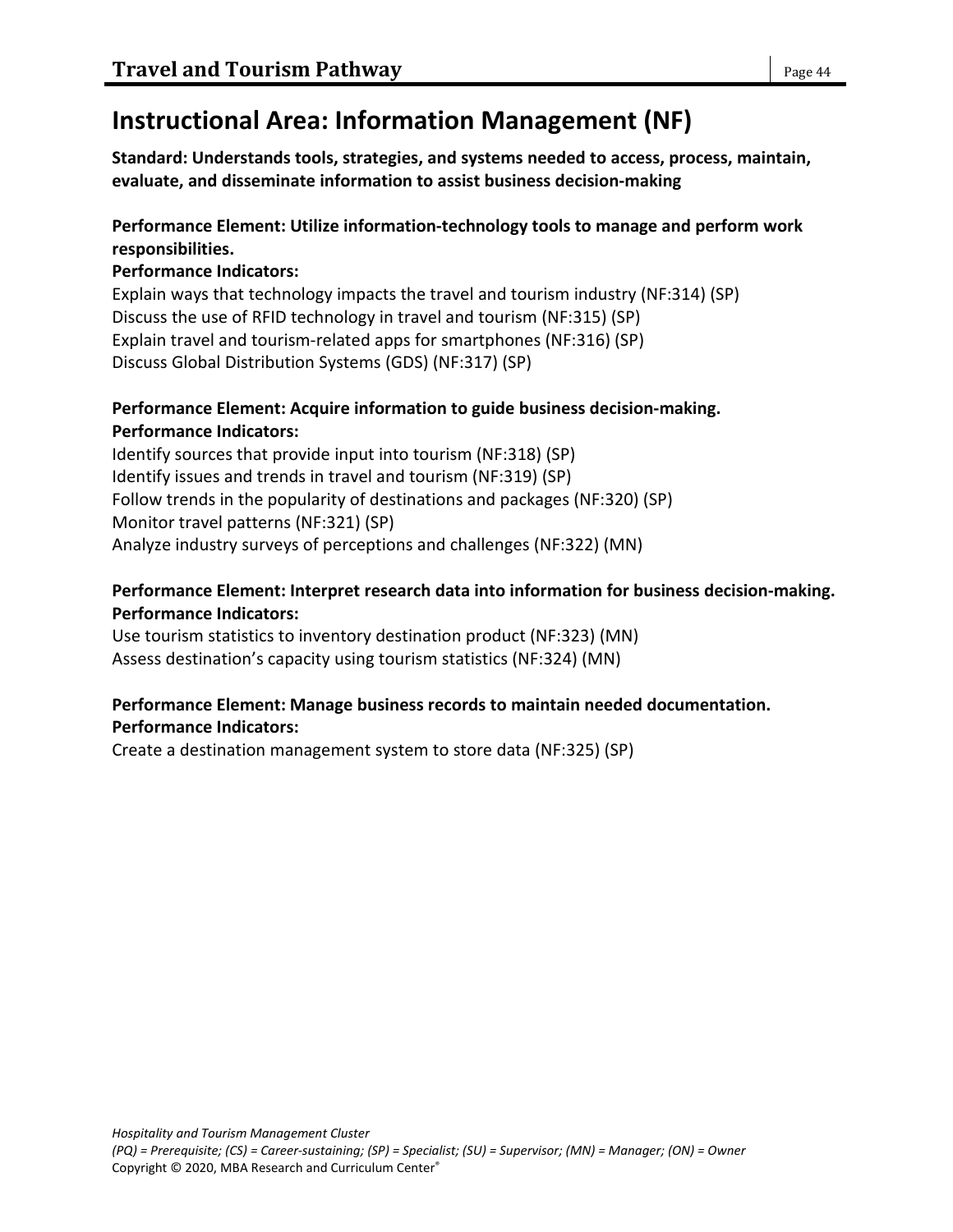# Instructional Area: Information Management (NF)

**Standard: Understands tools, strategies, and systems needed to access, process, maintain, evaluate, and disseminate information to assist business decision-making**

**Performance Element: Utilize information-technology tools to manage and perform work responsibilities.**
**Performance Indicators:**
Explain ways that technology impacts the travel and tourism industry (NF:314) (SP)
Discuss the use of RFID technology in travel and tourism (NF:315) (SP)
Explain travel and tourism-related apps for smartphones (NF:316) (SP)
Discuss Global Distribution Systems (GDS) (NF:317) (SP)

**Performance Element: Acquire information to guide business decision-making.**
**Performance Indicators:**
Identify sources that provide input into tourism (NF:318) (SP)
Identify issues and trends in travel and tourism (NF:319) (SP)
Follow trends in the popularity of destinations and packages (NF:320) (SP)
Monitor travel patterns (NF:321) (SP)
Analyze industry surveys of perceptions and challenges (NF:322) (MN)

**Performance Element: Interpret research data into information for business decision-making.**
**Performance Indicators:**
Use tourism statistics to inventory destination product (NF:323) (MN)
Assess destination's capacity using tourism statistics (NF:324) (MN)

**Performance Element: Manage business records to maintain needed documentation.**
**Performance Indicators:**
Create a destination management system to store data (NF:325) (SP)

*Hospitality and Tourism Management Cluster*
*(PQ) = Prerequisite; (CS) = Career-sustaining; (SP) = Specialist; (SU) = Supervisor; (MN) = Manager; (ON) = Owner*
Copyright © 2020, MBA Research and Curriculum Center®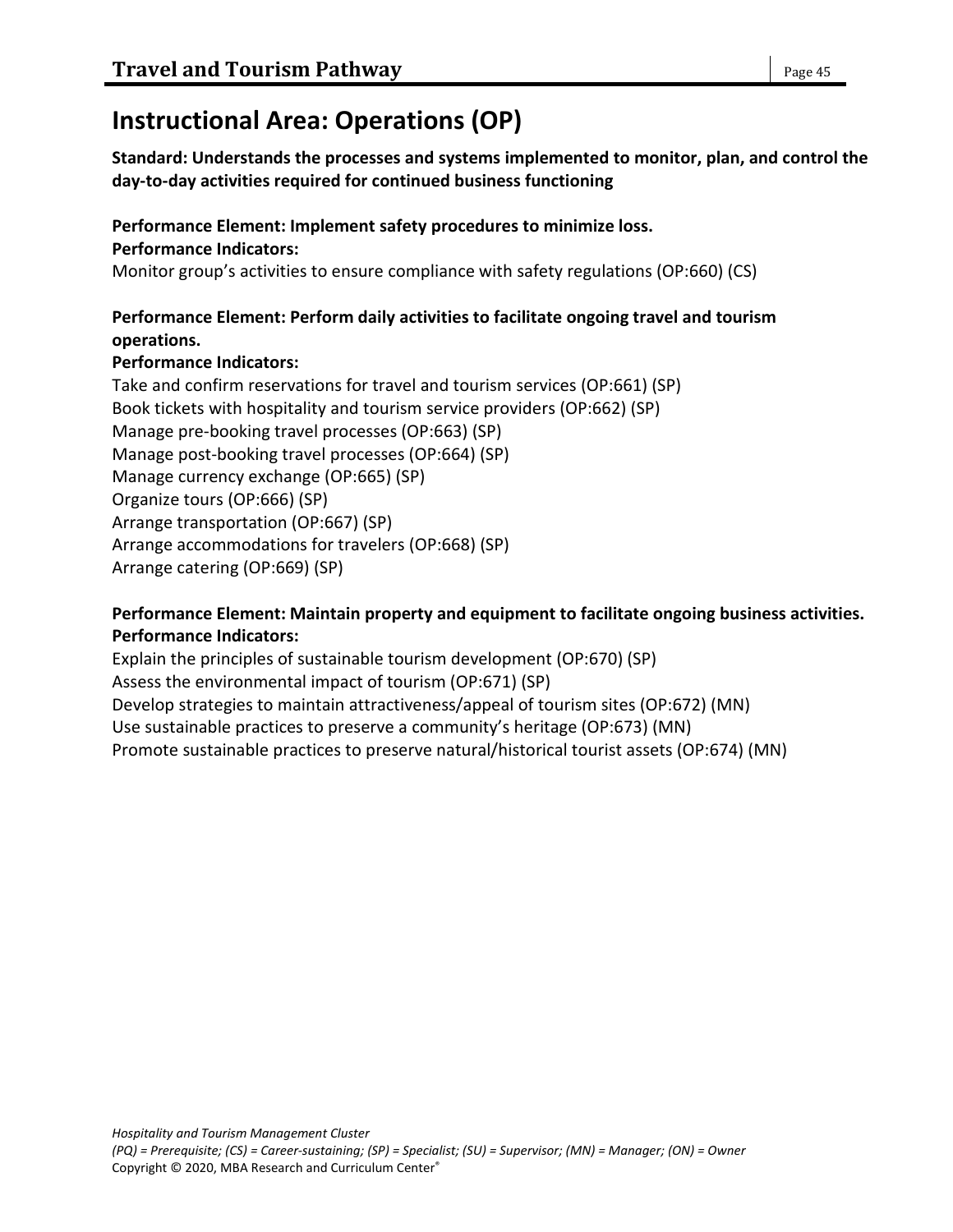# Instructional Area: Operations (OP)

**Standard: Understands the processes and systems implemented to monitor, plan, and control the day-to-day activities required for continued business functioning**

**Performance Element: Implement safety procedures to minimize loss.**
**Performance Indicators:**
Monitor group's activities to ensure compliance with safety regulations (OP:660) (CS)

**Performance Element: Perform daily activities to facilitate ongoing travel and tourism operations.**
**Performance Indicators:**
Take and confirm reservations for travel and tourism services (OP:661) (SP)
Book tickets with hospitality and tourism service providers (OP:662) (SP)
Manage pre-booking travel processes (OP:663) (SP)
Manage post-booking travel processes (OP:664) (SP)
Manage currency exchange (OP:665) (SP)
Organize tours (OP:666) (SP)
Arrange transportation (OP:667) (SP)
Arrange accommodations for travelers (OP:668) (SP)
Arrange catering (OP:669) (SP)

**Performance Element: Maintain property and equipment to facilitate ongoing business activities.**
**Performance Indicators:**
Explain the principles of sustainable tourism development (OP:670) (SP)
Assess the environmental impact of tourism (OP:671) (SP)
Develop strategies to maintain attractiveness/appeal of tourism sites (OP:672) (MN)
Use sustainable practices to preserve a community's heritage (OP:673) (MN)
Promote sustainable practices to preserve natural/historical tourist assets (OP:674) (MN)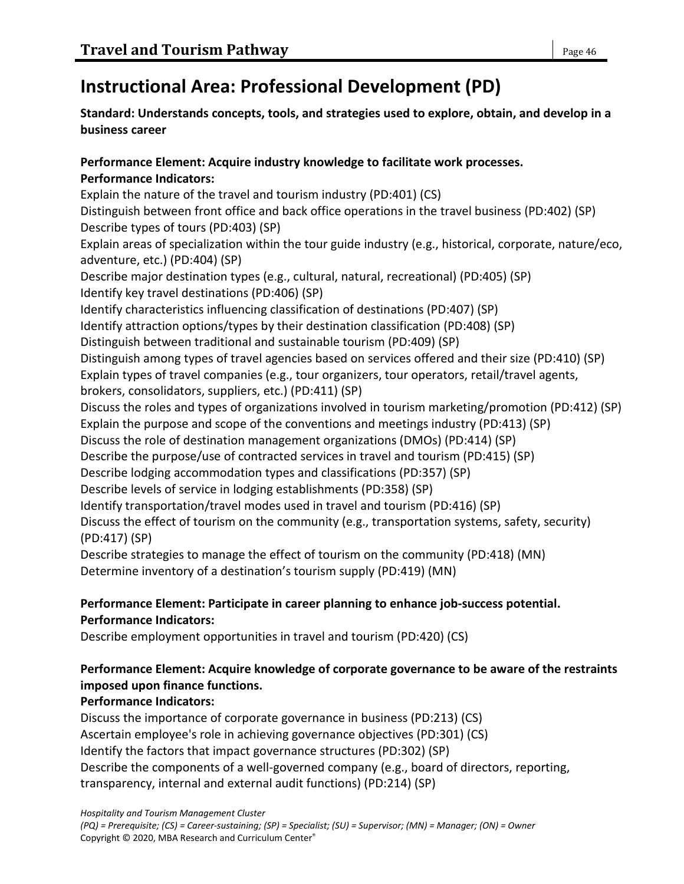# Instructional Area: Professional Development (PD)

**Standard: Understands concepts, tools, and strategies used to explore, obtain, and develop in a business career**

**Performance Element: Acquire industry knowledge to facilitate work processes.**
**Performance Indicators:**

Explain the nature of the travel and tourism industry (PD:401) (CS)
Distinguish between front office and back office operations in the travel business (PD:402) (SP)
Describe types of tours (PD:403) (SP)
Explain areas of specialization within the tour guide industry (e.g., historical, corporate, nature/eco, adventure, etc.) (PD:404) (SP)
Describe major destination types (e.g., cultural, natural, recreational) (PD:405) (SP)
Identify key travel destinations (PD:406) (SP)
Identify characteristics influencing classification of destinations (PD:407) (SP)
Identify attraction options/types by their destination classification (PD:408) (SP)
Distinguish between traditional and sustainable tourism (PD:409) (SP)
Distinguish among types of travel agencies based on services offered and their size (PD:410) (SP)
Explain types of travel companies (e.g., tour organizers, tour operators, retail/travel agents, brokers, consolidators, suppliers, etc.) (PD:411) (SP)
Discuss the roles and types of organizations involved in tourism marketing/promotion (PD:412) (SP)
Explain the purpose and scope of the conventions and meetings industry (PD:413) (SP)
Discuss the role of destination management organizations (DMOs) (PD:414) (SP)
Describe the purpose/use of contracted services in travel and tourism (PD:415) (SP)
Describe lodging accommodation types and classifications (PD:357) (SP)
Describe levels of service in lodging establishments (PD:358) (SP)
Identify transportation/travel modes used in travel and tourism (PD:416) (SP)
Discuss the effect of tourism on the community (e.g., transportation systems, safety, security) (PD:417) (SP)
Describe strategies to manage the effect of tourism on the community (PD:418) (MN)
Determine inventory of a destination's tourism supply (PD:419) (MN)

**Performance Element: Participate in career planning to enhance job-success potential.**
**Performance Indicators:**

Describe employment opportunities in travel and tourism (PD:420) (CS)

**Performance Element: Acquire knowledge of corporate governance to be aware of the restraints imposed upon finance functions.**
**Performance Indicators:**

Discuss the importance of corporate governance in business (PD:213) (CS)
Ascertain employee's role in achieving governance objectives (PD:301) (CS)
Identify the factors that impact governance structures (PD:302) (SP)
Describe the components of a well-governed company (e.g., board of directors, reporting, transparency, internal and external audit functions) (PD:214) (SP)

*Hospitality and Tourism Management Cluster*
*(PQ) = Prerequisite; (CS) = Career-sustaining; (SP) = Specialist; (SU) = Supervisor; (MN) = Manager; (ON) = Owner*
Copyright © 2020, MBA Research and Curriculum Center®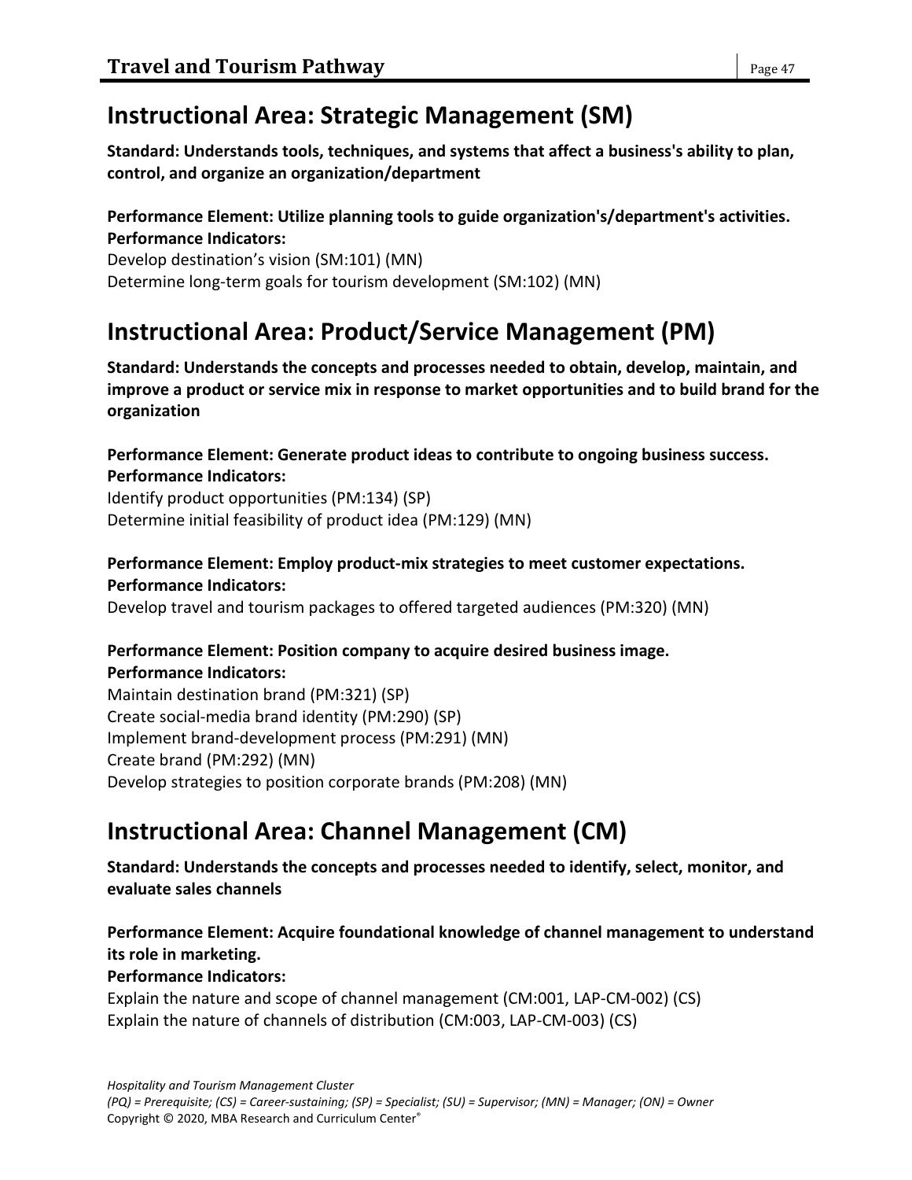## Instructional Area: Strategic Management (SM)

**Standard: Understands tools, techniques, and systems that affect a business's ability to plan, control, and organize an organization/department**

**Performance Element: Utilize planning tools to guide organization's/department's activities.**
**Performance Indicators:**
Develop destination's vision (SM:101) (MN)
Determine long-term goals for tourism development (SM:102) (MN)

## Instructional Area: Product/Service Management (PM)

**Standard: Understands the concepts and processes needed to obtain, develop, maintain, and improve a product or service mix in response to market opportunities and to build brand for the organization**

**Performance Element: Generate product ideas to contribute to ongoing business success.**
**Performance Indicators:**
Identify product opportunities (PM:134) (SP)
Determine initial feasibility of product idea (PM:129) (MN)

**Performance Element: Employ product-mix strategies to meet customer expectations.**
**Performance Indicators:**
Develop travel and tourism packages to offered targeted audiences (PM:320) (MN)

**Performance Element: Position company to acquire desired business image.**
**Performance Indicators:**
Maintain destination brand (PM:321) (SP)
Create social-media brand identity (PM:290) (SP)
Implement brand-development process (PM:291) (MN)
Create brand (PM:292) (MN)
Develop strategies to position corporate brands (PM:208) (MN)

## Instructional Area: Channel Management (CM)

**Standard: Understands the concepts and processes needed to identify, select, monitor, and evaluate sales channels**

**Performance Element: Acquire foundational knowledge of channel management to understand its role in marketing.**
**Performance Indicators:**
Explain the nature and scope of channel management (CM:001, LAP-CM-002) (CS)
Explain the nature of channels of distribution (CM:003, LAP-CM-003) (CS)

*Hospitality and Tourism Management Cluster*
*(PQ) = Prerequisite; (CS) = Career-sustaining; (SP) = Specialist; (SU) = Supervisor; (MN) = Manager; (ON) = Owner*
Copyright © 2020, MBA Research and Curriculum Center®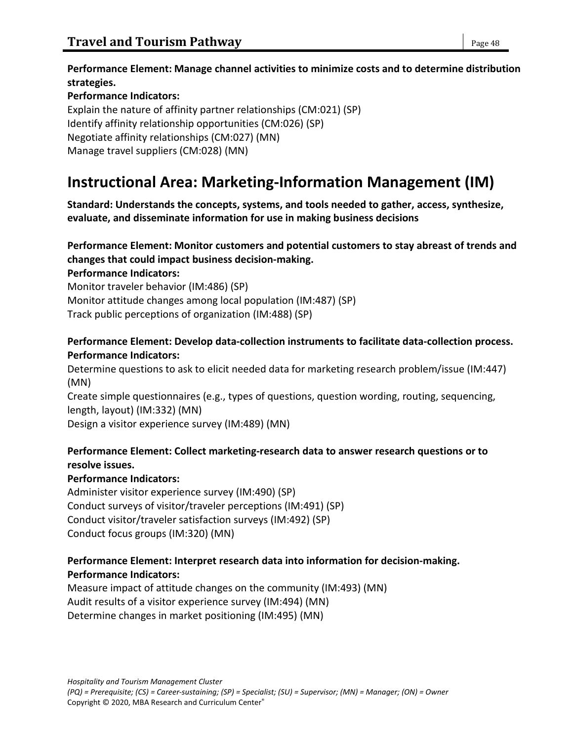**Performance Element: Manage channel activities to minimize costs and to determine distribution strategies.**

**Performance Indicators:**

Explain the nature of affinity partner relationships (CM:021) (SP)
Identify affinity relationship opportunities (CM:026) (SP)
Negotiate affinity relationships (CM:027) (MN)
Manage travel suppliers (CM:028) (MN)

## Instructional Area: Marketing-Information Management (IM)

**Standard: Understands the concepts, systems, and tools needed to gather, access, synthesize, evaluate, and disseminate information for use in making business decisions**

**Performance Element: Monitor customers and potential customers to stay abreast of trends and changes that could impact business decision-making.**

**Performance Indicators:**

Monitor traveler behavior (IM:486) (SP)
Monitor attitude changes among local population (IM:487) (SP)
Track public perceptions of organization (IM:488) (SP)

**Performance Element: Develop data-collection instruments to facilitate data-collection process.**

**Performance Indicators:**

Determine questions to ask to elicit needed data for marketing research problem/issue (IM:447) (MN)
Create simple questionnaires (e.g., types of questions, question wording, routing, sequencing, length, layout) (IM:332) (MN)
Design a visitor experience survey (IM:489) (MN)

**Performance Element: Collect marketing-research data to answer research questions or to resolve issues.**

**Performance Indicators:**

Administer visitor experience survey (IM:490) (SP)
Conduct surveys of visitor/traveler perceptions (IM:491) (SP)
Conduct visitor/traveler satisfaction surveys (IM:492) (SP)
Conduct focus groups (IM:320) (MN)

**Performance Element: Interpret research data into information for decision-making.**

**Performance Indicators:**

Measure impact of attitude changes on the community (IM:493) (MN)
Audit results of a visitor experience survey (IM:494) (MN)
Determine changes in market positioning (IM:495) (MN)

*Hospitality and Tourism Management Cluster*
*(PQ) = Prerequisite; (CS) = Career-sustaining; (SP) = Specialist; (SU) = Supervisor; (MN) = Manager; (ON) = Owner*
Copyright © 2020, MBA Research and Curriculum Center®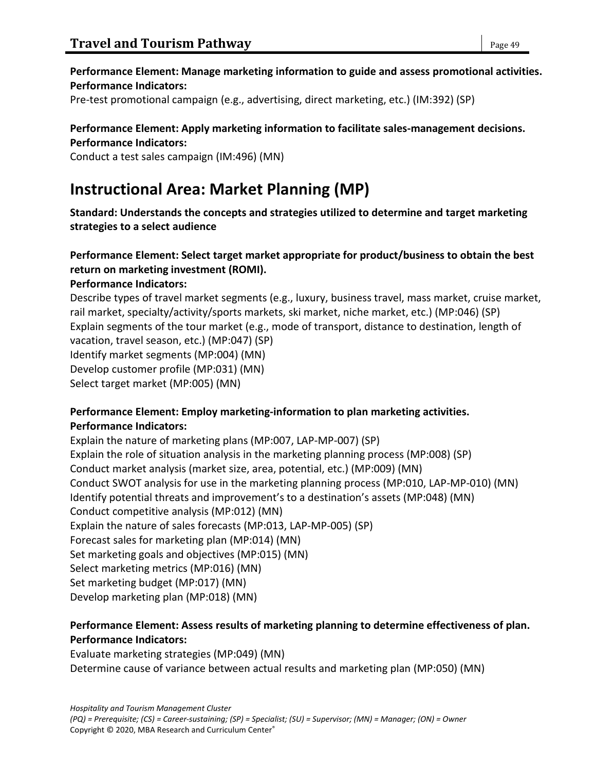**Performance Element: Manage marketing information to guide and assess promotional activities.**
**Performance Indicators:**
Pre-test promotional campaign (e.g., advertising, direct marketing, etc.) (IM:392) (SP)

**Performance Element: Apply marketing information to facilitate sales-management decisions.**
**Performance Indicators:**
Conduct a test sales campaign (IM:496) (MN)

# Instructional Area: Market Planning (MP)

**Standard: Understands the concepts and strategies utilized to determine and target marketing strategies to a select audience**

**Performance Element: Select target market appropriate for product/business to obtain the best return on marketing investment (ROMI).**
**Performance Indicators:**
Describe types of travel market segments (e.g., luxury, business travel, mass market, cruise market, rail market, specialty/activity/sports markets, ski market, niche market, etc.) (MP:046) (SP)
Explain segments of the tour market (e.g., mode of transport, distance to destination, length of vacation, travel season, etc.) (MP:047) (SP)
Identify market segments (MP:004) (MN)
Develop customer profile (MP:031) (MN)
Select target market (MP:005) (MN)

**Performance Element: Employ marketing-information to plan marketing activities.**
**Performance Indicators:**
Explain the nature of marketing plans (MP:007, LAP-MP-007) (SP)
Explain the role of situation analysis in the marketing planning process (MP:008) (SP)
Conduct market analysis (market size, area, potential, etc.) (MP:009) (MN)
Conduct SWOT analysis for use in the marketing planning process (MP:010, LAP-MP-010) (MN)
Identify potential threats and improvement's to a destination's assets (MP:048) (MN)
Conduct competitive analysis (MP:012) (MN)
Explain the nature of sales forecasts (MP:013, LAP-MP-005) (SP)
Forecast sales for marketing plan (MP:014) (MN)
Set marketing goals and objectives (MP:015) (MN)
Select marketing metrics (MP:016) (MN)
Set marketing budget (MP:017) (MN)
Develop marketing plan (MP:018) (MN)

**Performance Element: Assess results of marketing planning to determine effectiveness of plan.**
**Performance Indicators:**
Evaluate marketing strategies (MP:049) (MN)
Determine cause of variance between actual results and marketing plan (MP:050) (MN)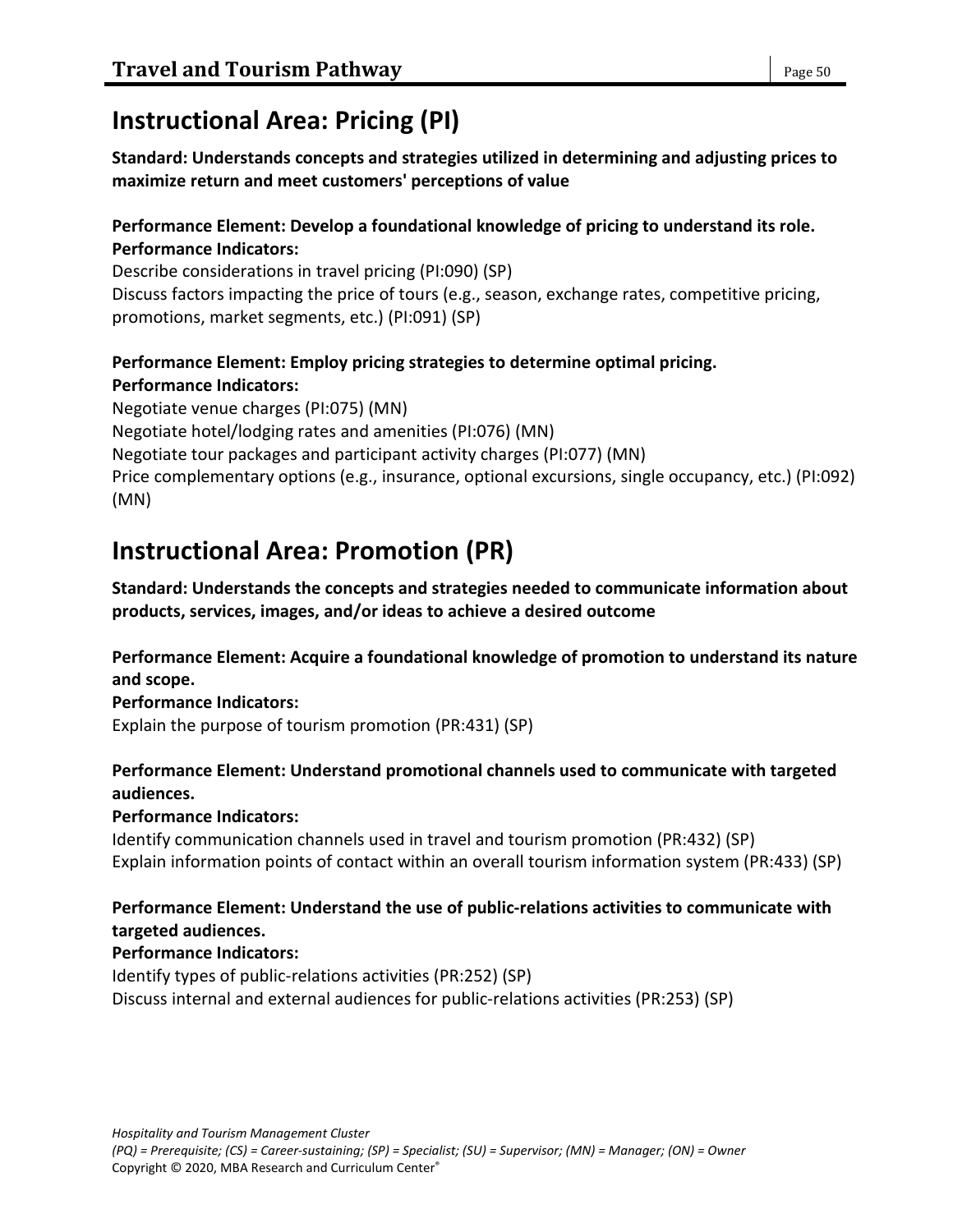# Instructional Area: Pricing (PI)

**Standard: Understands concepts and strategies utilized in determining and adjusting prices to maximize return and meet customers' perceptions of value**

**Performance Element: Develop a foundational knowledge of pricing to understand its role.**
**Performance Indicators:**
Describe considerations in travel pricing (PI:090) (SP)
Discuss factors impacting the price of tours (e.g., season, exchange rates, competitive pricing, promotions, market segments, etc.) (PI:091) (SP)

**Performance Element: Employ pricing strategies to determine optimal pricing.**
**Performance Indicators:**
Negotiate venue charges (PI:075) (MN)
Negotiate hotel/lodging rates and amenities (PI:076) (MN)
Negotiate tour packages and participant activity charges (PI:077) (MN)
Price complementary options (e.g., insurance, optional excursions, single occupancy, etc.) (PI:092) (MN)

# Instructional Area: Promotion (PR)

**Standard: Understands the concepts and strategies needed to communicate information about products, services, images, and/or ideas to achieve a desired outcome**

**Performance Element: Acquire a foundational knowledge of promotion to understand its nature and scope.**
**Performance Indicators:**
Explain the purpose of tourism promotion (PR:431) (SP)

**Performance Element: Understand promotional channels used to communicate with targeted audiences.**
**Performance Indicators:**
Identify communication channels used in travel and tourism promotion (PR:432) (SP)
Explain information points of contact within an overall tourism information system (PR:433) (SP)

**Performance Element: Understand the use of public-relations activities to communicate with targeted audiences.**
**Performance Indicators:**
Identify types of public-relations activities (PR:252) (SP)
Discuss internal and external audiences for public-relations activities (PR:253) (SP)

*Hospitality and Tourism Management Cluster*
*(PQ) = Prerequisite; (CS) = Career-sustaining; (SP) = Specialist; (SU) = Supervisor; (MN) = Manager; (ON) = Owner*
Copyright © 2020, MBA Research and Curriculum Center®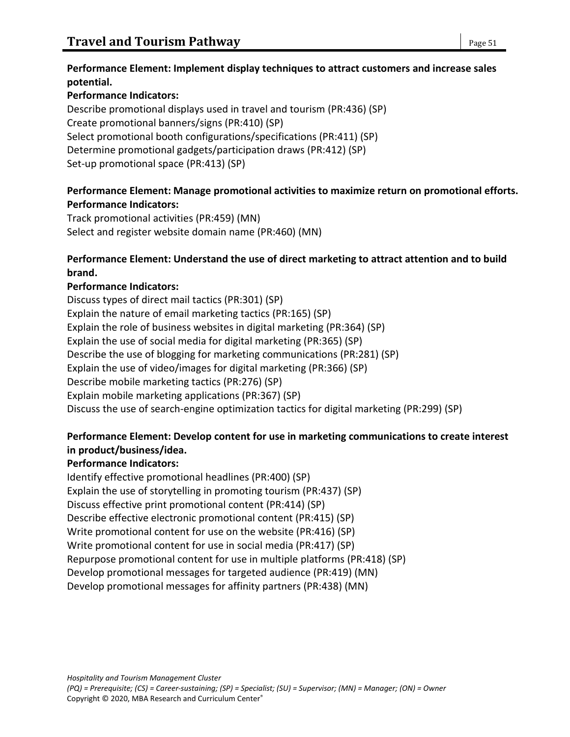**Performance Element: Implement display techniques to attract customers and increase sales potential.**

**Performance Indicators:**

Describe promotional displays used in travel and tourism (PR:436) (SP)
Create promotional banners/signs (PR:410) (SP)
Select promotional booth configurations/specifications (PR:411) (SP)
Determine promotional gadgets/participation draws (PR:412) (SP)
Set-up promotional space (PR:413) (SP)

**Performance Element: Manage promotional activities to maximize return on promotional efforts.**

**Performance Indicators:**

Track promotional activities (PR:459) (MN)
Select and register website domain name (PR:460) (MN)

**Performance Element: Understand the use of direct marketing to attract attention and to build brand.**

**Performance Indicators:**

Discuss types of direct mail tactics (PR:301) (SP)
Explain the nature of email marketing tactics (PR:165) (SP)
Explain the role of business websites in digital marketing (PR:364) (SP)
Explain the use of social media for digital marketing (PR:365) (SP)
Describe the use of blogging for marketing communications (PR:281) (SP)
Explain the use of video/images for digital marketing (PR:366) (SP)
Describe mobile marketing tactics (PR:276) (SP)
Explain mobile marketing applications (PR:367) (SP)
Discuss the use of search-engine optimization tactics for digital marketing (PR:299) (SP)

**Performance Element: Develop content for use in marketing communications to create interest in product/business/idea.**

**Performance Indicators:**

Identify effective promotional headlines (PR:400) (SP)
Explain the use of storytelling in promoting tourism (PR:437) (SP)
Discuss effective print promotional content (PR:414) (SP)
Describe effective electronic promotional content (PR:415) (SP)
Write promotional content for use on the website (PR:416) (SP)
Write promotional content for use in social media (PR:417) (SP)
Repurpose promotional content for use in multiple platforms (PR:418) (SP)
Develop promotional messages for targeted audience (PR:419) (MN)
Develop promotional messages for affinity partners (PR:438) (MN)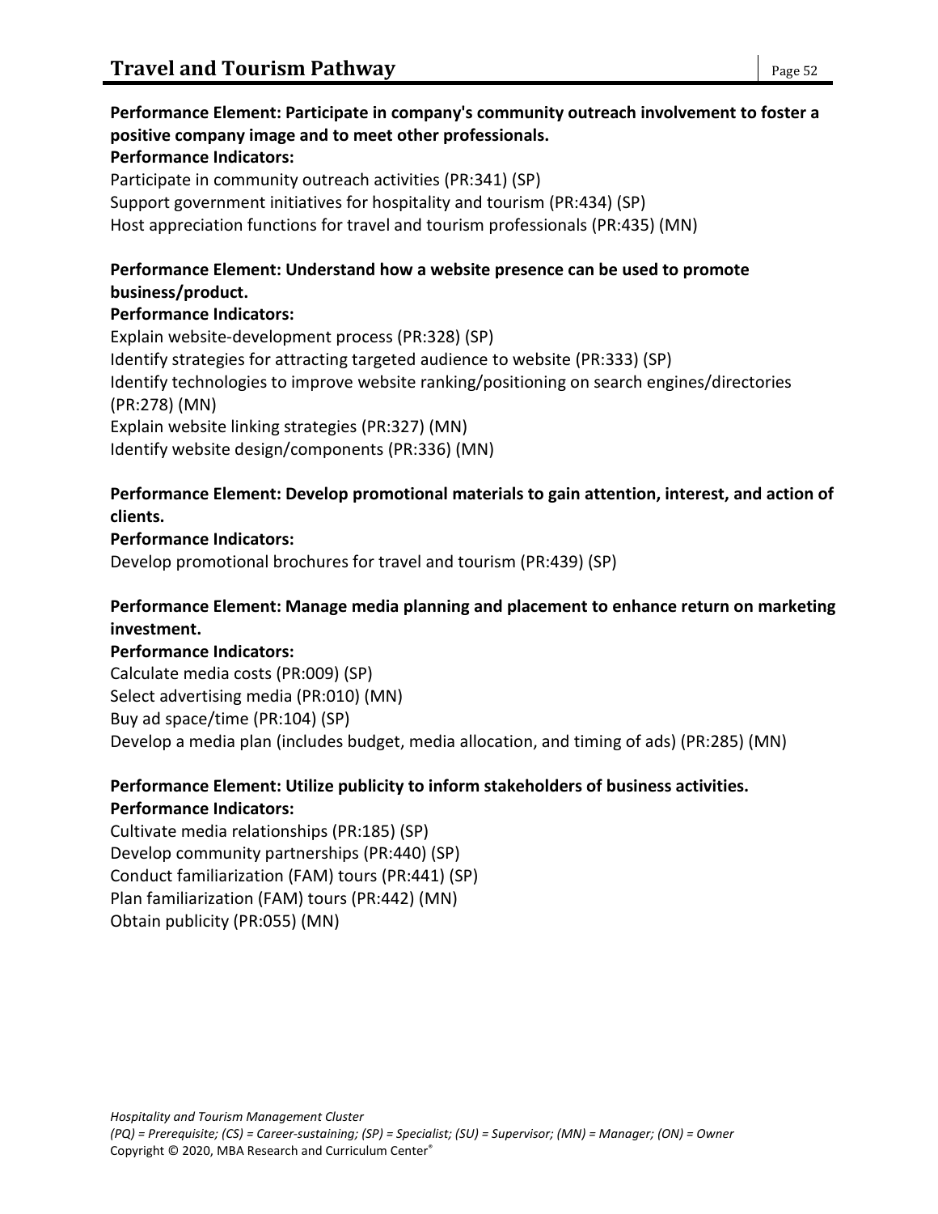**Performance Element: Participate in company's community outreach involvement to foster a positive company image and to meet other professionals.**
**Performance Indicators:**
Participate in community outreach activities (PR:341) (SP)
Support government initiatives for hospitality and tourism (PR:434) (SP)
Host appreciation functions for travel and tourism professionals (PR:435) (MN)

**Performance Element: Understand how a website presence can be used to promote business/product.**
**Performance Indicators:**
Explain website-development process (PR:328) (SP)
Identify strategies for attracting targeted audience to website (PR:333) (SP)
Identify technologies to improve website ranking/positioning on search engines/directories (PR:278) (MN)
Explain website linking strategies (PR:327) (MN)
Identify website design/components (PR:336) (MN)

**Performance Element: Develop promotional materials to gain attention, interest, and action of clients.**
**Performance Indicators:**
Develop promotional brochures for travel and tourism (PR:439) (SP)

**Performance Element: Manage media planning and placement to enhance return on marketing investment.**
**Performance Indicators:**
Calculate media costs (PR:009) (SP)
Select advertising media (PR:010) (MN)
Buy ad space/time (PR:104) (SP)
Develop a media plan (includes budget, media allocation, and timing of ads) (PR:285) (MN)

**Performance Element: Utilize publicity to inform stakeholders of business activities.**
**Performance Indicators:**
Cultivate media relationships (PR:185) (SP)
Develop community partnerships (PR:440) (SP)
Conduct familiarization (FAM) tours (PR:441) (SP)
Plan familiarization (FAM) tours (PR:442) (MN)
Obtain publicity (PR:055) (MN)

*Hospitality and Tourism Management Cluster*
*(PQ) = Prerequisite; (CS) = Career-sustaining; (SP) = Specialist; (SU) = Supervisor; (MN) = Manager; (ON) = Owner*
Copyright © 2020, MBA Research and Curriculum Center®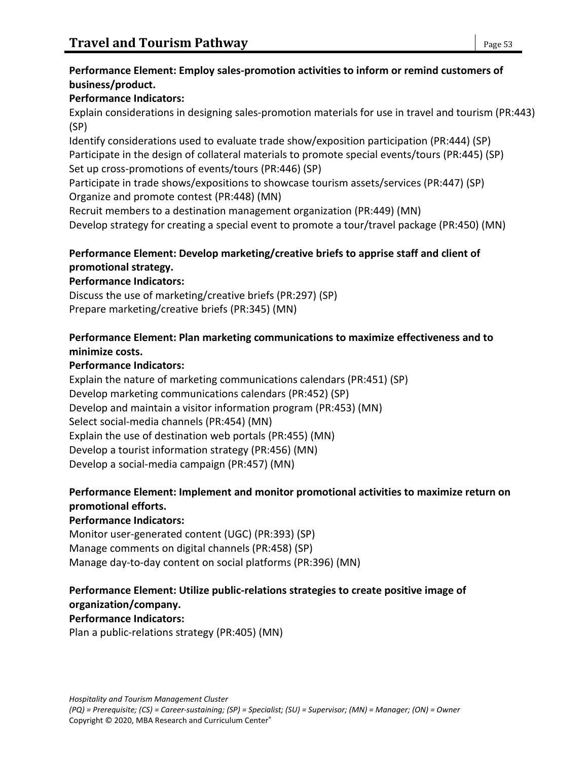**Performance Element: Employ sales-promotion activities to inform or remind customers of business/product.**

**Performance Indicators:**

Explain considerations in designing sales-promotion materials for use in travel and tourism (PR:443) (SP)
Identify considerations used to evaluate trade show/exposition participation (PR:444) (SP)
Participate in the design of collateral materials to promote special events/tours (PR:445) (SP)
Set up cross-promotions of events/tours (PR:446) (SP)
Participate in trade shows/expositions to showcase tourism assets/services (PR:447) (SP)
Organize and promote contest (PR:448) (MN)
Recruit members to a destination management organization (PR:449) (MN)
Develop strategy for creating a special event to promote a tour/travel package (PR:450) (MN)

**Performance Element: Develop marketing/creative briefs to apprise staff and client of promotional strategy.**

**Performance Indicators:**

Discuss the use of marketing/creative briefs (PR:297) (SP)
Prepare marketing/creative briefs (PR:345) (MN)

**Performance Element: Plan marketing communications to maximize effectiveness and to minimize costs.**

**Performance Indicators:**

Explain the nature of marketing communications calendars (PR:451) (SP)
Develop marketing communications calendars (PR:452) (SP)
Develop and maintain a visitor information program (PR:453) (MN)
Select social-media channels (PR:454) (MN)
Explain the use of destination web portals (PR:455) (MN)
Develop a tourist information strategy (PR:456) (MN)
Develop a social-media campaign (PR:457) (MN)

**Performance Element: Implement and monitor promotional activities to maximize return on promotional efforts.**

**Performance Indicators:**

Monitor user-generated content (UGC) (PR:393) (SP)
Manage comments on digital channels (PR:458) (SP)
Manage day-to-day content on social platforms (PR:396) (MN)

**Performance Element: Utilize public-relations strategies to create positive image of organization/company.**

**Performance Indicators:**

Plan a public-relations strategy (PR:405) (MN)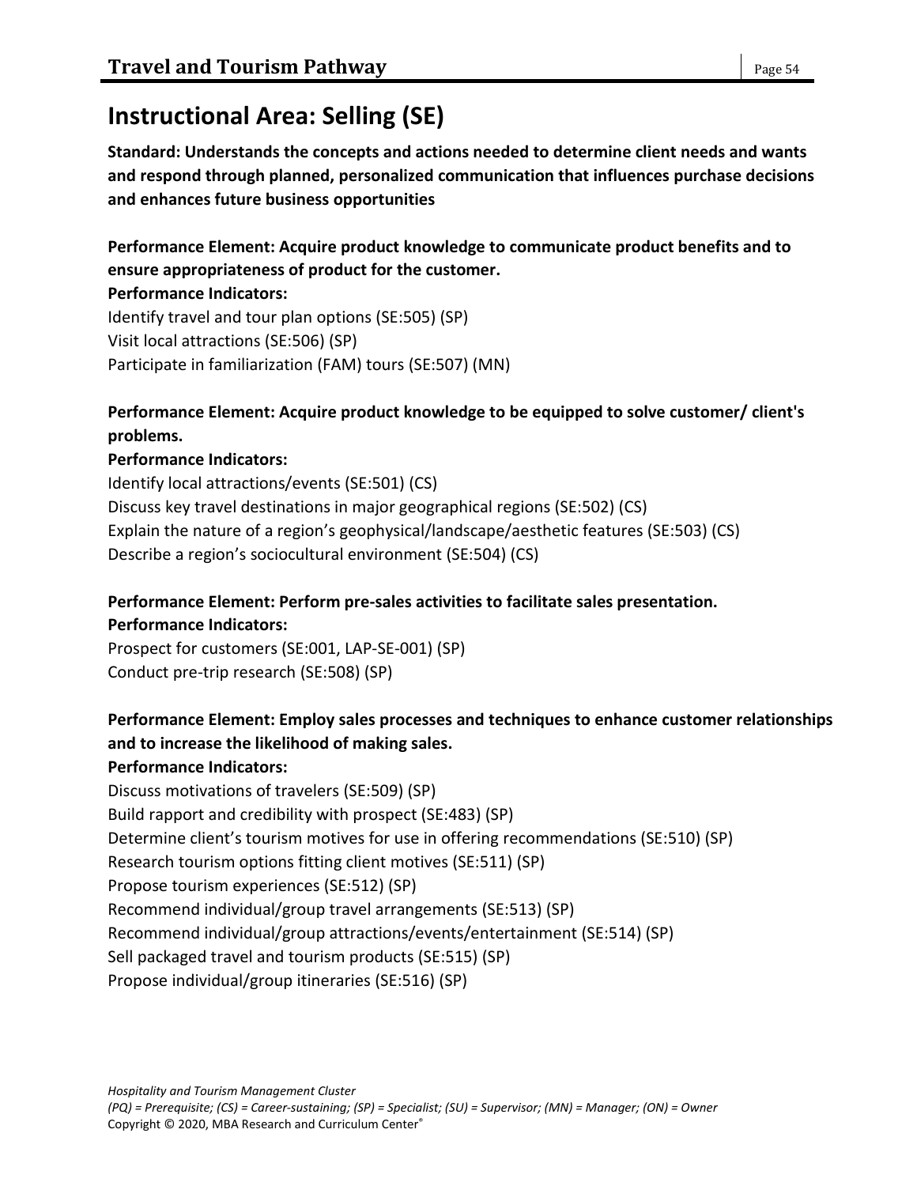# Instructional Area: Selling (SE)

**Standard: Understands the concepts and actions needed to determine client needs and wants and respond through planned, personalized communication that influences purchase decisions and enhances future business opportunities**

**Performance Element: Acquire product knowledge to communicate product benefits and to ensure appropriateness of product for the customer.**
**Performance Indicators:**
Identify travel and tour plan options (SE:505) (SP)
Visit local attractions (SE:506) (SP)
Participate in familiarization (FAM) tours (SE:507) (MN)

**Performance Element: Acquire product knowledge to be equipped to solve customer/ client's problems.**
**Performance Indicators:**
Identify local attractions/events (SE:501) (CS)
Discuss key travel destinations in major geographical regions (SE:502) (CS)
Explain the nature of a region's geophysical/landscape/aesthetic features (SE:503) (CS)
Describe a region's sociocultural environment (SE:504) (CS)

**Performance Element: Perform pre-sales activities to facilitate sales presentation.**
**Performance Indicators:**
Prospect for customers (SE:001, LAP-SE-001) (SP)
Conduct pre-trip research (SE:508) (SP)

**Performance Element: Employ sales processes and techniques to enhance customer relationships and to increase the likelihood of making sales.**
**Performance Indicators:**
Discuss motivations of travelers (SE:509) (SP)
Build rapport and credibility with prospect (SE:483) (SP)
Determine client's tourism motives for use in offering recommendations (SE:510) (SP)
Research tourism options fitting client motives (SE:511) (SP)
Propose tourism experiences (SE:512) (SP)
Recommend individual/group travel arrangements (SE:513) (SP)
Recommend individual/group attractions/events/entertainment (SE:514) (SP)
Sell packaged travel and tourism products (SE:515) (SP)
Propose individual/group itineraries (SE:516) (SP)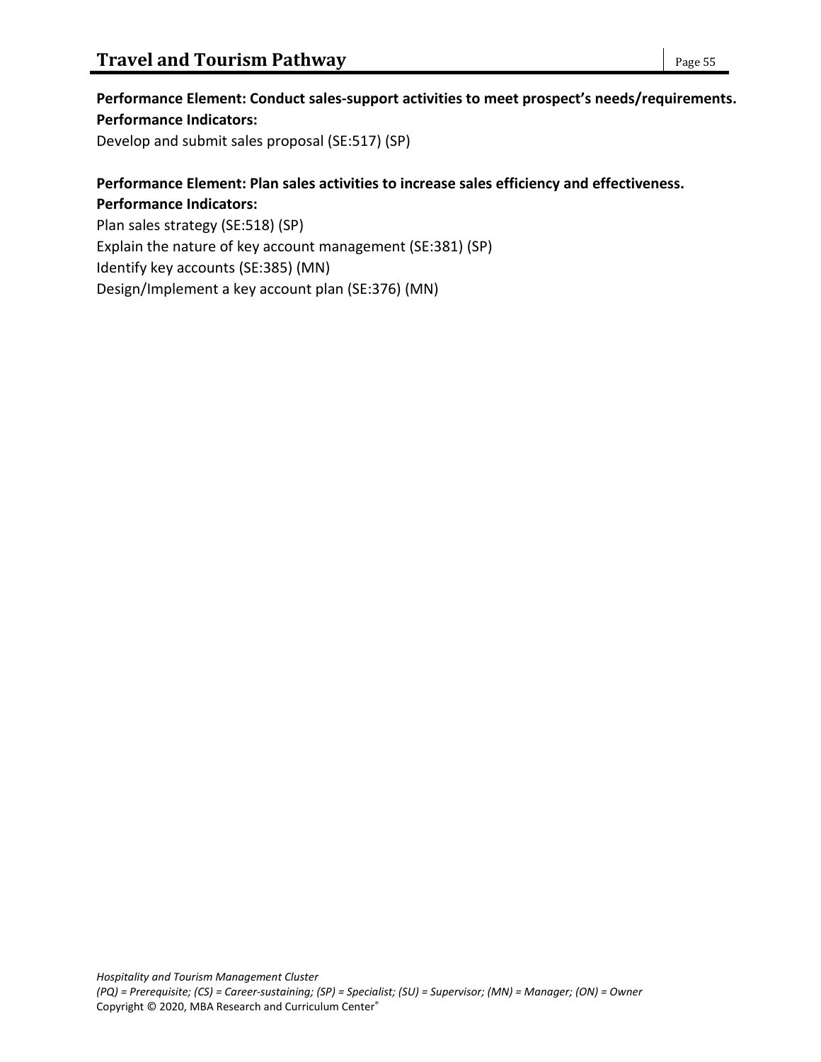**Performance Element: Conduct sales-support activities to meet prospect's needs/requirements.**
**Performance Indicators:**
Develop and submit sales proposal (SE:517) (SP)

**Performance Element: Plan sales activities to increase sales efficiency and effectiveness.**
**Performance Indicators:**
Plan sales strategy (SE:518) (SP)
Explain the nature of key account management (SE:381) (SP)
Identify key accounts (SE:385) (MN)
Design/Implement a key account plan (SE:376) (MN)